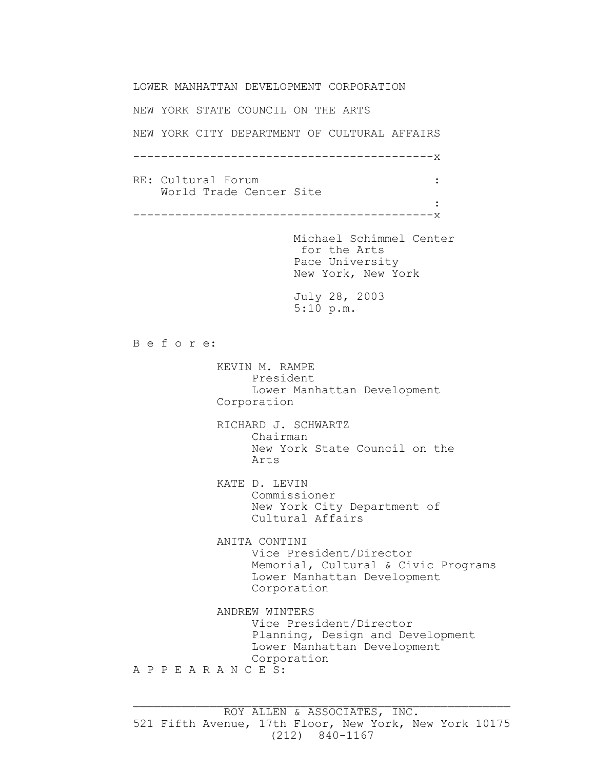LOWER MANHATTAN DEVELOPMENT CORPORATION

NEW YORK STATE COUNCIL ON THE ARTS

NEW YORK CITY DEPARTMENT OF CULTURAL AFFAIRS

```
-------------------------------------------x
RE: Cultural Forum                         :
    World Trade Center Site
                                           :
-------------------------------------------x
```

Michael Schimmel Center
for the Arts
Pace University
New York, New York

July 28, 2003
5:10 p.m.

B e f o r e:

KEVIN M. RAMPE
President
Lower Manhattan Development Corporation

RICHARD J. SCHWARTZ
Chairman
New York State Council on the Arts

KATE D. LEVIN
Commissioner
New York City Department of Cultural Affairs

ANITA CONTINI
Vice President/Director
Memorial, Cultural & Civic Programs
Lower Manhattan Development Corporation

ANDREW WINTERS
Vice President/Director
Planning, Design and Development
Lower Manhattan Development Corporation

A P P E A R A N C E S:

ROY ALLEN & ASSOCIATES, INC.
521 Fifth Avenue, 17th Floor, New York, New York 10175
(212) 840-1167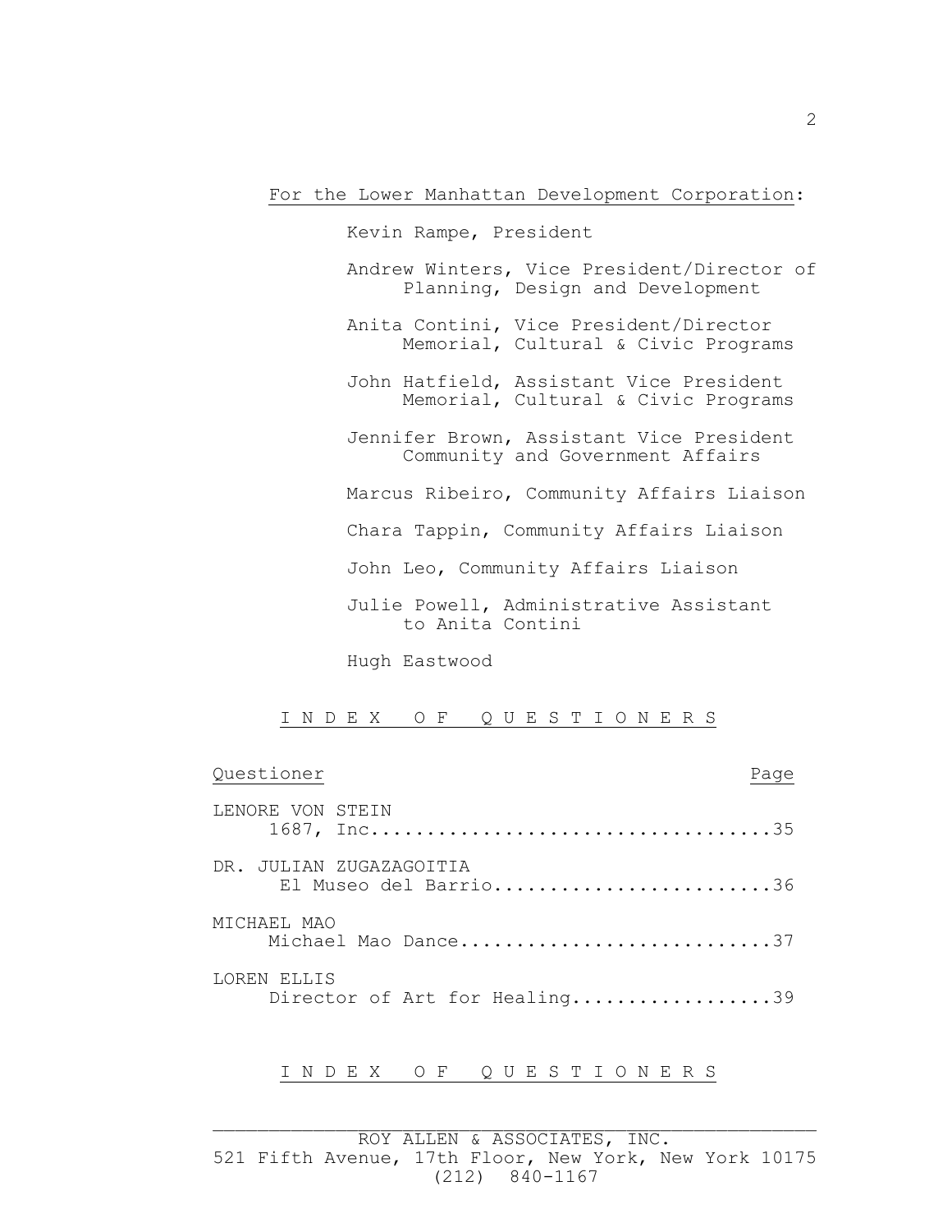For the Lower Manhattan Development Corporation:

Kevin Rampe, President

Andrew Winters, Vice President/Director of Planning, Design and Development

Anita Contini, Vice President/Director Memorial, Cultural & Civic Programs

John Hatfield, Assistant Vice President Memorial, Cultural & Civic Programs

Jennifer Brown, Assistant Vice President Community and Government Affairs

Marcus Ribeiro, Community Affairs Liaison

Chara Tappin, Community Affairs Liaison

John Leo, Community Affairs Liaison

Julie Powell, Administrative Assistant to Anita Contini

Hugh Eastwood

## I N D E X  O F  Q U E S T I O N E R S

| Questioner | Page |
|---|---|
| LENORE VON STEIN<br>1687, Inc. | 35 |
| DR. JULIAN ZUGAZAGOITIA<br>El Museo del Barrio | 36 |
| MICHAEL MAO<br>Michael Mao Dance | 37 |
| LOREN ELLIS<br>Director of Art for Healing | 39 |

## I N D E X  O F  Q U E S T I O N E R S

ROY ALLEN & ASSOCIATES, INC.
521 Fifth Avenue, 17th Floor, New York, New York 10175
(212) 840-1167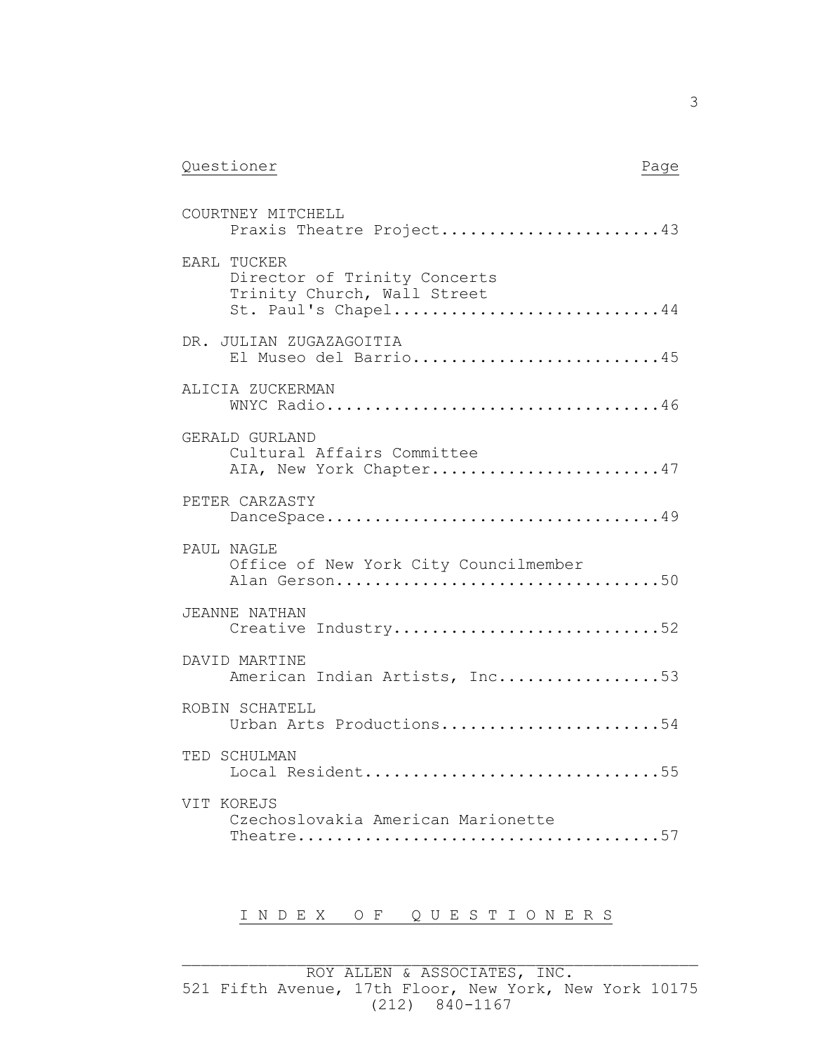| Questioner | Page |
| --- | --- |
| COURTNEY MITCHELL<br>Praxis Theatre Project | 43 |
| EARL TUCKER<br>Director of Trinity Concerts<br>Trinity Church, Wall Street<br>St. Paul's Chapel | 44 |
| DR. JULIAN ZUGAZAGOITIA<br>El Museo del Barrio | 45 |
| ALICIA ZUCKERMAN<br>WNYC Radio | 46 |
| GERALD GURLAND<br>Cultural Affairs Committee<br>AIA, New York Chapter | 47 |
| PETER CARZASTY<br>DanceSpace | 49 |
| PAUL NAGLE<br>Office of New York City Councilmember<br>Alan Gerson | 50 |
| JEANNE NATHAN<br>Creative Industry | 52 |
| DAVID MARTINE<br>American Indian Artists, Inc. | 53 |
| ROBIN SCHATELL<br>Urban Arts Productions | 54 |
| TED SCHULMAN<br>Local Resident | 55 |
| VIT KOREJS<br>Czechoslovakia American Marionette<br>Theatre | 57 |

I N D E X   O F   Q U E S T I O N E R S

ROY ALLEN & ASSOCIATES, INC.
521 Fifth Avenue, 17th Floor, New York, New York 10175
(212) 840-1167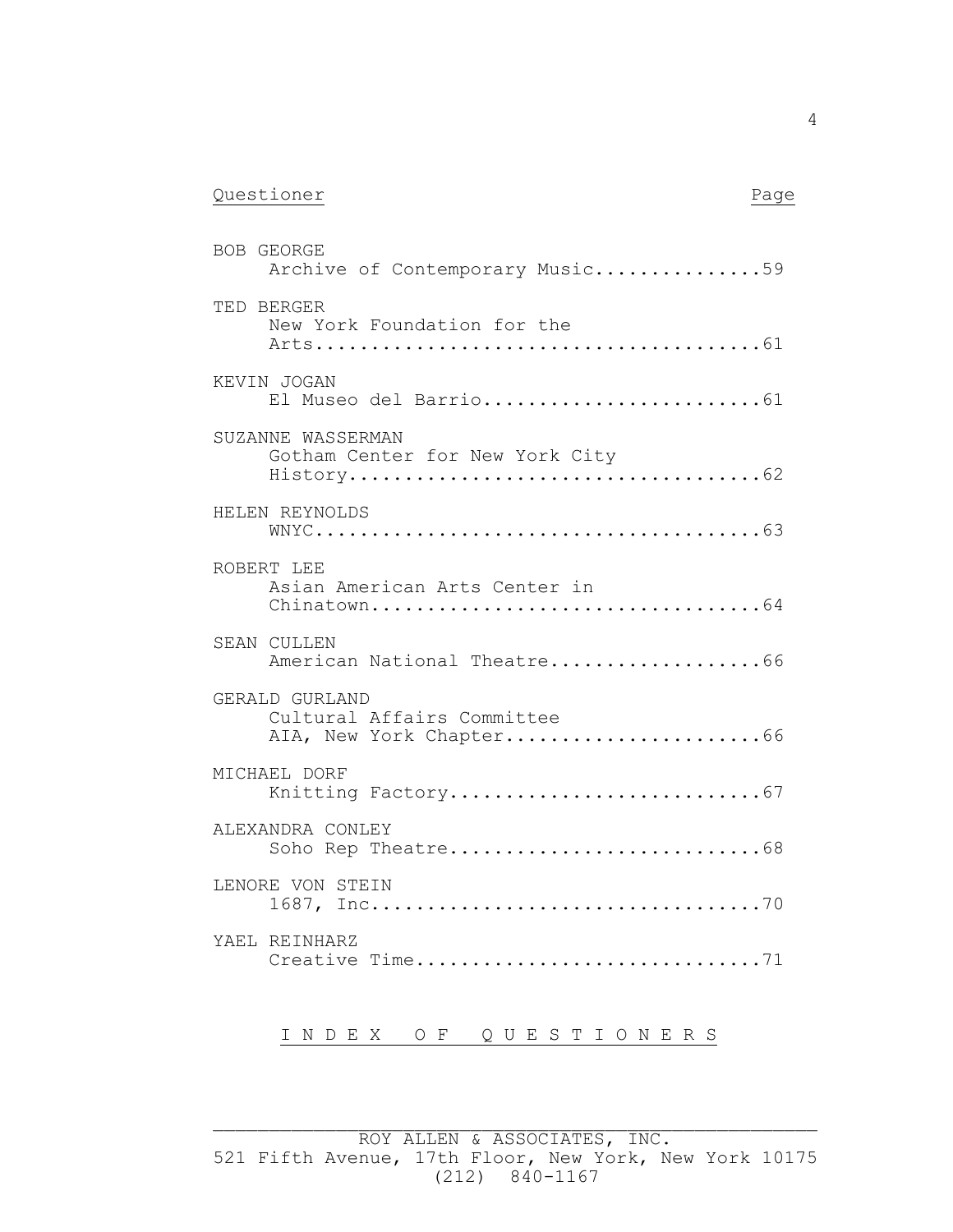Questioner Page

BOB GEORGE
Archive of Contemporary Music...............59

TED BERGER
New York Foundation for the
Arts.......................................61

KEVIN JOGAN
El Museo del Barrio.........................61

SUZANNE WASSERMAN
Gotham Center for New York City
History.....................................62

HELEN REYNOLDS
WNYC........................................63

ROBERT LEE
Asian American Arts Center in
Chinatown...................................64

SEAN CULLEN
American National Theatre...................66

GERALD GURLAND
Cultural Affairs Committee
AIA, New York Chapter.......................66

MICHAEL DORF
Knitting Factory............................67

ALEXANDRA CONLEY
Soho Rep Theatre............................68

LENORE VON STEIN
1687, Inc...................................70

YAEL REINHARZ
Creative Time...............................71

I N D E X O F Q U E S T I O N E R S

ROY ALLEN & ASSOCIATES, INC.
521 Fifth Avenue, 17th Floor, New York, New York 10175
(212) 840-1167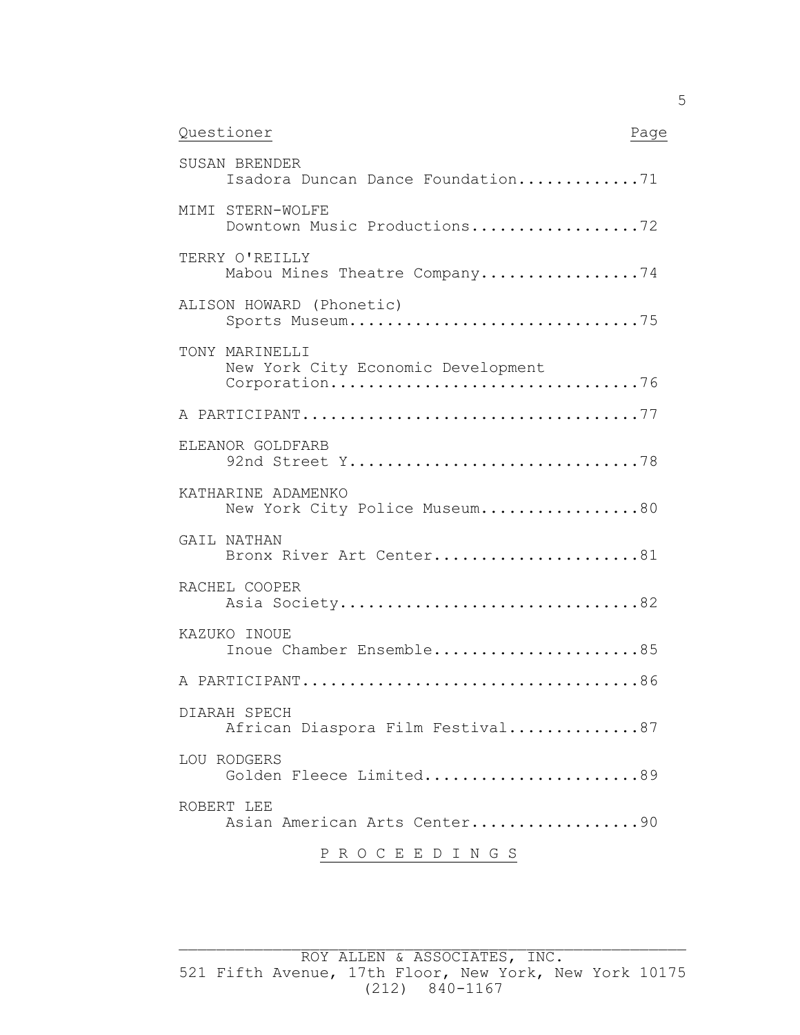| Questioner | Page |
|---|---|
| SUSAN BRENDER<br>Isadora Duncan Dance Foundation | 71 |
| MIMI STERN-WOLFE<br>Downtown Music Productions | 72 |
| TERRY O'REILLY<br>Mabou Mines Theatre Company | 74 |
| ALISON HOWARD (Phonetic)<br>Sports Museum | 75 |
| TONY MARINELLI<br>New York City Economic Development Corporation | 76 |
| A PARTICIPANT | 77 |
| ELEANOR GOLDFARB<br>92nd Street Y | 78 |
| KATHARINE ADAMENKO<br>New York City Police Museum | 80 |
| GAIL NATHAN<br>Bronx River Art Center | 81 |
| RACHEL COOPER<br>Asia Society | 82 |
| KAZUKO INOUE<br>Inoue Chamber Ensemble | 85 |
| A PARTICIPANT | 86 |
| DIARAH SPECH<br>African Diaspora Film Festival | 87 |
| LOU RODGERS<br>Golden Fleece Limited | 89 |
| ROBERT LEE<br>Asian American Arts Center | 90 |

P R O C E E D I N G S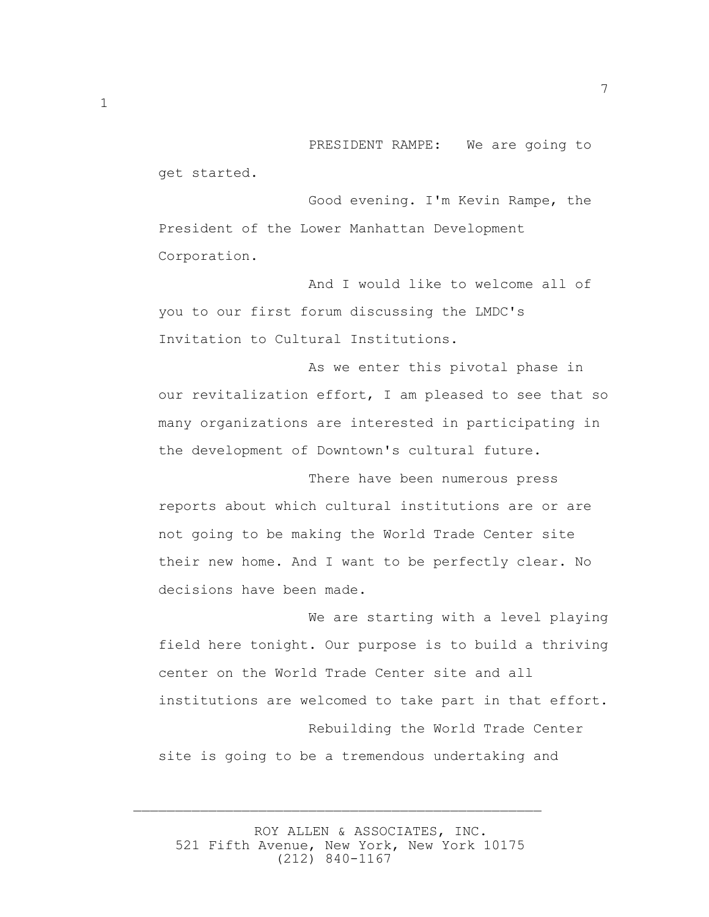PRESIDENT RAMPE: We are going to get started.

Good evening. I'm Kevin Rampe, the President of the Lower Manhattan Development Corporation.

And I would like to welcome all of you to our first forum discussing the LMDC's Invitation to Cultural Institutions.

As we enter this pivotal phase in our revitalization effort, I am pleased to see that so many organizations are interested in participating in the development of Downtown's cultural future.

There have been numerous press reports about which cultural institutions are or are not going to be making the World Trade Center site their new home. And I want to be perfectly clear. No decisions have been made.

We are starting with a level playing field here tonight. Our purpose is to build a thriving center on the World Trade Center site and all institutions are welcomed to take part in that effort.

Rebuilding the World Trade Center site is going to be a tremendous undertaking and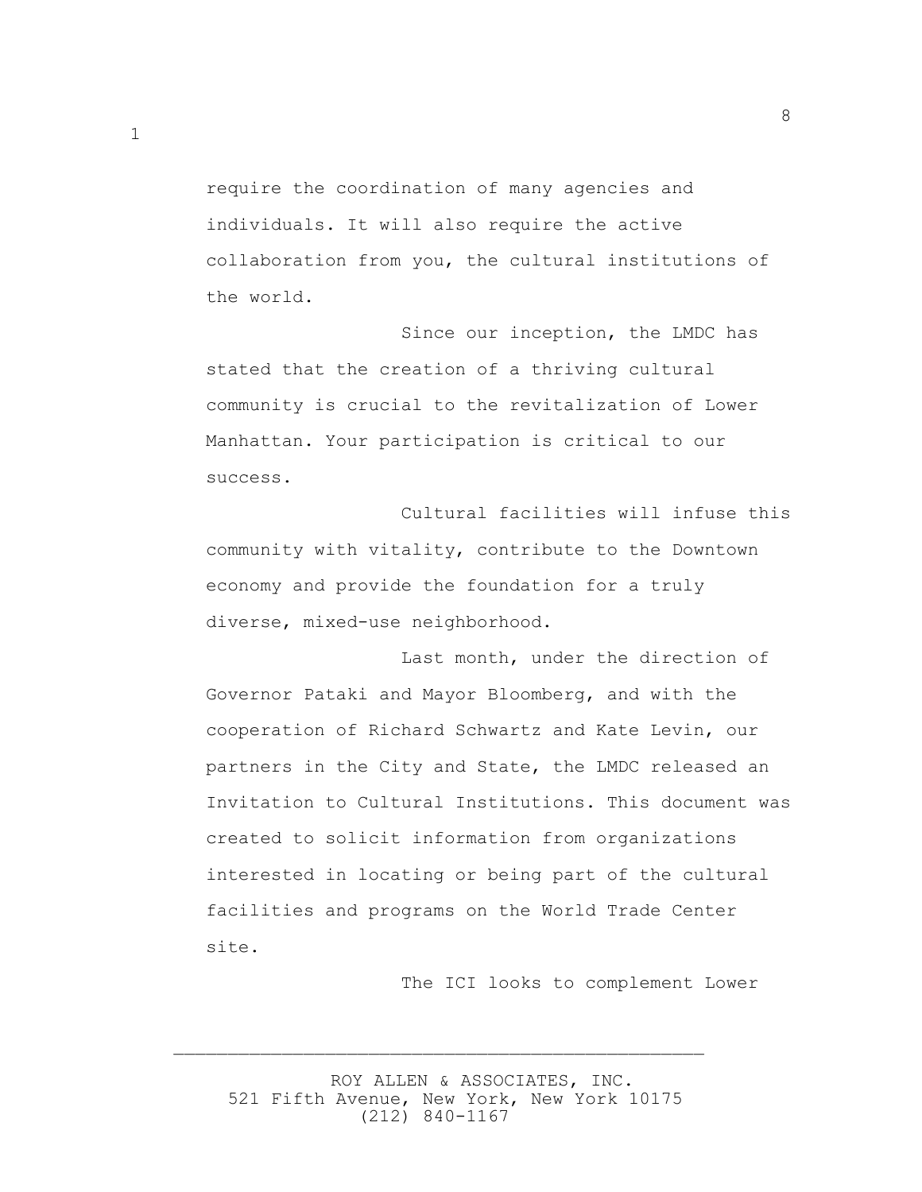require the coordination of many agencies and individuals. It will also require the active collaboration from you, the cultural institutions of the world.

Since our inception, the LMDC has stated that the creation of a thriving cultural community is crucial to the revitalization of Lower Manhattan. Your participation is critical to our success.

Cultural facilities will infuse this community with vitality, contribute to the Downtown economy and provide the foundation for a truly diverse, mixed-use neighborhood.

Last month, under the direction of Governor Pataki and Mayor Bloomberg, and with the cooperation of Richard Schwartz and Kate Levin, our partners in the City and State, the LMDC released an Invitation to Cultural Institutions. This document was created to solicit information from organizations interested in locating or being part of the cultural facilities and programs on the World Trade Center site.

The ICI looks to complement Lower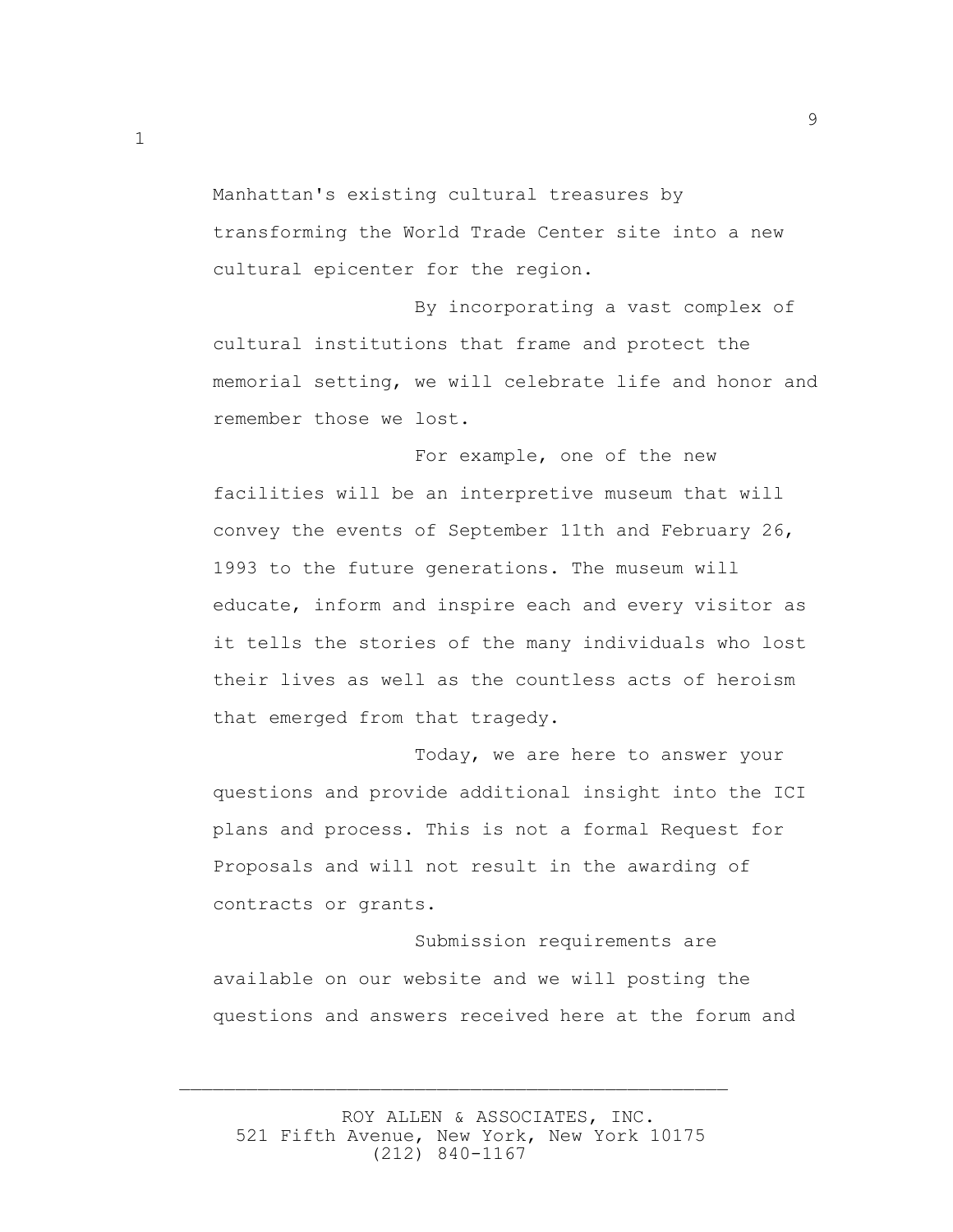Manhattan's existing cultural treasures by transforming the World Trade Center site into a new cultural epicenter for the region.

By incorporating a vast complex of cultural institutions that frame and protect the memorial setting, we will celebrate life and honor and remember those we lost.

For example, one of the new facilities will be an interpretive museum that will convey the events of September 11th and February 26, 1993 to the future generations. The museum will educate, inform and inspire each and every visitor as it tells the stories of the many individuals who lost their lives as well as the countless acts of heroism that emerged from that tragedy.

Today, we are here to answer your questions and provide additional insight into the ICI plans and process. This is not a formal Request for Proposals and will not result in the awarding of contracts or grants.

Submission requirements are available on our website and we will posting the questions and answers received here at the forum and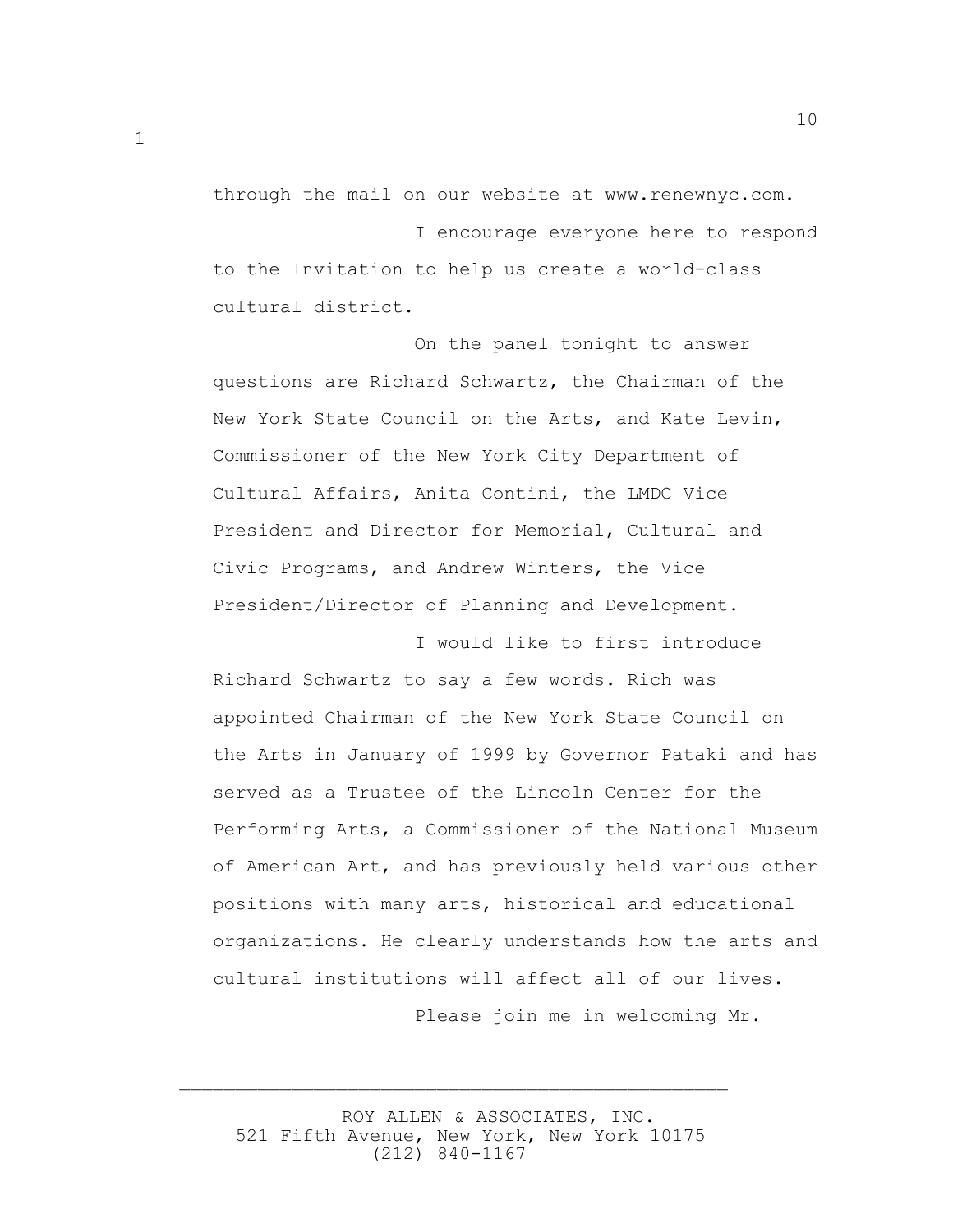through the mail on our website at www.renewnyc.com.

I encourage everyone here to respond to the Invitation to help us create a world-class cultural district.

On the panel tonight to answer questions are Richard Schwartz, the Chairman of the New York State Council on the Arts, and Kate Levin, Commissioner of the New York City Department of Cultural Affairs, Anita Contini, the LMDC Vice President and Director for Memorial, Cultural and Civic Programs, and Andrew Winters, the Vice President/Director of Planning and Development.

I would like to first introduce Richard Schwartz to say a few words. Rich was appointed Chairman of the New York State Council on the Arts in January of 1999 by Governor Pataki and has served as a Trustee of the Lincoln Center for the Performing Arts, a Commissioner of the National Museum of American Art, and has previously held various other positions with many arts, historical and educational organizations. He clearly understands how the arts and cultural institutions will affect all of our lives.

Please join me in welcoming Mr.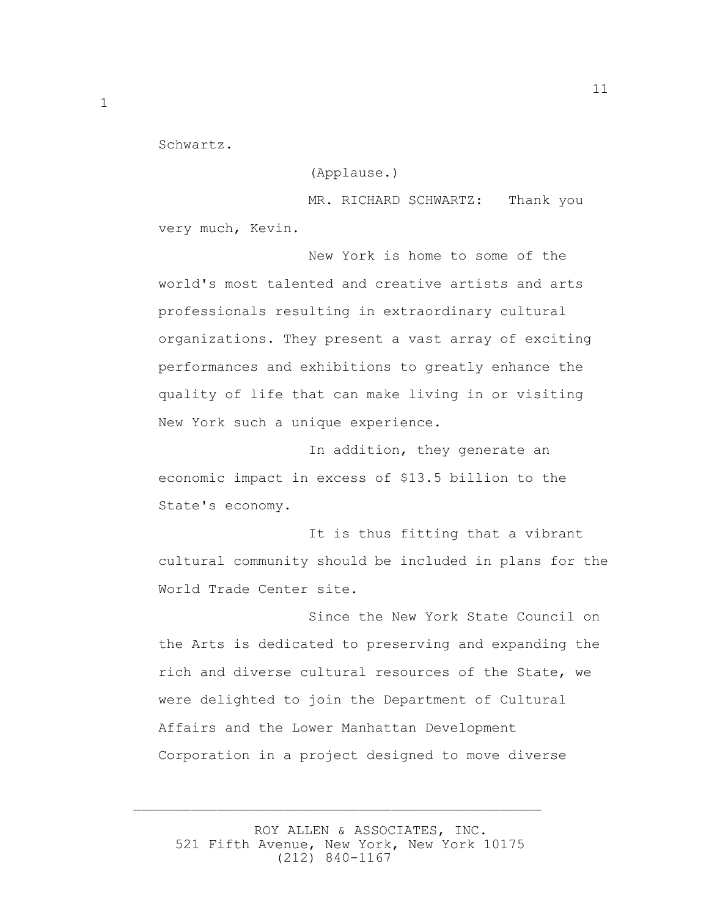Schwartz.

(Applause.)

MR. RICHARD SCHWARTZ: Thank you very much, Kevin.

New York is home to some of the world's most talented and creative artists and arts professionals resulting in extraordinary cultural organizations. They present a vast array of exciting performances and exhibitions to greatly enhance the quality of life that can make living in or visiting New York such a unique experience.

In addition, they generate an economic impact in excess of $13.5 billion to the State's economy.

It is thus fitting that a vibrant cultural community should be included in plans for the World Trade Center site.

Since the New York State Council on the Arts is dedicated to preserving and expanding the rich and diverse cultural resources of the State, we were delighted to join the Department of Cultural Affairs and the Lower Manhattan Development Corporation in a project designed to move diverse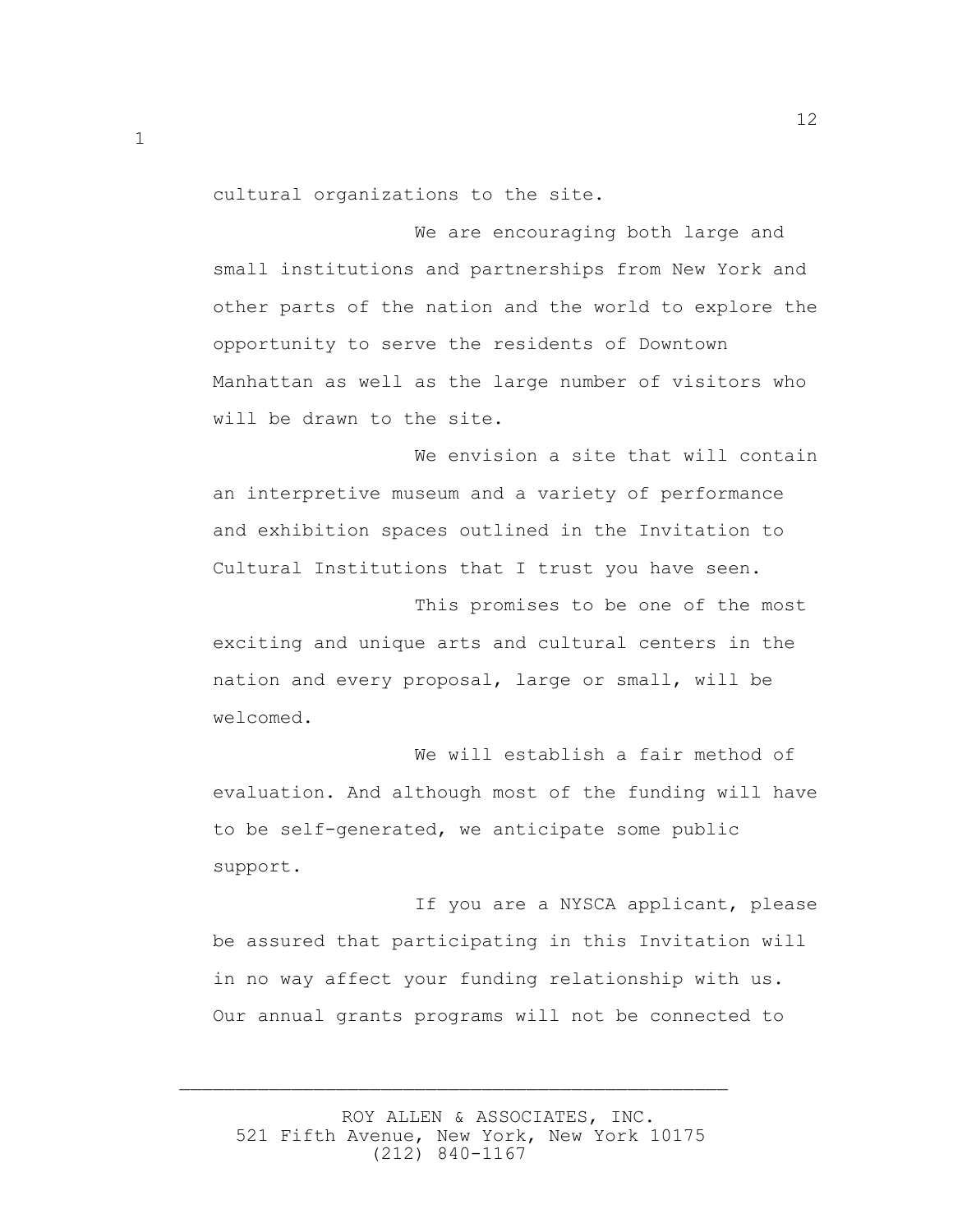cultural organizations to the site.

We are encouraging both large and small institutions and partnerships from New York and other parts of the nation and the world to explore the opportunity to serve the residents of Downtown Manhattan as well as the large number of visitors who will be drawn to the site.

We envision a site that will contain an interpretive museum and a variety of performance and exhibition spaces outlined in the Invitation to Cultural Institutions that I trust you have seen.

This promises to be one of the most exciting and unique arts and cultural centers in the nation and every proposal, large or small, will be welcomed.

We will establish a fair method of evaluation. And although most of the funding will have to be self-generated, we anticipate some public support.

If you are a NYSCA applicant, please be assured that participating in this Invitation will in no way affect your funding relationship with us. Our annual grants programs will not be connected to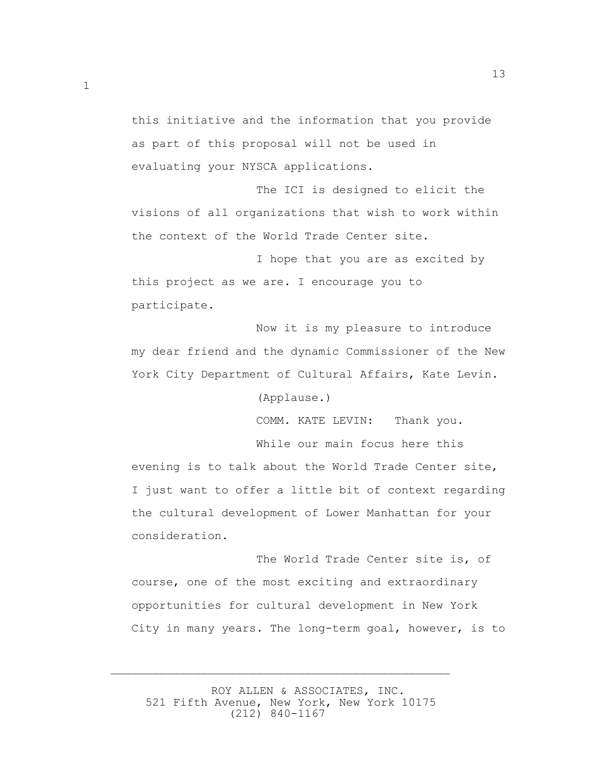this initiative and the information that you provide as part of this proposal will not be used in evaluating your NYSCA applications.

The ICI is designed to elicit the visions of all organizations that wish to work within the context of the World Trade Center site.

I hope that you are as excited by this project as we are. I encourage you to participate.

Now it is my pleasure to introduce my dear friend and the dynamic Commissioner of the New York City Department of Cultural Affairs, Kate Levin.

(Applause.)

COMM. KATE LEVIN: Thank you.

While our main focus here this evening is to talk about the World Trade Center site, I just want to offer a little bit of context regarding the cultural development of Lower Manhattan for your consideration.

The World Trade Center site is, of course, one of the most exciting and extraordinary opportunities for cultural development in New York City in many years. The long-term goal, however, is to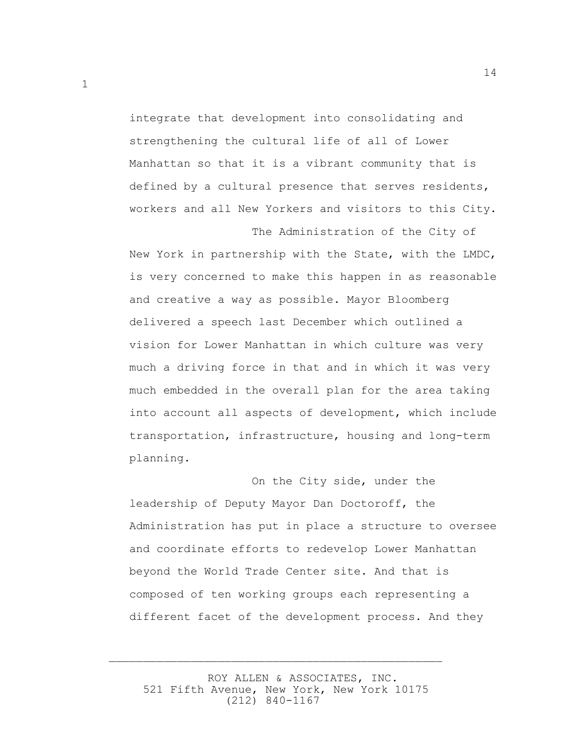integrate that development into consolidating and strengthening the cultural life of all of Lower Manhattan so that it is a vibrant community that is defined by a cultural presence that serves residents, workers and all New Yorkers and visitors to this City.

The Administration of the City of New York in partnership with the State, with the LMDC, is very concerned to make this happen in as reasonable and creative a way as possible. Mayor Bloomberg delivered a speech last December which outlined a vision for Lower Manhattan in which culture was very much a driving force in that and in which it was very much embedded in the overall plan for the area taking into account all aspects of development, which include transportation, infrastructure, housing and long-term planning.

On the City side, under the leadership of Deputy Mayor Dan Doctoroff, the Administration has put in place a structure to oversee and coordinate efforts to redevelop Lower Manhattan beyond the World Trade Center site. And that is composed of ten working groups each representing a different facet of the development process. And they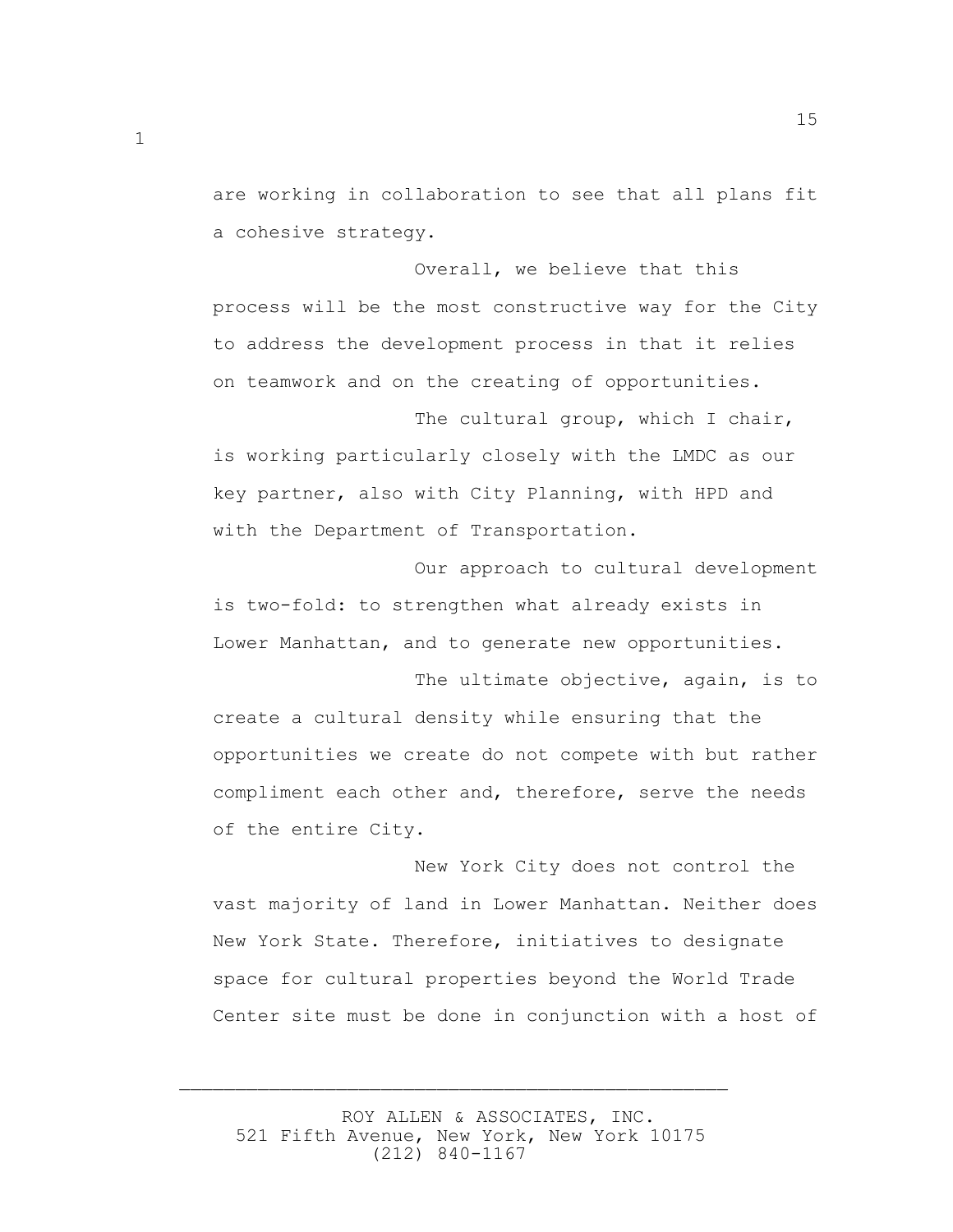are working in collaboration to see that all plans fit a cohesive strategy.

Overall, we believe that this process will be the most constructive way for the City to address the development process in that it relies on teamwork and on the creating of opportunities.

The cultural group, which I chair, is working particularly closely with the LMDC as our key partner, also with City Planning, with HPD and with the Department of Transportation.

Our approach to cultural development is two-fold: to strengthen what already exists in Lower Manhattan, and to generate new opportunities.

The ultimate objective, again, is to create a cultural density while ensuring that the opportunities we create do not compete with but rather compliment each other and, therefore, serve the needs of the entire City.

New York City does not control the vast majority of land in Lower Manhattan. Neither does New York State. Therefore, initiatives to designate space for cultural properties beyond the World Trade Center site must be done in conjunction with a host of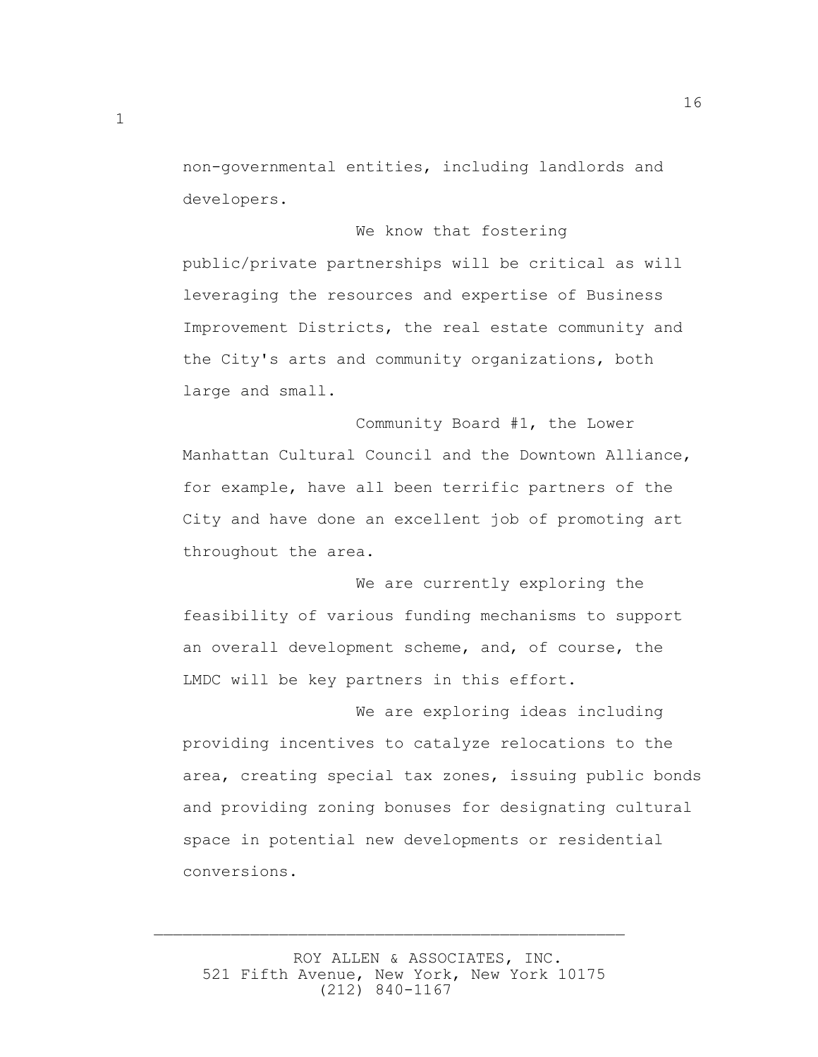non-governmental entities, including landlords and developers.

We know that fostering public/private partnerships will be critical as will leveraging the resources and expertise of Business Improvement Districts, the real estate community and the City's arts and community organizations, both large and small.

Community Board #1, the Lower Manhattan Cultural Council and the Downtown Alliance, for example, have all been terrific partners of the City and have done an excellent job of promoting art throughout the area.

We are currently exploring the feasibility of various funding mechanisms to support an overall development scheme, and, of course, the LMDC will be key partners in this effort.

We are exploring ideas including providing incentives to catalyze relocations to the area, creating special tax zones, issuing public bonds and providing zoning bonuses for designating cultural space in potential new developments or residential conversions.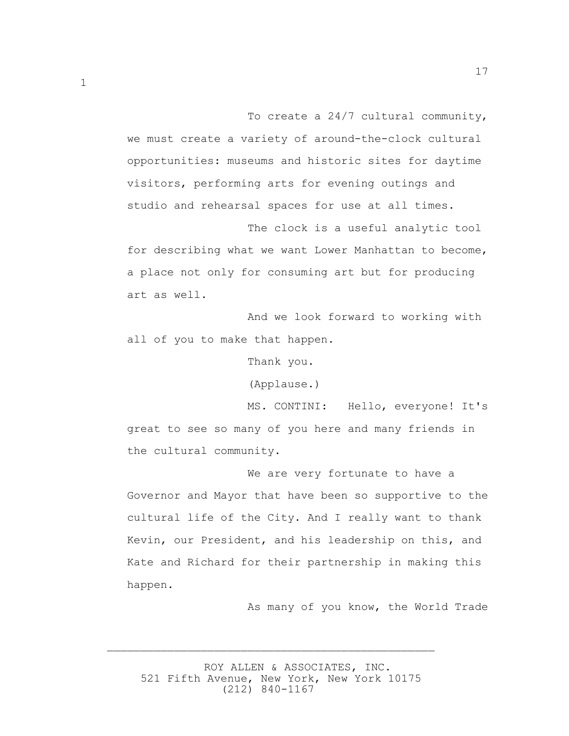To create a 24/7 cultural community, we must create a variety of around-the-clock cultural opportunities: museums and historic sites for daytime visitors, performing arts for evening outings and studio and rehearsal spaces for use at all times.

The clock is a useful analytic tool for describing what we want Lower Manhattan to become, a place not only for consuming art but for producing art as well.

And we look forward to working with all of you to make that happen.

Thank you.

(Applause.)

MS. CONTINI: Hello, everyone! It's great to see so many of you here and many friends in the cultural community.

We are very fortunate to have a Governor and Mayor that have been so supportive to the cultural life of the City. And I really want to thank Kevin, our President, and his leadership on this, and Kate and Richard for their partnership in making this happen.

As many of you know, the World Trade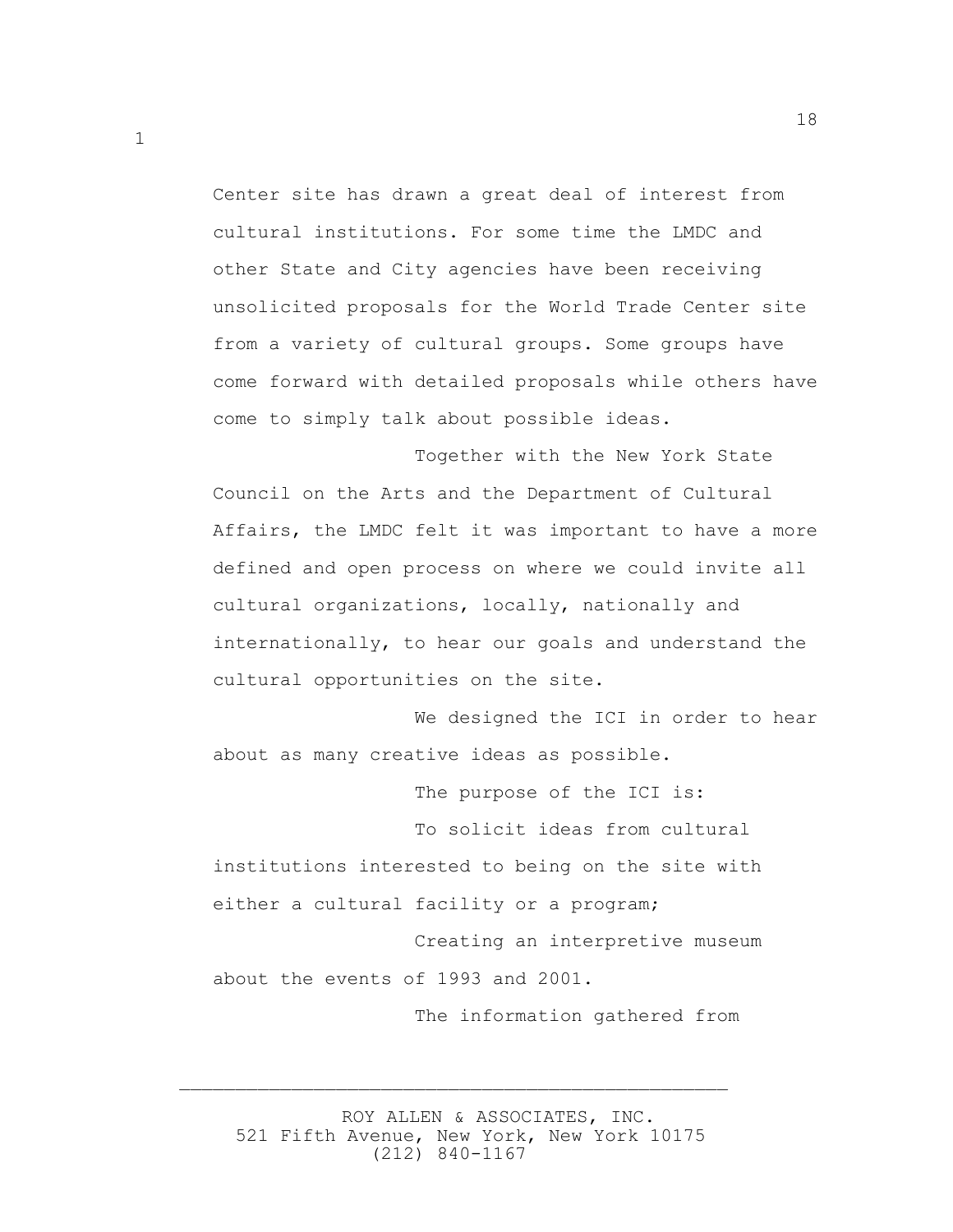Center site has drawn a great deal of interest from cultural institutions. For some time the LMDC and other State and City agencies have been receiving unsolicited proposals for the World Trade Center site from a variety of cultural groups. Some groups have come forward with detailed proposals while others have come to simply talk about possible ideas.

Together with the New York State Council on the Arts and the Department of Cultural Affairs, the LMDC felt it was important to have a more defined and open process on where we could invite all cultural organizations, locally, nationally and internationally, to hear our goals and understand the cultural opportunities on the site.

We designed the ICI in order to hear about as many creative ideas as possible.

The purpose of the ICI is:

To solicit ideas from cultural institutions interested to being on the site with either a cultural facility or a program;

Creating an interpretive museum about the events of 1993 and 2001.

The information gathered from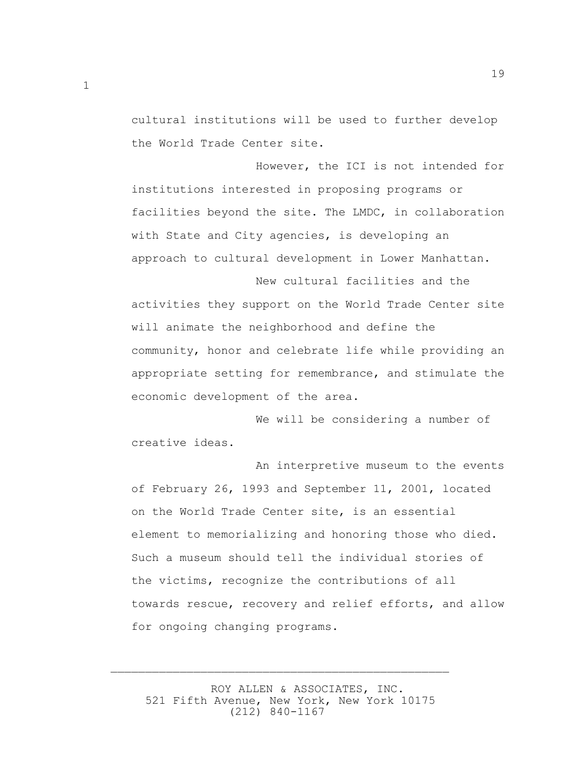cultural institutions will be used to further develop the World Trade Center site.

However, the ICI is not intended for institutions interested in proposing programs or facilities beyond the site. The LMDC, in collaboration with State and City agencies, is developing an approach to cultural development in Lower Manhattan.

New cultural facilities and the activities they support on the World Trade Center site will animate the neighborhood and define the community, honor and celebrate life while providing an appropriate setting for remembrance, and stimulate the economic development of the area.

We will be considering a number of creative ideas.

An interpretive museum to the events of February 26, 1993 and September 11, 2001, located on the World Trade Center site, is an essential element to memorializing and honoring those who died. Such a museum should tell the individual stories of the victims, recognize the contributions of all towards rescue, recovery and relief efforts, and allow for ongoing changing programs.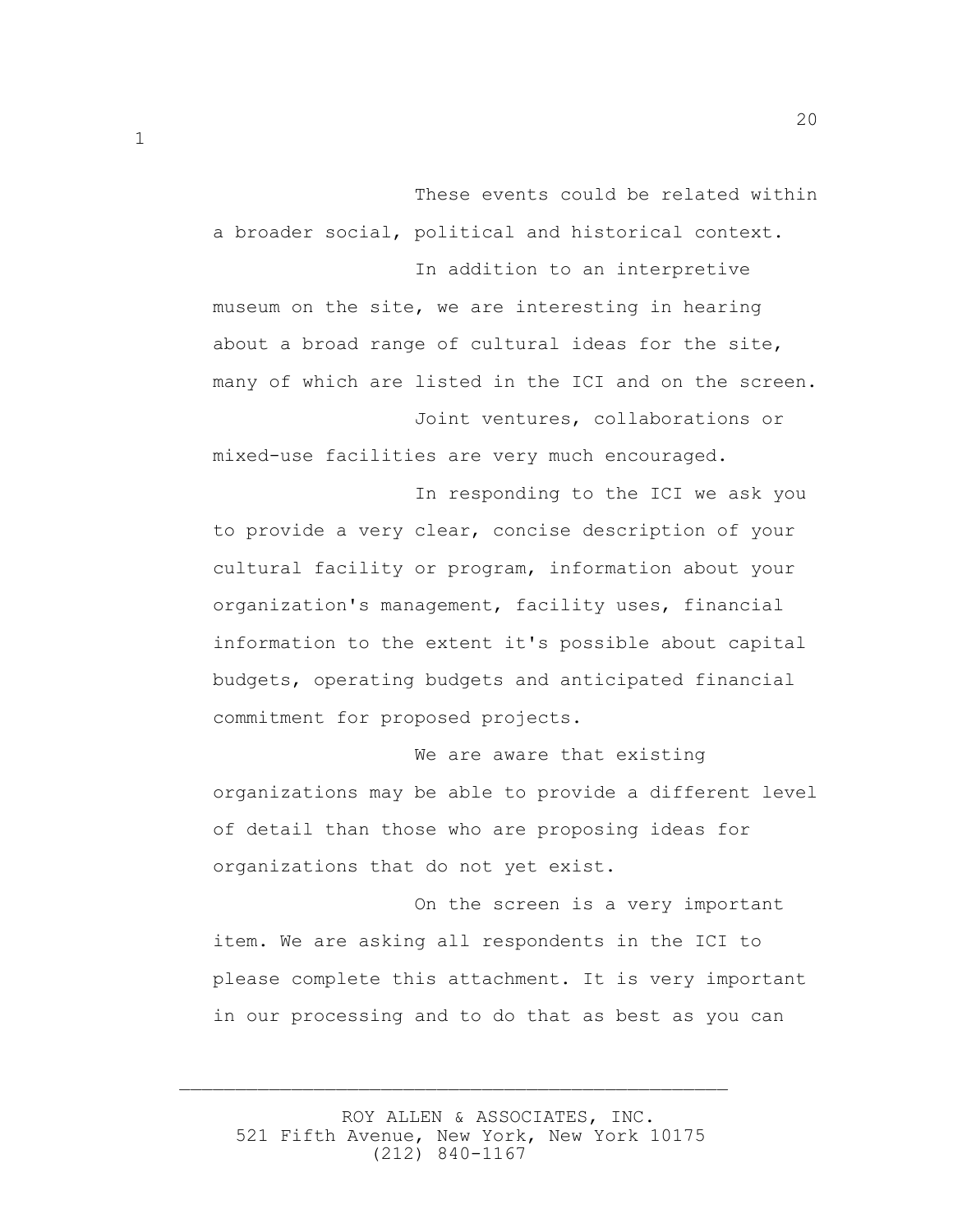These events could be related within a broader social, political and historical context.

In addition to an interpretive museum on the site, we are interesting in hearing about a broad range of cultural ideas for the site, many of which are listed in the ICI and on the screen.

Joint ventures, collaborations or mixed-use facilities are very much encouraged.

In responding to the ICI we ask you to provide a very clear, concise description of your cultural facility or program, information about your organization's management, facility uses, financial information to the extent it's possible about capital budgets, operating budgets and anticipated financial commitment for proposed projects.

We are aware that existing organizations may be able to provide a different level of detail than those who are proposing ideas for organizations that do not yet exist.

On the screen is a very important item. We are asking all respondents in the ICI to please complete this attachment. It is very important in our processing and to do that as best as you can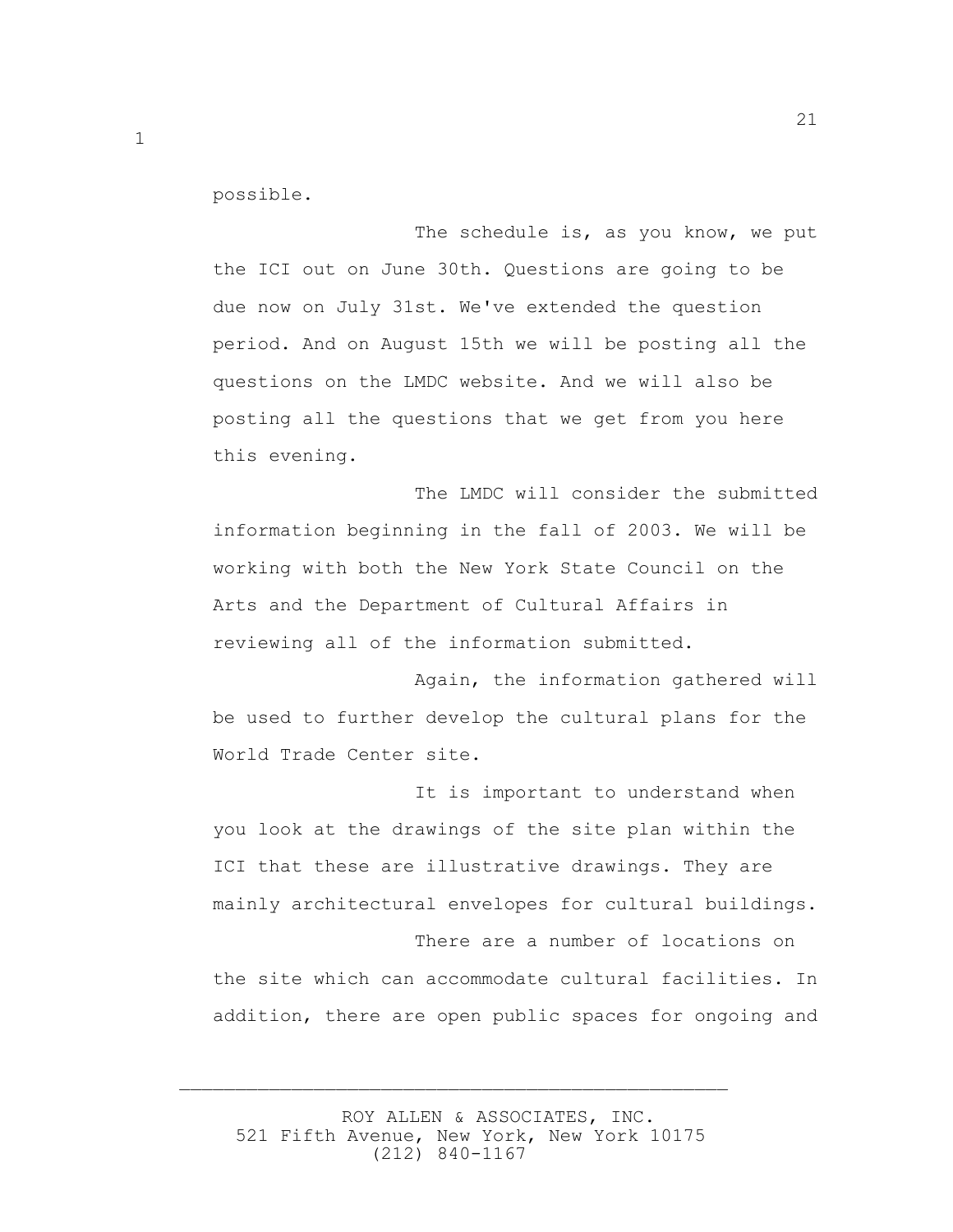possible.

The schedule is, as you know, we put the ICI out on June 30th. Questions are going to be due now on July 31st. We've extended the question period. And on August 15th we will be posting all the questions on the LMDC website. And we will also be posting all the questions that we get from you here this evening.

The LMDC will consider the submitted information beginning in the fall of 2003. We will be working with both the New York State Council on the Arts and the Department of Cultural Affairs in reviewing all of the information submitted.

Again, the information gathered will be used to further develop the cultural plans for the World Trade Center site.

It is important to understand when you look at the drawings of the site plan within the ICI that these are illustrative drawings. They are mainly architectural envelopes for cultural buildings.

There are a number of locations on the site which can accommodate cultural facilities. In addition, there are open public spaces for ongoing and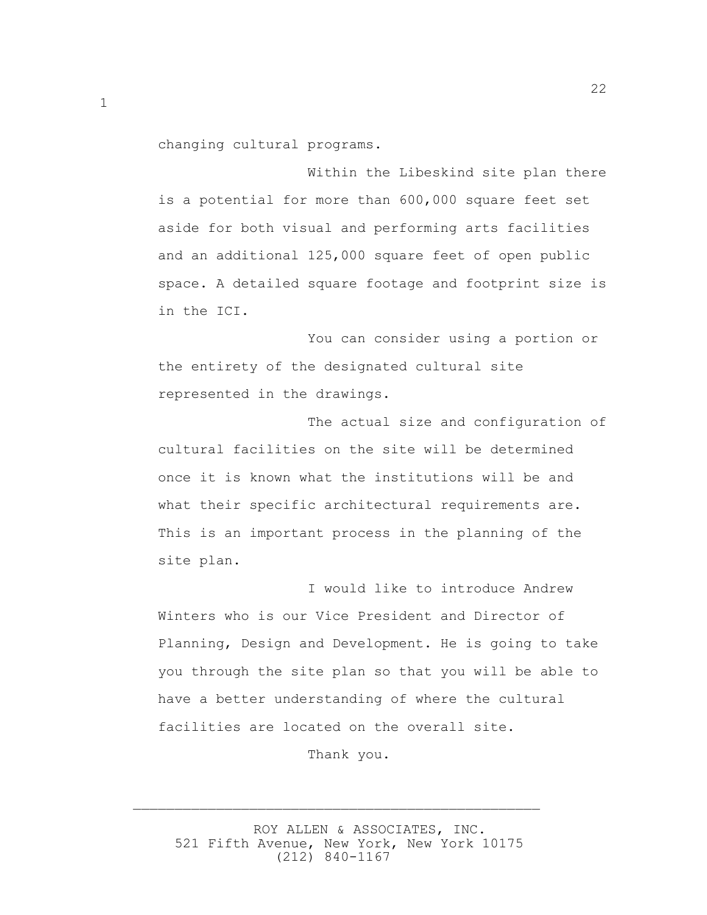changing cultural programs.

Within the Libeskind site plan there is a potential for more than 600,000 square feet set aside for both visual and performing arts facilities and an additional 125,000 square feet of open public space. A detailed square footage and footprint size is in the ICI.

You can consider using a portion or the entirety of the designated cultural site represented in the drawings.

The actual size and configuration of cultural facilities on the site will be determined once it is known what the institutions will be and what their specific architectural requirements are. This is an important process in the planning of the site plan.

I would like to introduce Andrew Winters who is our Vice President and Director of Planning, Design and Development. He is going to take you through the site plan so that you will be able to have a better understanding of where the cultural facilities are located on the overall site.

Thank you.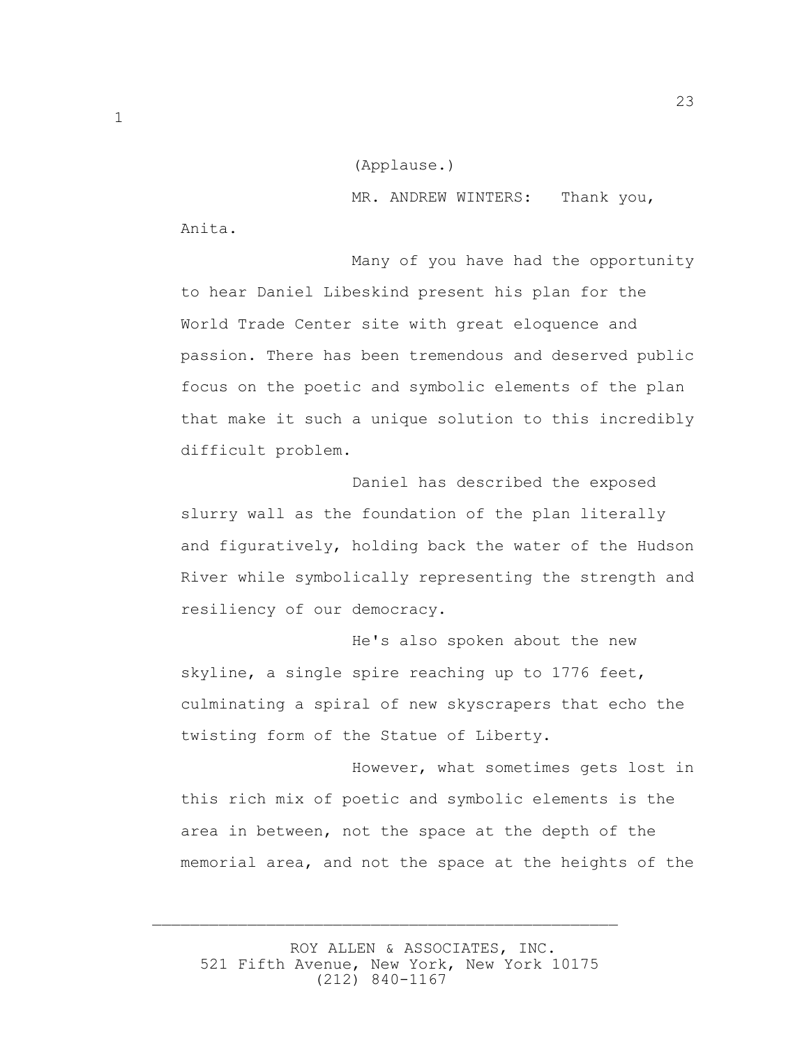(Applause.)

MR. ANDREW WINTERS: Thank you, Anita.

Many of you have had the opportunity to hear Daniel Libeskind present his plan for the World Trade Center site with great eloquence and passion. There has been tremendous and deserved public focus on the poetic and symbolic elements of the plan that make it such a unique solution to this incredibly difficult problem.

Daniel has described the exposed slurry wall as the foundation of the plan literally and figuratively, holding back the water of the Hudson River while symbolically representing the strength and resiliency of our democracy.

He's also spoken about the new skyline, a single spire reaching up to 1776 feet, culminating a spiral of new skyscrapers that echo the twisting form of the Statue of Liberty.

However, what sometimes gets lost in this rich mix of poetic and symbolic elements is the area in between, not the space at the depth of the memorial area, and not the space at the heights of the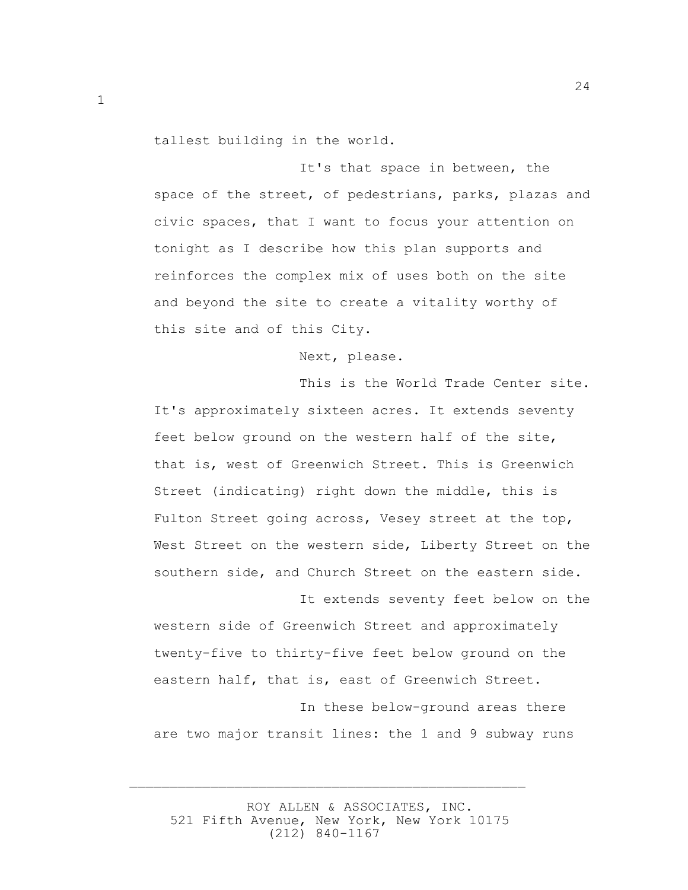tallest building in the world.

It's that space in between, the space of the street, of pedestrians, parks, plazas and civic spaces, that I want to focus your attention on tonight as I describe how this plan supports and reinforces the complex mix of uses both on the site and beyond the site to create a vitality worthy of this site and of this City.

Next, please.

This is the World Trade Center site. It's approximately sixteen acres. It extends seventy feet below ground on the western half of the site, that is, west of Greenwich Street. This is Greenwich Street (indicating) right down the middle, this is Fulton Street going across, Vesey street at the top, West Street on the western side, Liberty Street on the southern side, and Church Street on the eastern side.

It extends seventy feet below on the western side of Greenwich Street and approximately twenty-five to thirty-five feet below ground on the eastern half, that is, east of Greenwich Street.

In these below-ground areas there are two major transit lines: the 1 and 9 subway runs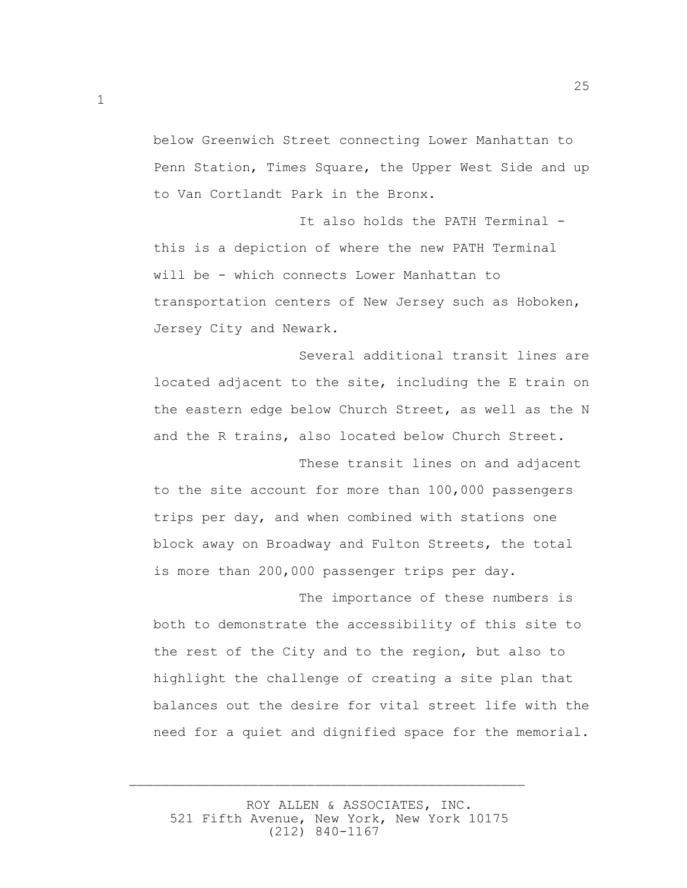below Greenwich Street connecting Lower Manhattan to Penn Station, Times Square, the Upper West Side and up to Van Cortlandt Park in the Bronx.

It also holds the PATH Terminal - this is a depiction of where the new PATH Terminal will be - which connects Lower Manhattan to transportation centers of New Jersey such as Hoboken, Jersey City and Newark.

Several additional transit lines are located adjacent to the site, including the E train on the eastern edge below Church Street, as well as the N and the R trains, also located below Church Street.

These transit lines on and adjacent to the site account for more than 100,000 passengers trips per day, and when combined with stations one block away on Broadway and Fulton Streets, the total is more than 200,000 passenger trips per day.

The importance of these numbers is both to demonstrate the accessibility of this site to the rest of the City and to the region, but also to highlight the challenge of creating a site plan that balances out the desire for vital street life with the need for a quiet and dignified space for the memorial.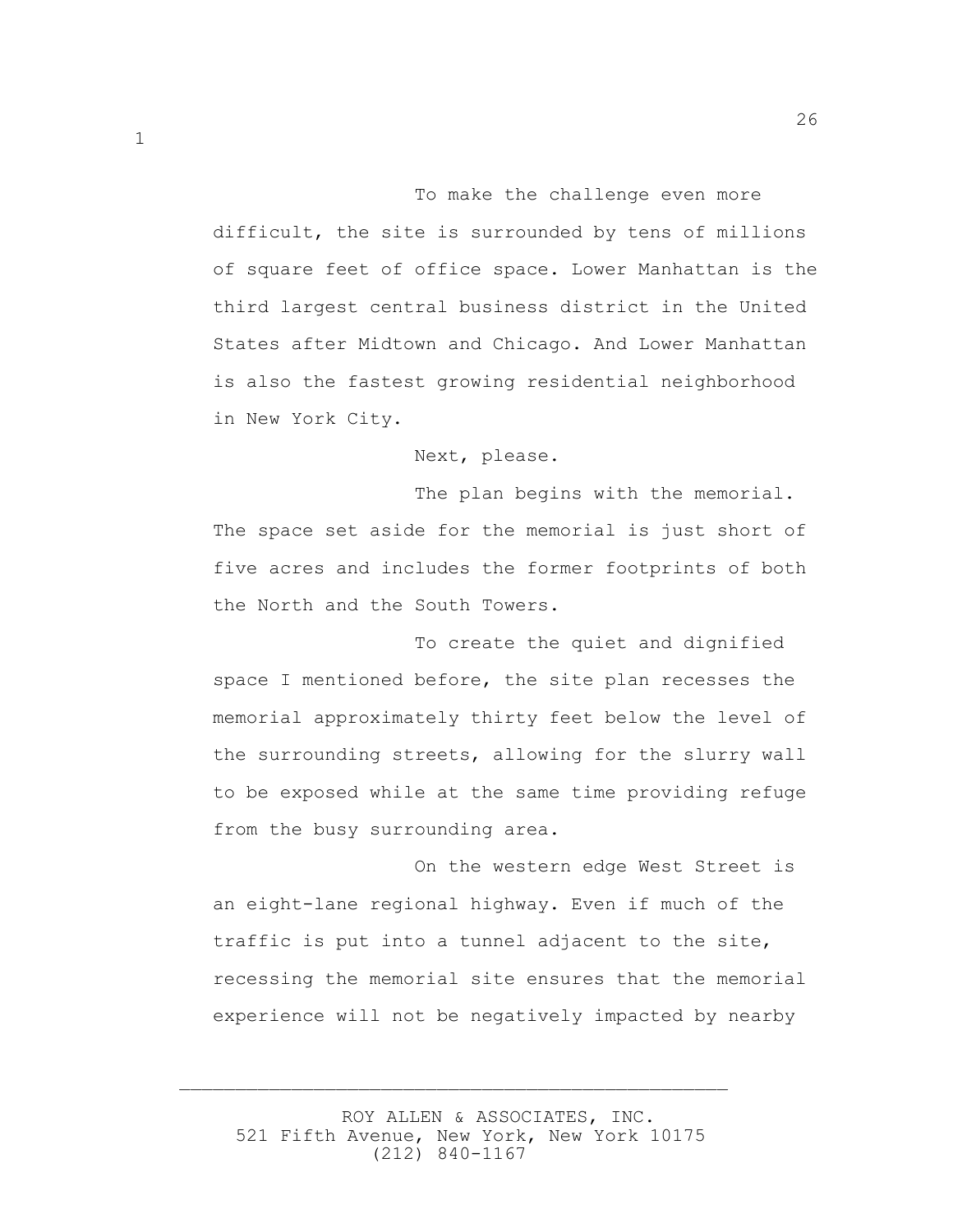To make the challenge even more difficult, the site is surrounded by tens of millions of square feet of office space. Lower Manhattan is the third largest central business district in the United States after Midtown and Chicago. And Lower Manhattan is also the fastest growing residential neighborhood in New York City.

Next, please.

The plan begins with the memorial. The space set aside for the memorial is just short of five acres and includes the former footprints of both the North and the South Towers.

To create the quiet and dignified space I mentioned before, the site plan recesses the memorial approximately thirty feet below the level of the surrounding streets, allowing for the slurry wall to be exposed while at the same time providing refuge from the busy surrounding area.

On the western edge West Street is an eight-lane regional highway. Even if much of the traffic is put into a tunnel adjacent to the site, recessing the memorial site ensures that the memorial experience will not be negatively impacted by nearby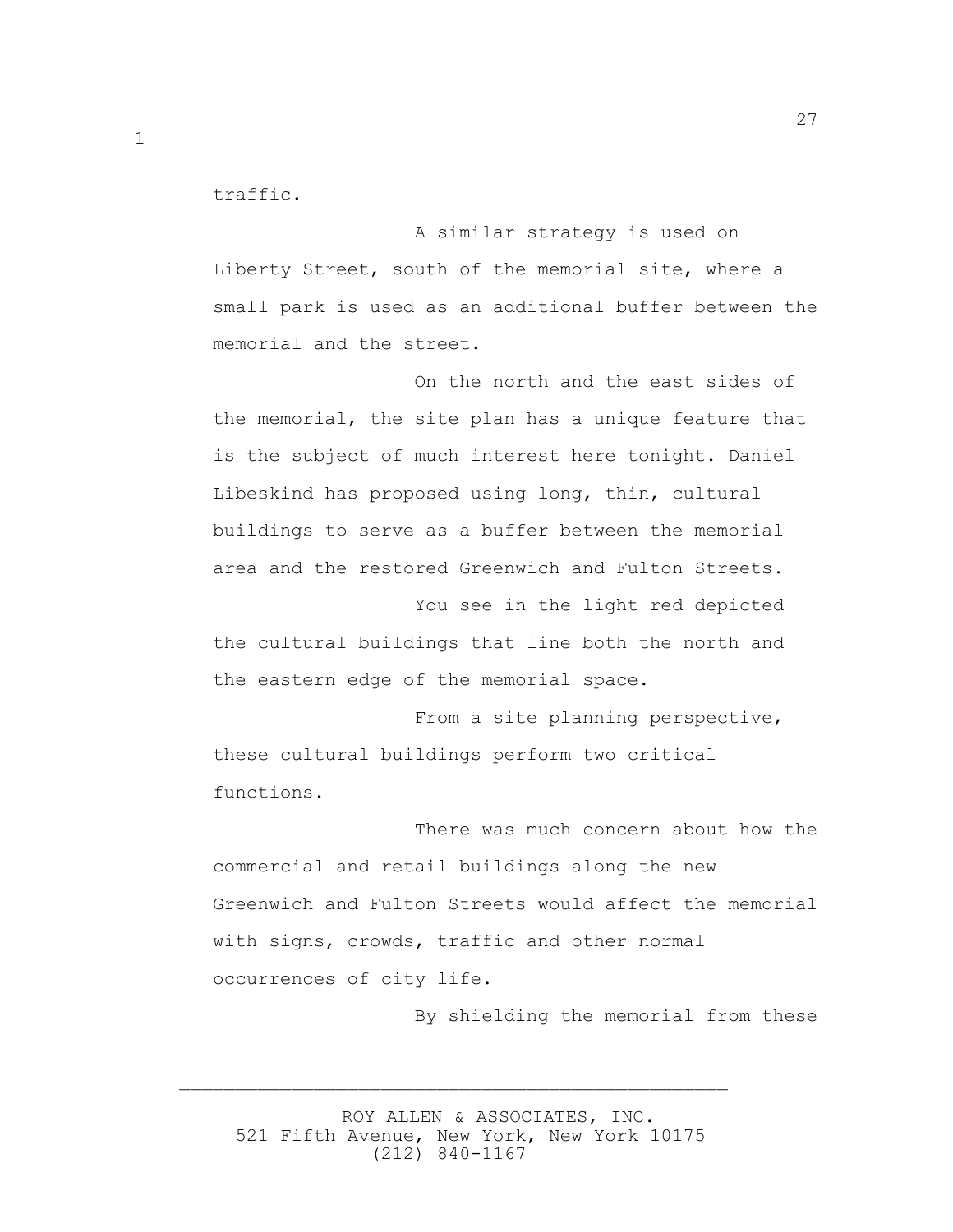traffic.

A similar strategy is used on Liberty Street, south of the memorial site, where a small park is used as an additional buffer between the memorial and the street.

On the north and the east sides of the memorial, the site plan has a unique feature that is the subject of much interest here tonight. Daniel Libeskind has proposed using long, thin, cultural buildings to serve as a buffer between the memorial area and the restored Greenwich and Fulton Streets.

You see in the light red depicted the cultural buildings that line both the north and the eastern edge of the memorial space.

From a site planning perspective, these cultural buildings perform two critical functions.

There was much concern about how the commercial and retail buildings along the new Greenwich and Fulton Streets would affect the memorial with signs, crowds, traffic and other normal occurrences of city life.

By shielding the memorial from these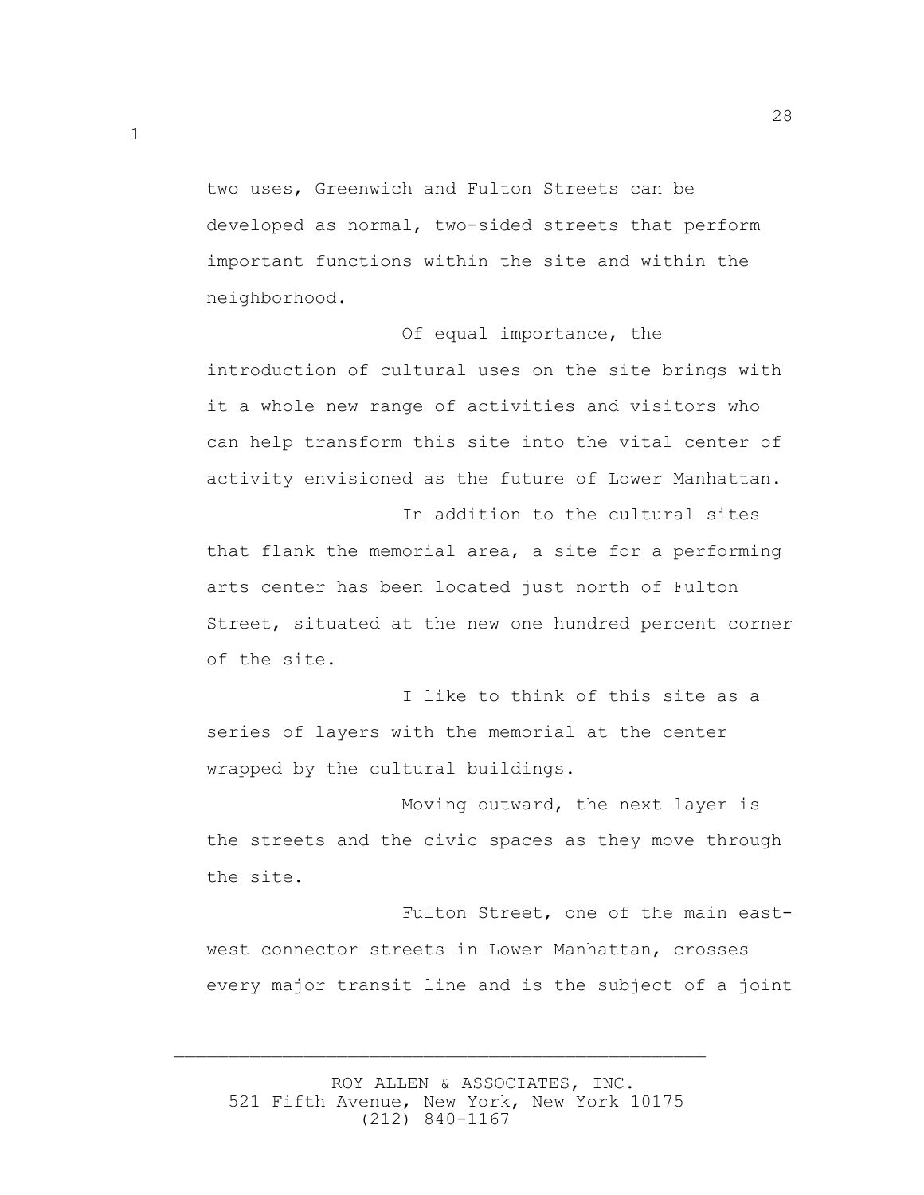two uses, Greenwich and Fulton Streets can be developed as normal, two-sided streets that perform important functions within the site and within the neighborhood.

Of equal importance, the introduction of cultural uses on the site brings with it a whole new range of activities and visitors who can help transform this site into the vital center of activity envisioned as the future of Lower Manhattan.

In addition to the cultural sites that flank the memorial area, a site for a performing arts center has been located just north of Fulton Street, situated at the new one hundred percent corner of the site.

I like to think of this site as a series of layers with the memorial at the center wrapped by the cultural buildings.

Moving outward, the next layer is the streets and the civic spaces as they move through the site.

Fulton Street, one of the main east-west connector streets in Lower Manhattan, crosses every major transit line and is the subject of a joint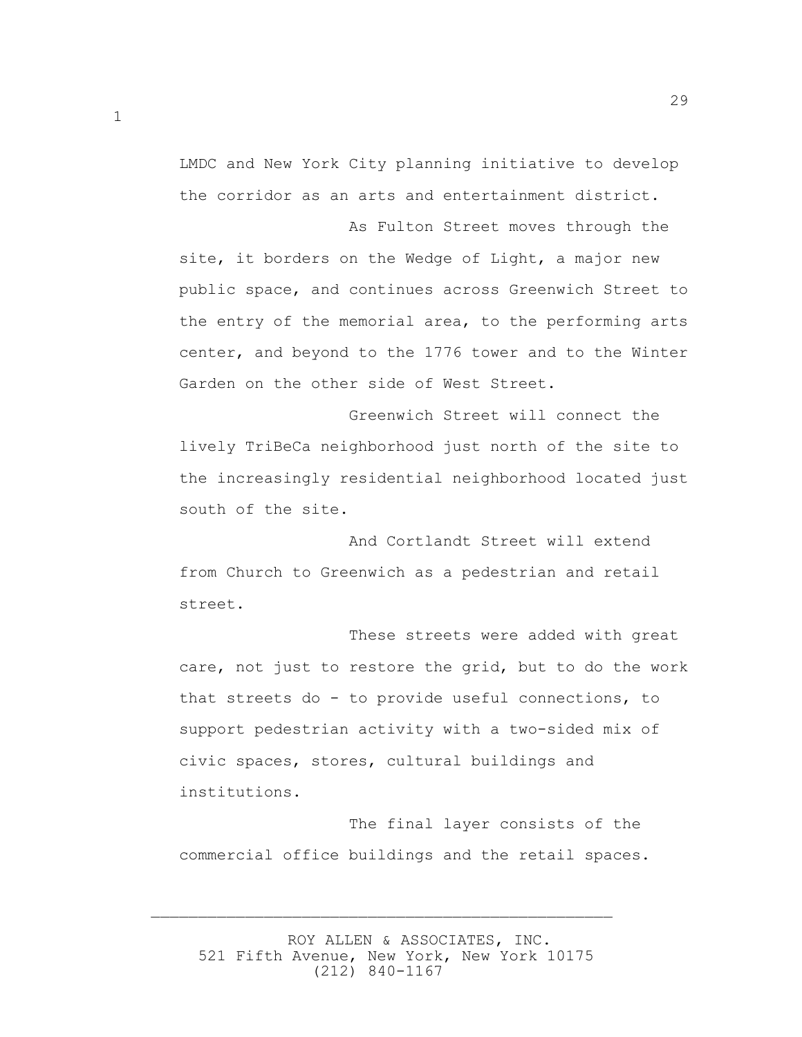LMDC and New York City planning initiative to develop the corridor as an arts and entertainment district.

As Fulton Street moves through the site, it borders on the Wedge of Light, a major new public space, and continues across Greenwich Street to the entry of the memorial area, to the performing arts center, and beyond to the 1776 tower and to the Winter Garden on the other side of West Street.

Greenwich Street will connect the lively TriBeCa neighborhood just north of the site to the increasingly residential neighborhood located just south of the site.

And Cortlandt Street will extend from Church to Greenwich as a pedestrian and retail street.

These streets were added with great care, not just to restore the grid, but to do the work that streets do - to provide useful connections, to support pedestrian activity with a two-sided mix of civic spaces, stores, cultural buildings and institutions.

The final layer consists of the commercial office buildings and the retail spaces.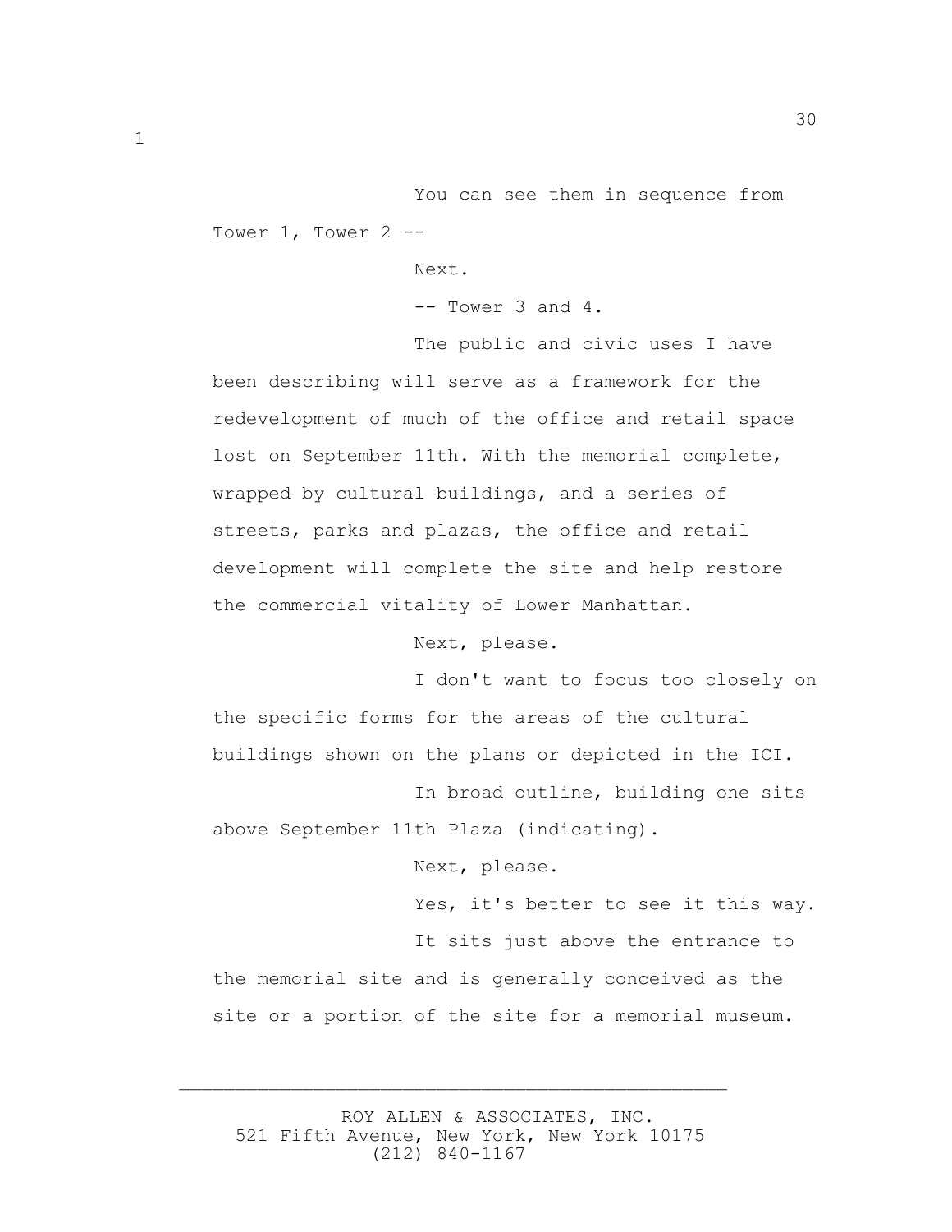You can see them in sequence from Tower 1, Tower 2 --

Next.

-- Tower 3 and 4.

The public and civic uses I have been describing will serve as a framework for the redevelopment of much of the office and retail space lost on September 11th. With the memorial complete, wrapped by cultural buildings, and a series of streets, parks and plazas, the office and retail development will complete the site and help restore the commercial vitality of Lower Manhattan.

Next, please.

I don't want to focus too closely on the specific forms for the areas of the cultural buildings shown on the plans or depicted in the ICI.

In broad outline, building one sits above September 11th Plaza (indicating).

Next, please.

Yes, it's better to see it this way.

It sits just above the entrance to the memorial site and is generally conceived as the site or a portion of the site for a memorial museum.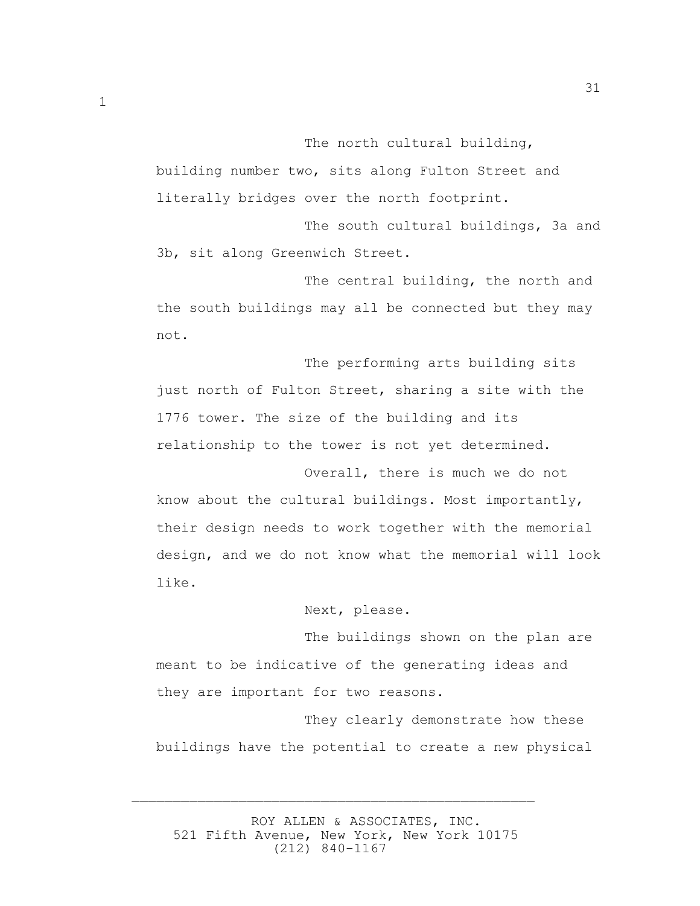The north cultural building, building number two, sits along Fulton Street and literally bridges over the north footprint.

The south cultural buildings, 3a and 3b, sit along Greenwich Street.

The central building, the north and the south buildings may all be connected but they may not.

The performing arts building sits just north of Fulton Street, sharing a site with the 1776 tower. The size of the building and its relationship to the tower is not yet determined.

Overall, there is much we do not know about the cultural buildings. Most importantly, their design needs to work together with the memorial design, and we do not know what the memorial will look like.

Next, please.

The buildings shown on the plan are meant to be indicative of the generating ideas and they are important for two reasons.

They clearly demonstrate how these buildings have the potential to create a new physical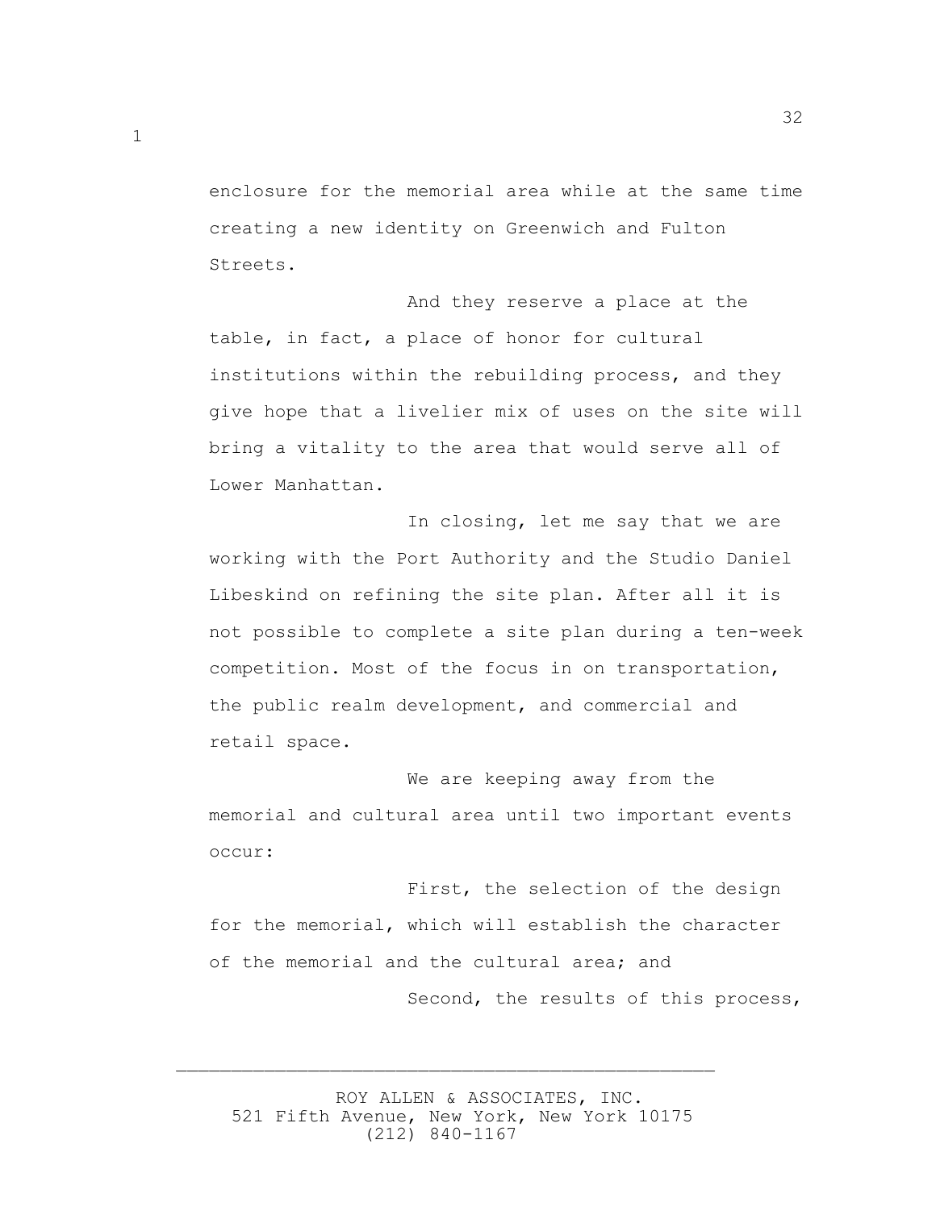enclosure for the memorial area while at the same time creating a new identity on Greenwich and Fulton Streets.

And they reserve a place at the table, in fact, a place of honor for cultural institutions within the rebuilding process, and they give hope that a livelier mix of uses on the site will bring a vitality to the area that would serve all of Lower Manhattan.

In closing, let me say that we are working with the Port Authority and the Studio Daniel Libeskind on refining the site plan. After all it is not possible to complete a site plan during a ten-week competition. Most of the focus in on transportation, the public realm development, and commercial and retail space.

We are keeping away from the memorial and cultural area until two important events occur:

First, the selection of the design for the memorial, which will establish the character of the memorial and the cultural area; and

Second, the results of this process,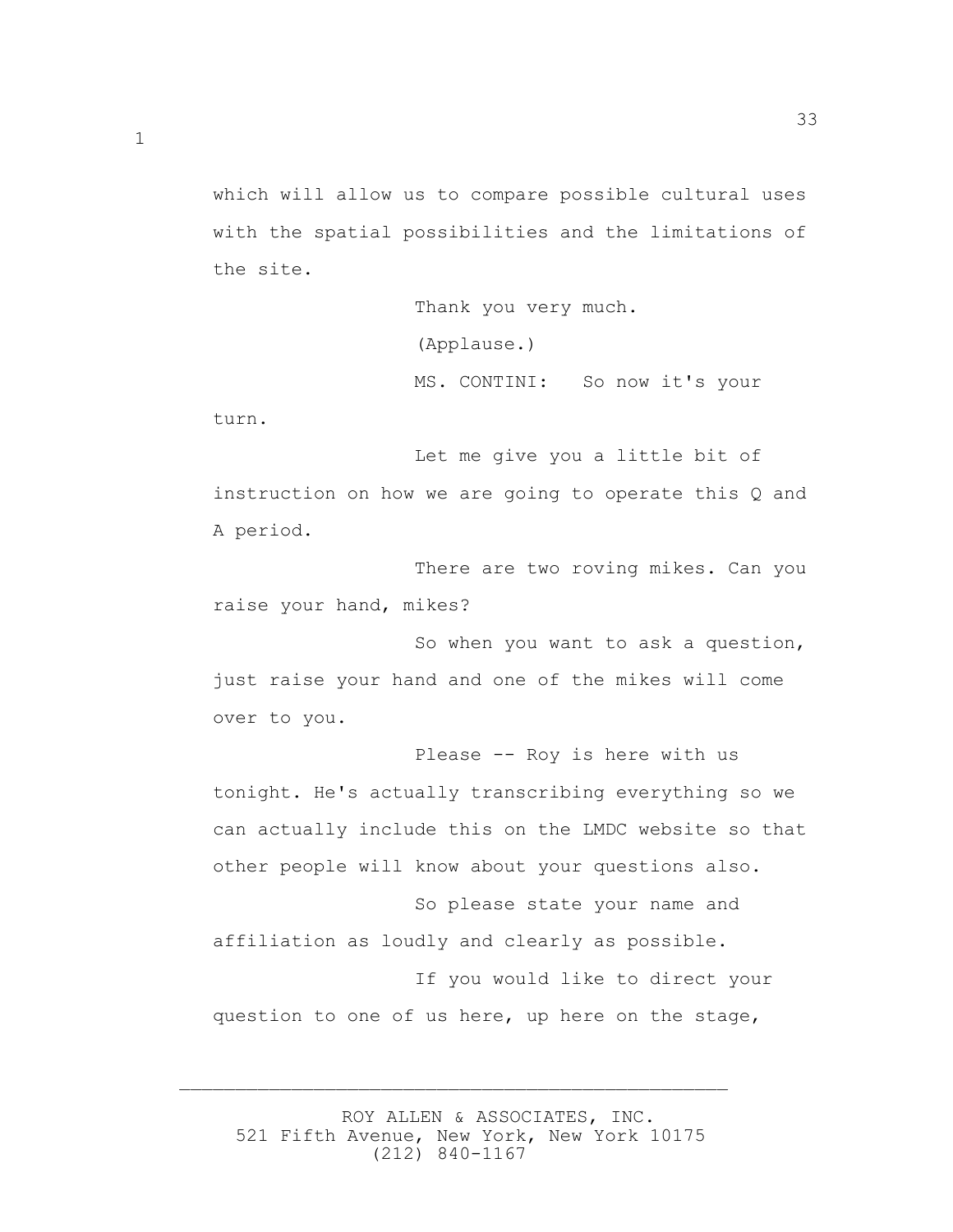which will allow us to compare possible cultural uses with the spatial possibilities and the limitations of the site.

Thank you very much.

(Applause.)

MS. CONTINI: So now it's your turn.

Let me give you a little bit of instruction on how we are going to operate this Q and A period.

There are two roving mikes. Can you raise your hand, mikes?

So when you want to ask a question, just raise your hand and one of the mikes will come over to you.

Please -- Roy is here with us tonight. He's actually transcribing everything so we can actually include this on the LMDC website so that other people will know about your questions also.

So please state your name and affiliation as loudly and clearly as possible.

If you would like to direct your question to one of us here, up here on the stage,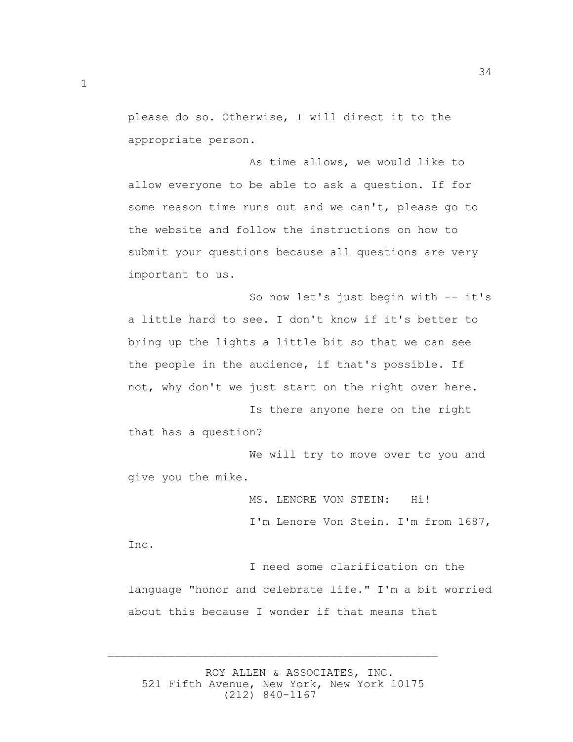please do so. Otherwise, I will direct it to the appropriate person.

As time allows, we would like to allow everyone to be able to ask a question. If for some reason time runs out and we can't, please go to the website and follow the instructions on how to submit your questions because all questions are very important to us.

So now let's just begin with -- it's a little hard to see. I don't know if it's better to bring up the lights a little bit so that we can see the people in the audience, if that's possible. If not, why don't we just start on the right over here.

Is there anyone here on the right that has a question?

We will try to move over to you and give you the mike.

MS. LENORE VON STEIN: Hi!

I'm Lenore Von Stein. I'm from 1687, Inc.

I need some clarification on the language "honor and celebrate life." I'm a bit worried about this because I wonder if that means that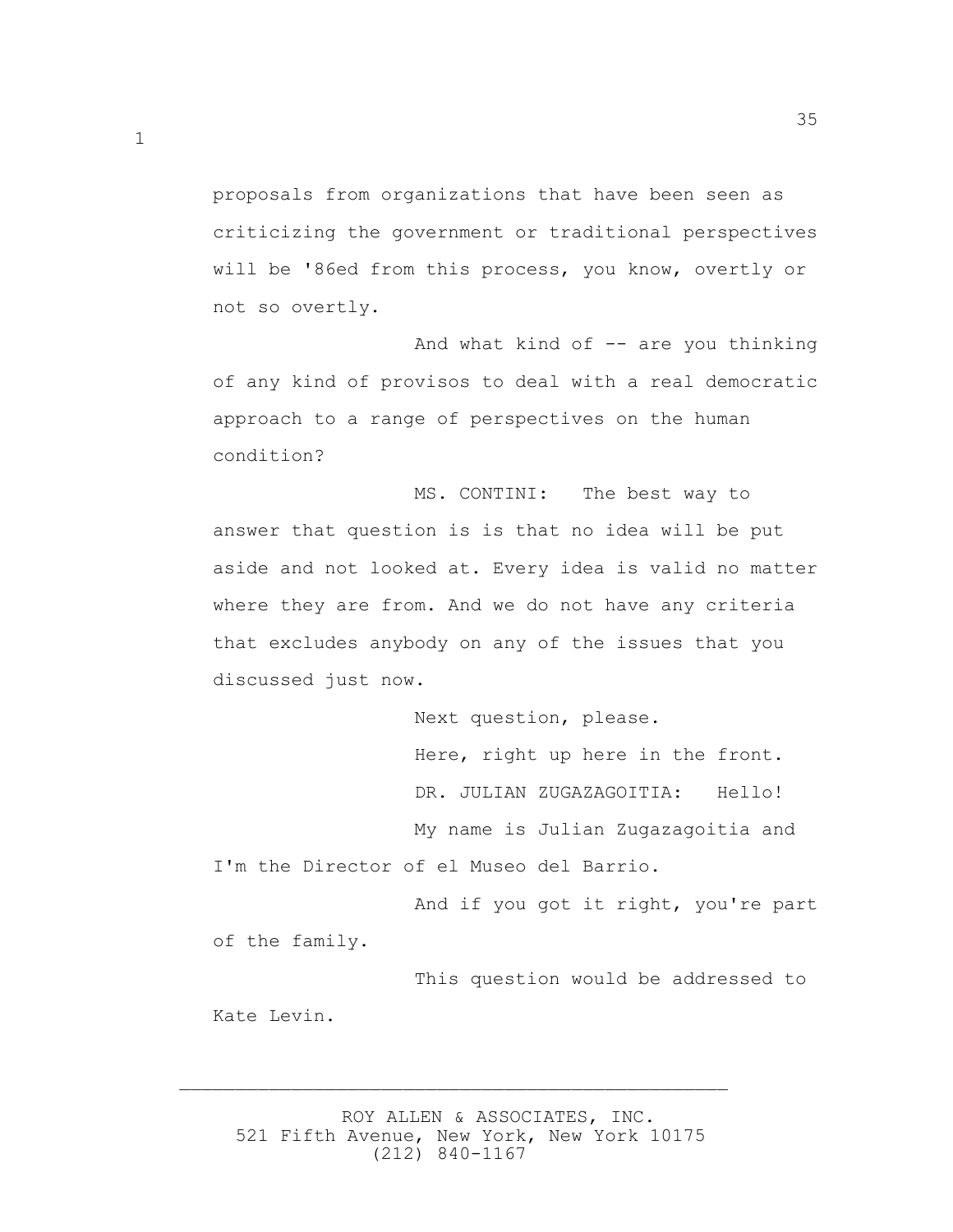proposals from organizations that have been seen as criticizing the government or traditional perspectives will be '86ed from this process, you know, overtly or not so overtly.

And what kind of -- are you thinking of any kind of provisos to deal with a real democratic approach to a range of perspectives on the human condition?

MS. CONTINI: The best way to answer that question is is that no idea will be put aside and not looked at. Every idea is valid no matter where they are from. And we do not have any criteria that excludes anybody on any of the issues that you discussed just now.

Next question, please.

Here, right up here in the front.

DR. JULIAN ZUGAZAGOITIA: Hello!

My name is Julian Zugazagoitia and I'm the Director of el Museo del Barrio.

And if you got it right, you're part of the family.

This question would be addressed to Kate Levin.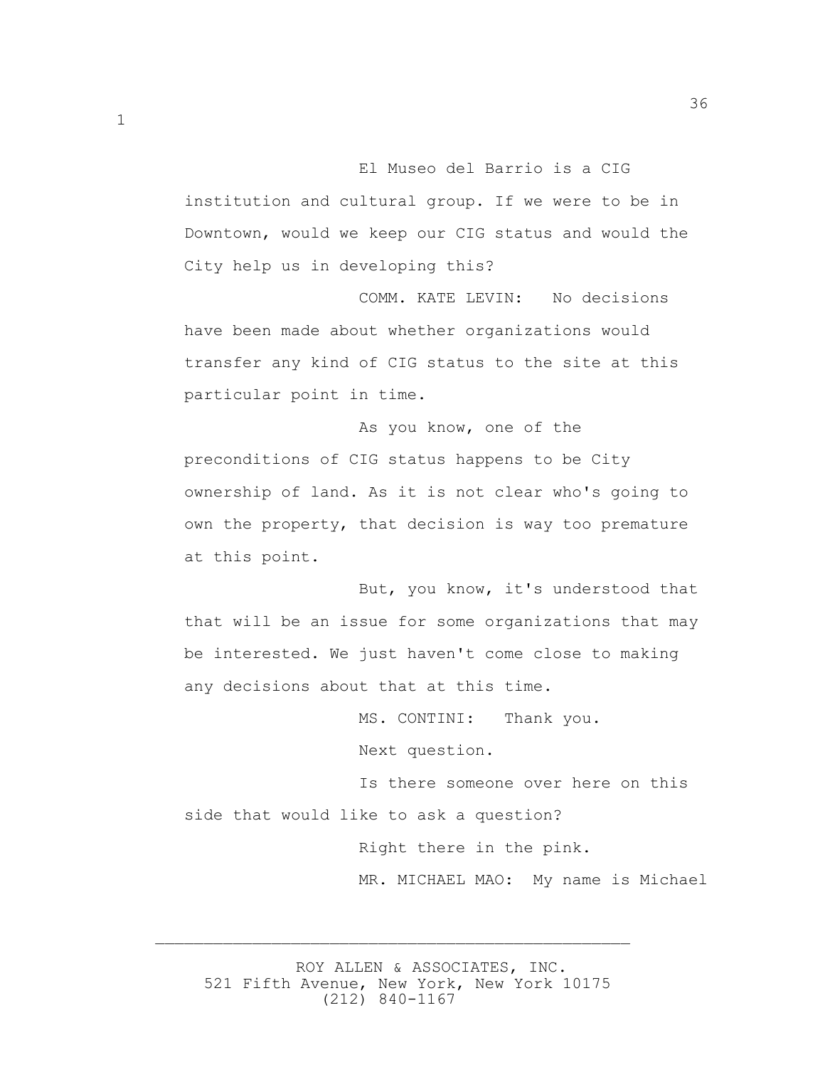El Museo del Barrio is a CIG institution and cultural group. If we were to be in Downtown, would we keep our CIG status and would the City help us in developing this?

COMM. KATE LEVIN: No decisions have been made about whether organizations would transfer any kind of CIG status to the site at this particular point in time.

As you know, one of the preconditions of CIG status happens to be City ownership of land. As it is not clear who's going to own the property, that decision is way too premature at this point.

But, you know, it's understood that that will be an issue for some organizations that may be interested. We just haven't come close to making any decisions about that at this time.

MS. CONTINI: Thank you.

Next question.

Is there someone over here on this side that would like to ask a question?

Right there in the pink.

MR. MICHAEL MAO: My name is Michael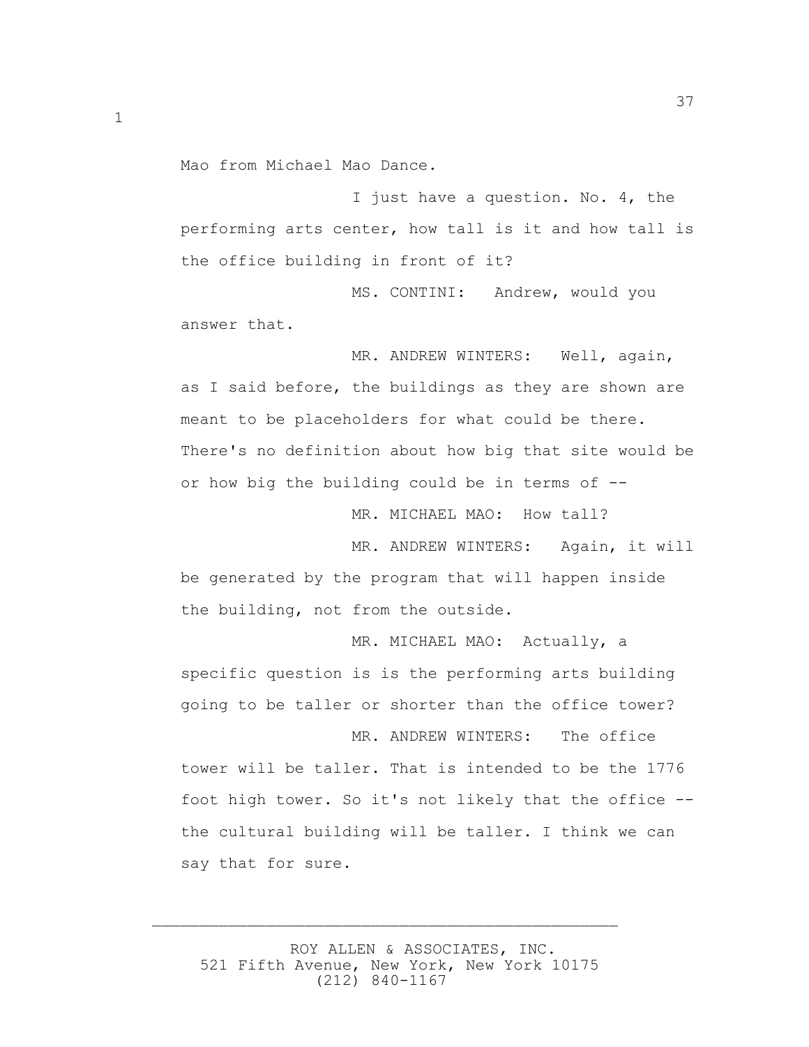Mao from Michael Mao Dance.

I just have a question. No. 4, the performing arts center, how tall is it and how tall is the office building in front of it?

MS. CONTINI: Andrew, would you answer that.

MR. ANDREW WINTERS: Well, again, as I said before, the buildings as they are shown are meant to be placeholders for what could be there. There's no definition about how big that site would be or how big the building could be in terms of --

MR. MICHAEL MAO: How tall?

MR. ANDREW WINTERS: Again, it will be generated by the program that will happen inside the building, not from the outside.

MR. MICHAEL MAO: Actually, a specific question is is the performing arts building going to be taller or shorter than the office tower?

MR. ANDREW WINTERS: The office tower will be taller. That is intended to be the 1776 foot high tower. So it's not likely that the office -- the cultural building will be taller. I think we can say that for sure.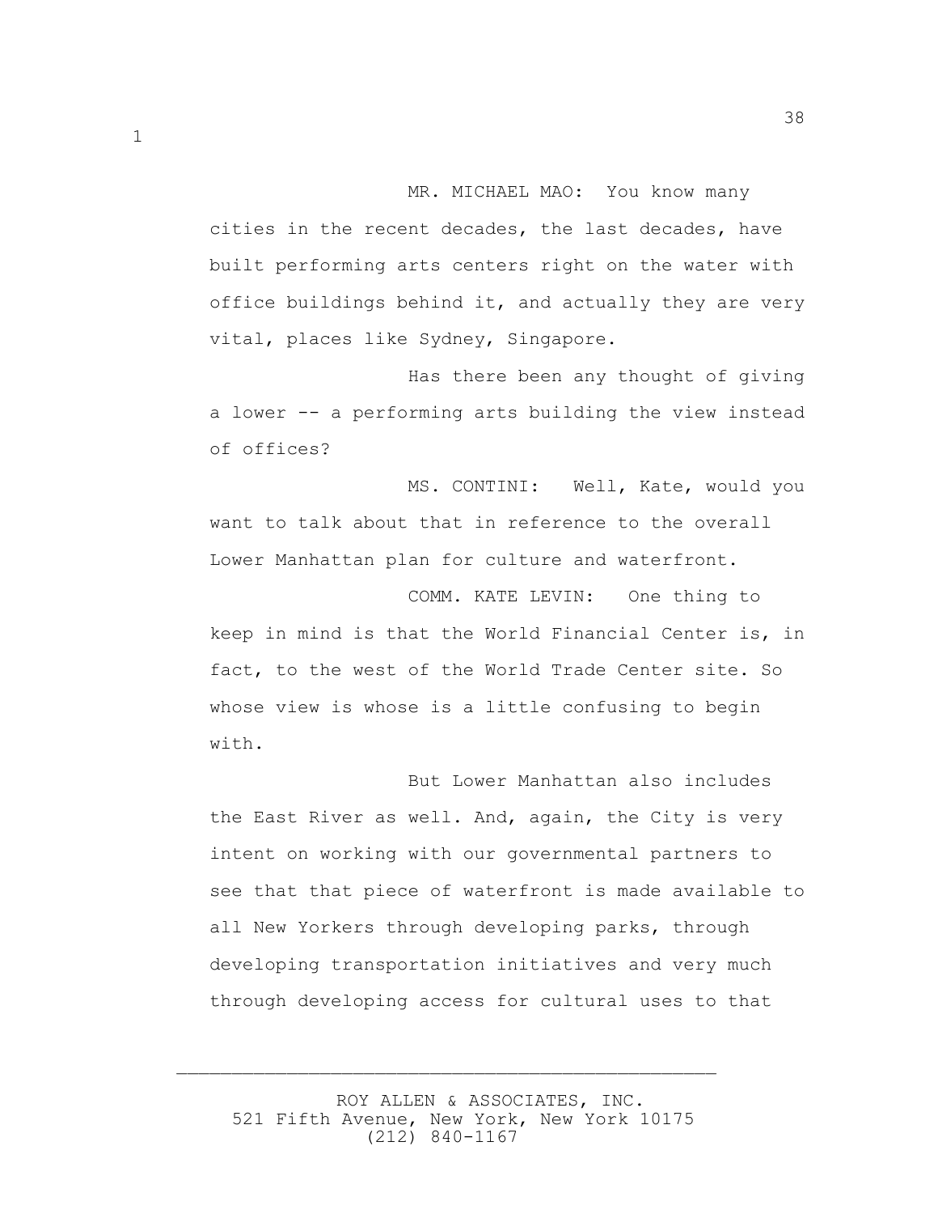MR. MICHAEL MAO: You know many cities in the recent decades, the last decades, have built performing arts centers right on the water with office buildings behind it, and actually they are very vital, places like Sydney, Singapore.

Has there been any thought of giving a lower -- a performing arts building the view instead of offices?

MS. CONTINI: Well, Kate, would you want to talk about that in reference to the overall Lower Manhattan plan for culture and waterfront.

COMM. KATE LEVIN: One thing to keep in mind is that the World Financial Center is, in fact, to the west of the World Trade Center site. So whose view is whose is a little confusing to begin with.

But Lower Manhattan also includes the East River as well. And, again, the City is very intent on working with our governmental partners to see that that piece of waterfront is made available to all New Yorkers through developing parks, through developing transportation initiatives and very much through developing access for cultural uses to that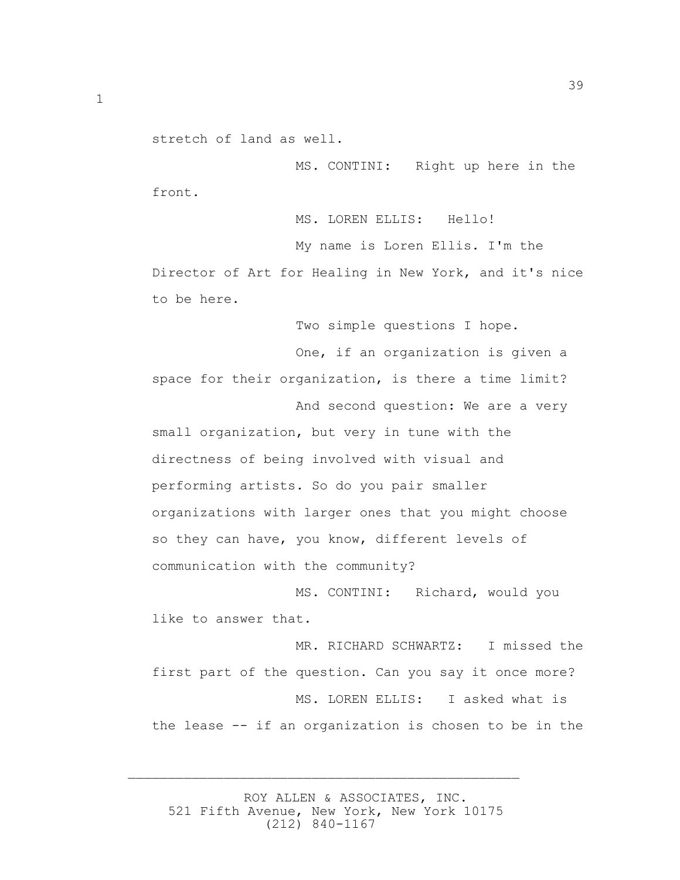stretch of land as well.

MS. CONTINI: Right up here in the front.

MS. LOREN ELLIS: Hello!

My name is Loren Ellis. I'm the Director of Art for Healing in New York, and it's nice to be here.

Two simple questions I hope.

One, if an organization is given a space for their organization, is there a time limit?

And second question: We are a very small organization, but very in tune with the directness of being involved with visual and performing artists. So do you pair smaller organizations with larger ones that you might choose so they can have, you know, different levels of communication with the community?

MS. CONTINI: Richard, would you like to answer that.

MR. RICHARD SCHWARTZ: I missed the first part of the question. Can you say it once more?

MS. LOREN ELLIS: I asked what is the lease -- if an organization is chosen to be in the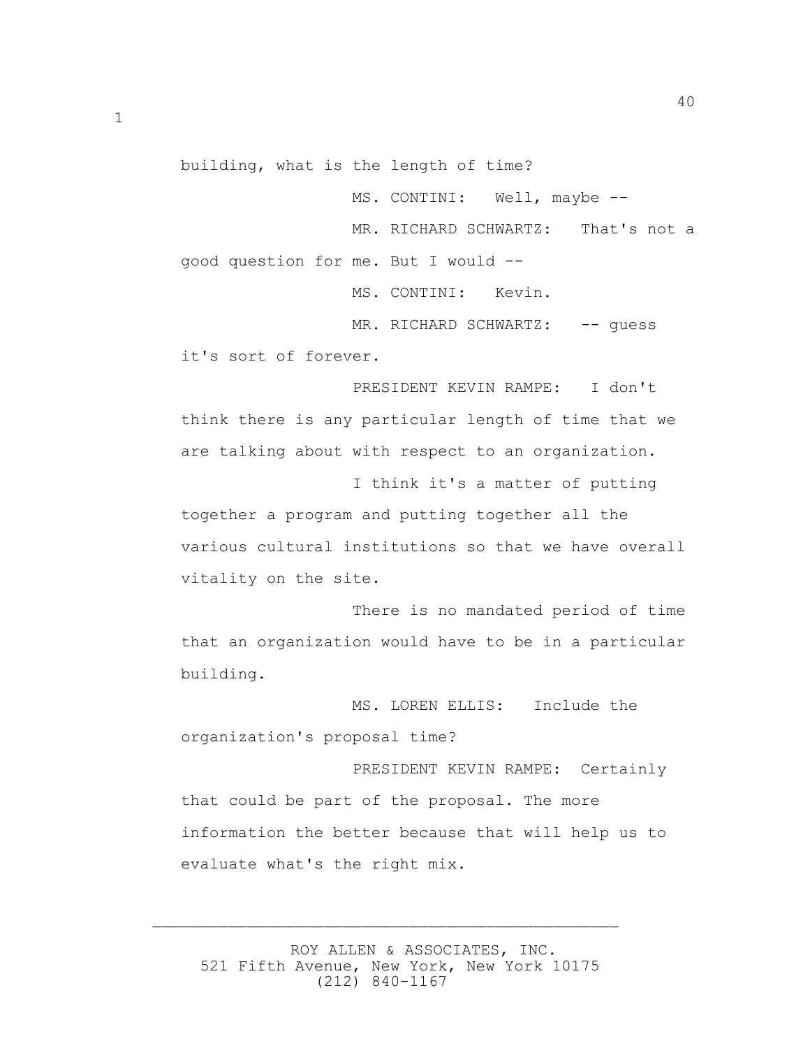building, what is the length of time?

MS. CONTINI: Well, maybe --

MR. RICHARD SCHWARTZ: That's not a good question for me. But I would --

MS. CONTINI: Kevin.

MR. RICHARD SCHWARTZ: -- guess it's sort of forever.

PRESIDENT KEVIN RAMPE: I don't think there is any particular length of time that we are talking about with respect to an organization.

I think it's a matter of putting together a program and putting together all the various cultural institutions so that we have overall vitality on the site.

There is no mandated period of time that an organization would have to be in a particular building.

MS. LOREN ELLIS: Include the organization's proposal time?

PRESIDENT KEVIN RAMPE: Certainly that could be part of the proposal. The more information the better because that will help us to evaluate what's the right mix.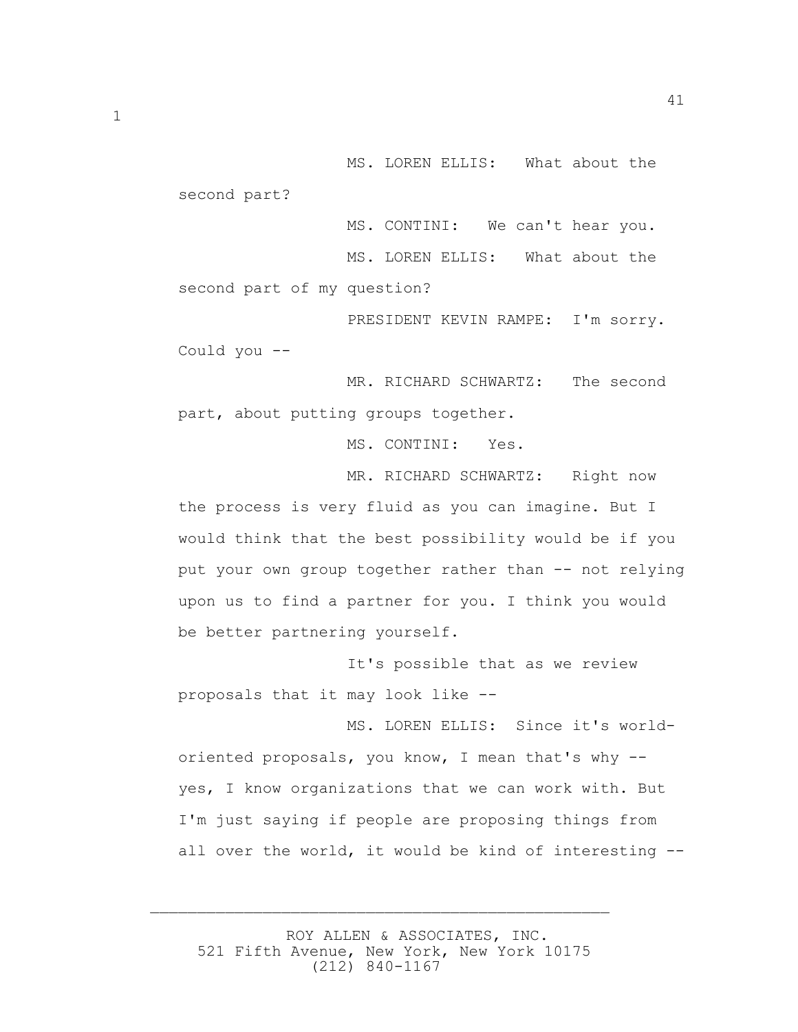MS. LOREN ELLIS: What about the second part?

MS. CONTINI: We can't hear you.

MS. LOREN ELLIS: What about the second part of my question?

PRESIDENT KEVIN RAMPE: I'm sorry. Could you --

MR. RICHARD SCHWARTZ: The second part, about putting groups together.

MS. CONTINI: Yes.

MR. RICHARD SCHWARTZ: Right now the process is very fluid as you can imagine. But I would think that the best possibility would be if you put your own group together rather than -- not relying upon us to find a partner for you. I think you would be better partnering yourself.

It's possible that as we review proposals that it may look like --

MS. LOREN ELLIS: Since it's world-oriented proposals, you know, I mean that's why -- yes, I know organizations that we can work with. But I'm just saying if people are proposing things from all over the world, it would be kind of interesting --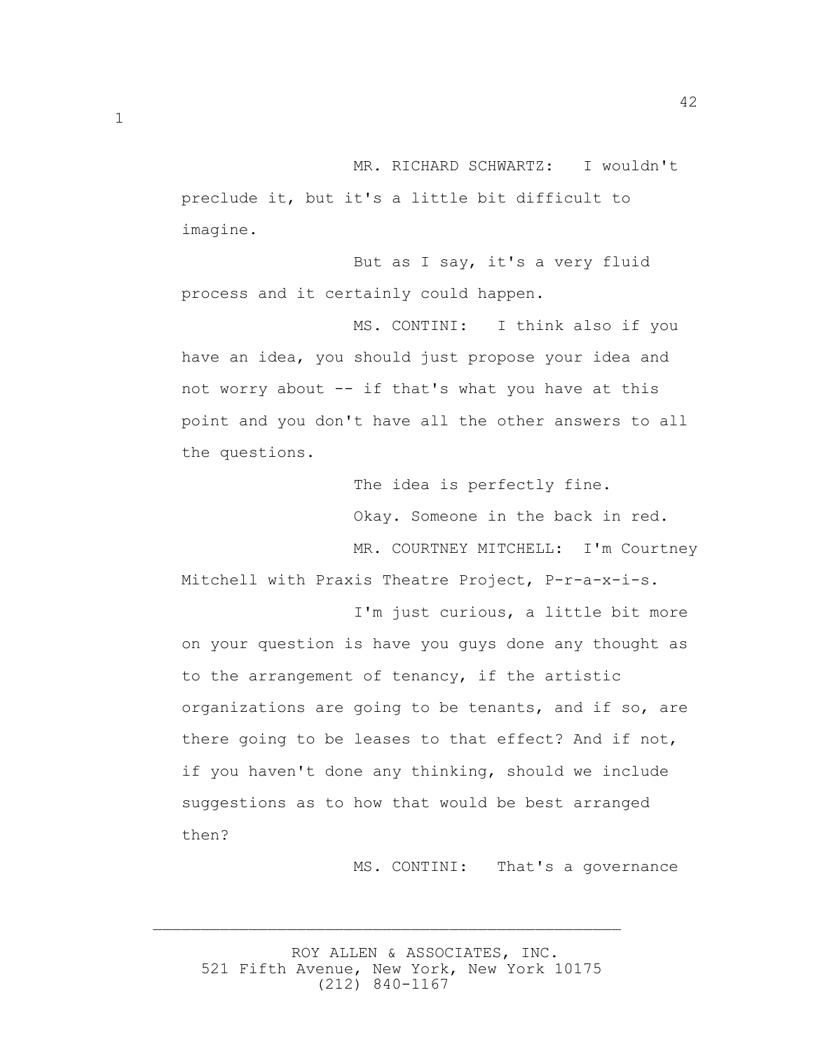MR. RICHARD SCHWARTZ: I wouldn't preclude it, but it's a little bit difficult to imagine.

But as I say, it's a very fluid process and it certainly could happen.

MS. CONTINI: I think also if you have an idea, you should just propose your idea and not worry about -- if that's what you have at this point and you don't have all the other answers to all the questions.

The idea is perfectly fine.

Okay. Someone in the back in red.

MR. COURTNEY MITCHELL: I'm Courtney Mitchell with Praxis Theatre Project, P-r-a-x-i-s.

I'm just curious, a little bit more on your question is have you guys done any thought as to the arrangement of tenancy, if the artistic organizations are going to be tenants, and if so, are there going to be leases to that effect? And if not, if you haven't done any thinking, should we include suggestions as to how that would be best arranged then?

MS. CONTINI: That's a governance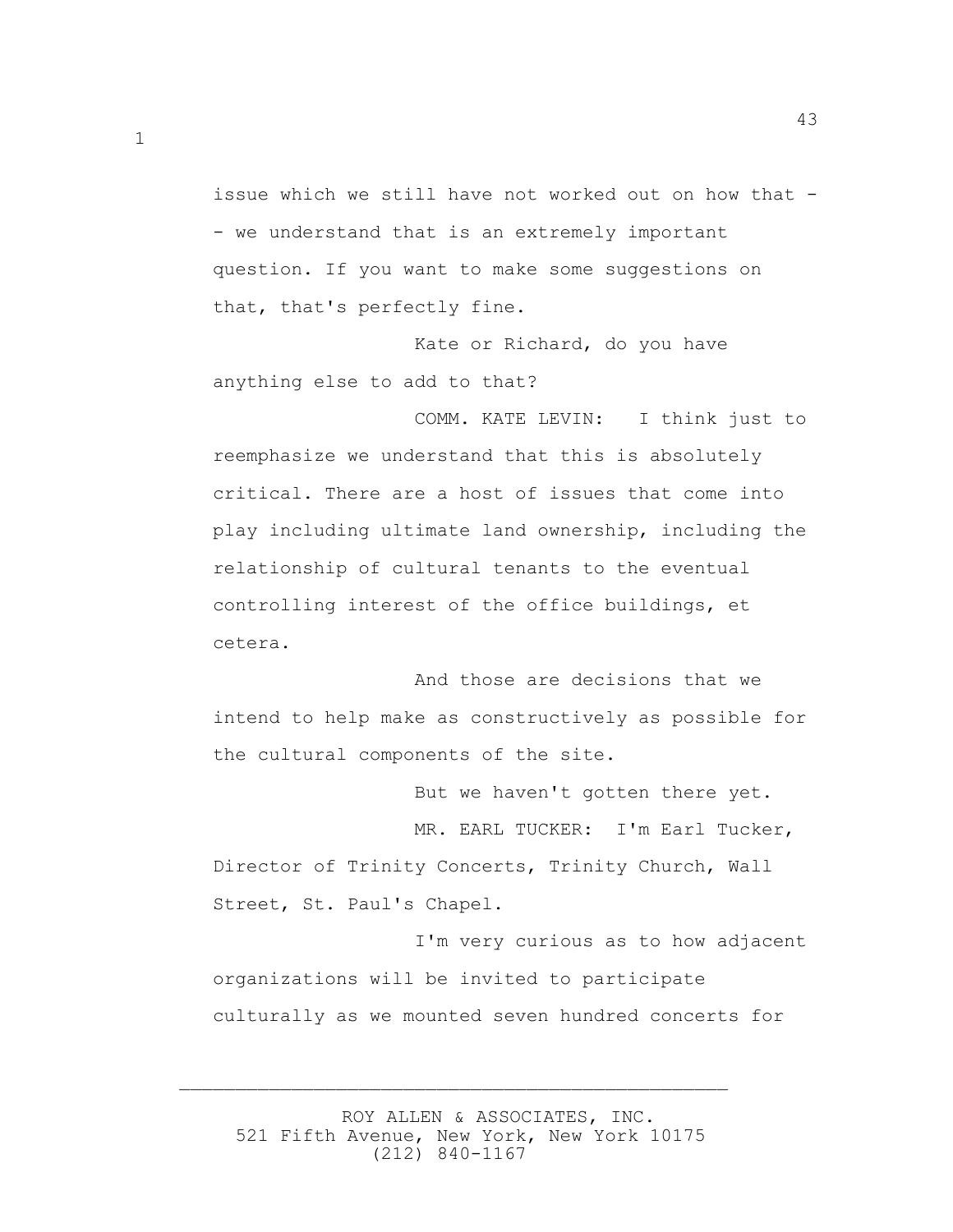issue which we still have not worked out on how that -- we understand that is an extremely important question. If you want to make some suggestions on that, that's perfectly fine.

Kate or Richard, do you have anything else to add to that?

COMM. KATE LEVIN: I think just to reemphasize we understand that this is absolutely critical. There are a host of issues that come into play including ultimate land ownership, including the relationship of cultural tenants to the eventual controlling interest of the office buildings, et cetera.

And those are decisions that we intend to help make as constructively as possible for the cultural components of the site.

But we haven't gotten there yet.

MR. EARL TUCKER: I'm Earl Tucker, Director of Trinity Concerts, Trinity Church, Wall Street, St. Paul's Chapel.

I'm very curious as to how adjacent organizations will be invited to participate culturally as we mounted seven hundred concerts for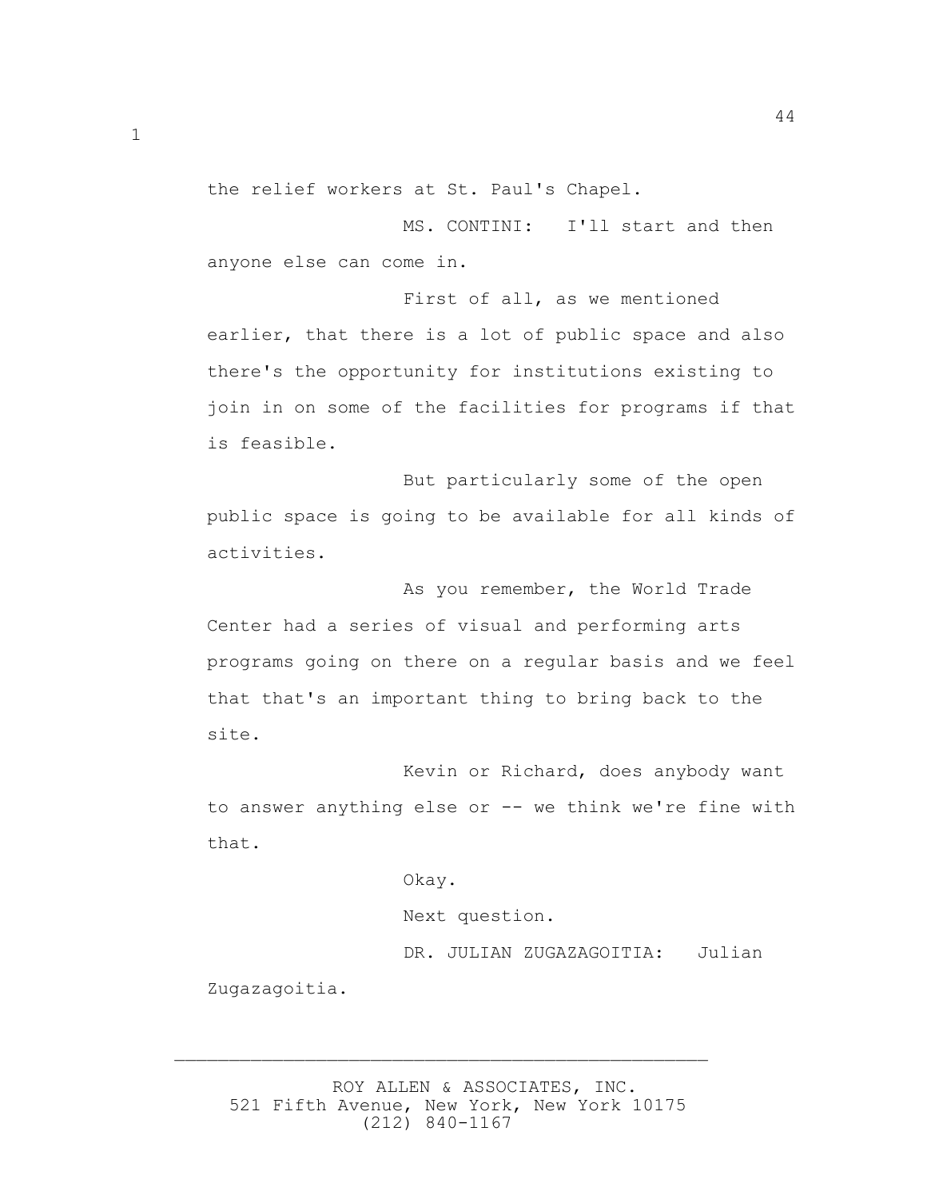the relief workers at St. Paul's Chapel.

MS. CONTINI: I'll start and then anyone else can come in.

First of all, as we mentioned earlier, that there is a lot of public space and also there's the opportunity for institutions existing to join in on some of the facilities for programs if that is feasible.

But particularly some of the open public space is going to be available for all kinds of activities.

As you remember, the World Trade Center had a series of visual and performing arts programs going on there on a regular basis and we feel that that's an important thing to bring back to the site.

Kevin or Richard, does anybody want to answer anything else or -- we think we're fine with that.

Okay.

Next question.

DR. JULIAN ZUGAZAGOITIA: Julian Zugazagoitia.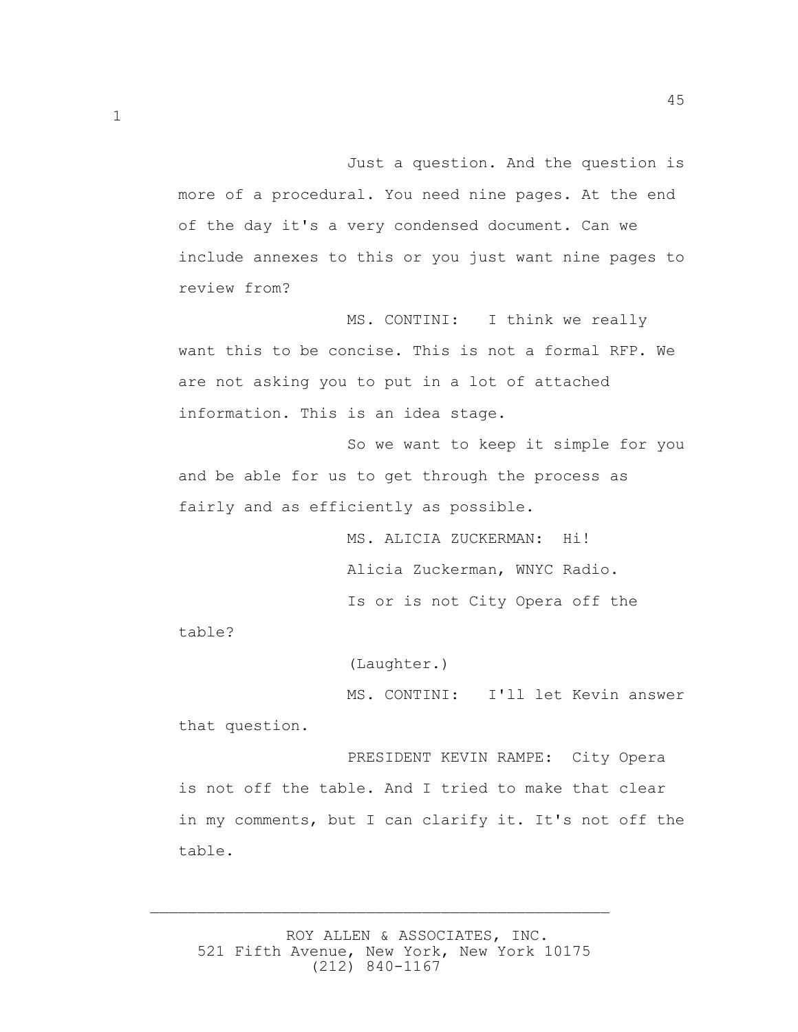Just a question. And the question is more of a procedural. You need nine pages. At the end of the day it's a very condensed document. Can we include annexes to this or you just want nine pages to review from?

MS. CONTINI: I think we really want this to be concise. This is not a formal RFP. We are not asking you to put in a lot of attached information. This is an idea stage.

So we want to keep it simple for you and be able for us to get through the process as fairly and as efficiently as possible.

MS. ALICIA ZUCKERMAN: Hi!

Alicia Zuckerman, WNYC Radio.

Is or is not City Opera off the table?

(Laughter.)

MS. CONTINI: I'll let Kevin answer that question.

PRESIDENT KEVIN RAMPE: City Opera is not off the table. And I tried to make that clear in my comments, but I can clarify it. It's not off the table.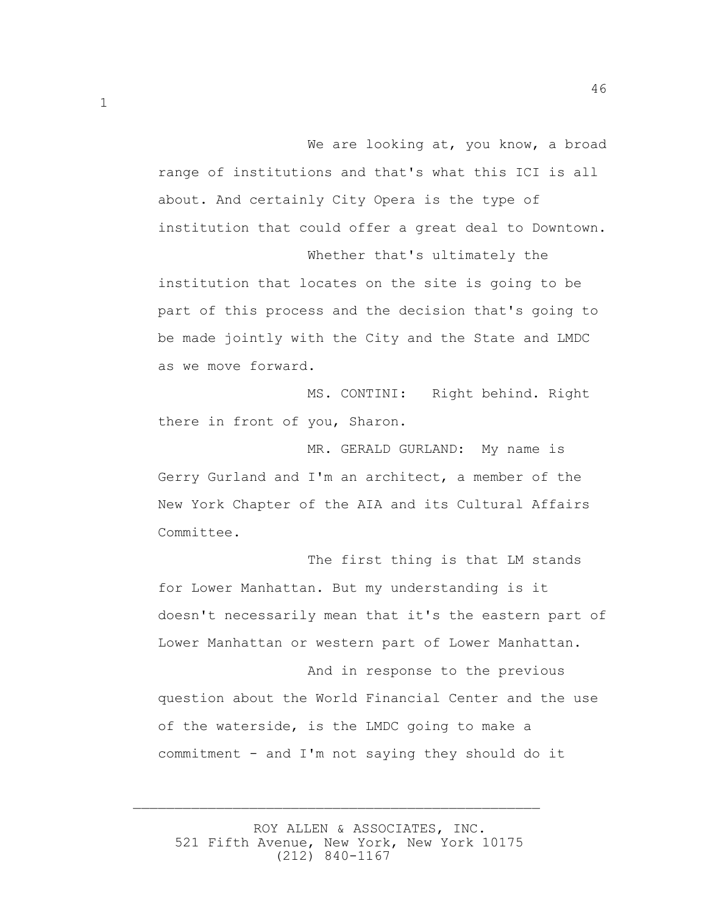We are looking at, you know, a broad range of institutions and that's what this ICI is all about. And certainly City Opera is the type of institution that could offer a great deal to Downtown.

Whether that's ultimately the institution that locates on the site is going to be part of this process and the decision that's going to be made jointly with the City and the State and LMDC as we move forward.

MS. CONTINI: Right behind. Right there in front of you, Sharon.

MR. GERALD GURLAND: My name is Gerry Gurland and I'm an architect, a member of the New York Chapter of the AIA and its Cultural Affairs Committee.

The first thing is that LM stands for Lower Manhattan. But my understanding is it doesn't necessarily mean that it's the eastern part of Lower Manhattan or western part of Lower Manhattan.

And in response to the previous question about the World Financial Center and the use of the waterside, is the LMDC going to make a commitment - and I'm not saying they should do it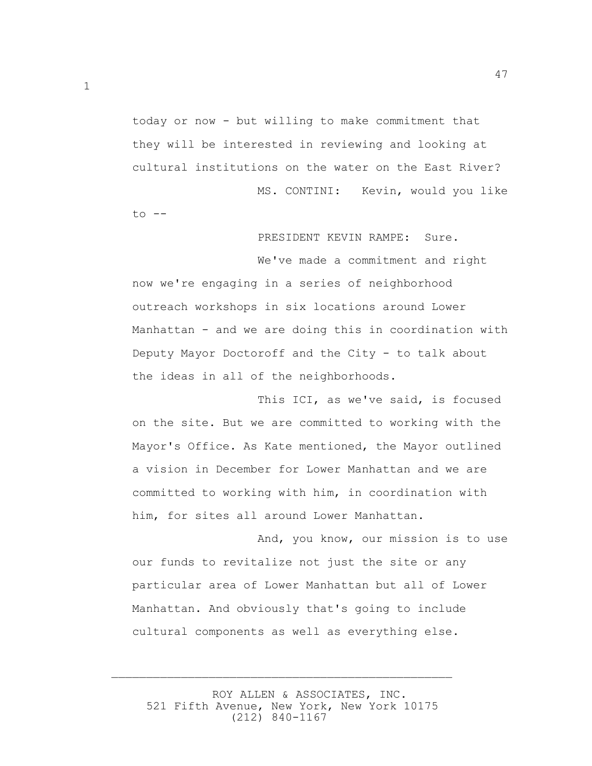today or now - but willing to make commitment that they will be interested in reviewing and looking at cultural institutions on the water on the East River?

MS. CONTINI: Kevin, would you like to --

PRESIDENT KEVIN RAMPE: Sure.

We've made a commitment and right now we're engaging in a series of neighborhood outreach workshops in six locations around Lower Manhattan - and we are doing this in coordination with Deputy Mayor Doctoroff and the City - to talk about the ideas in all of the neighborhoods.

This ICI, as we've said, is focused on the site. But we are committed to working with the Mayor's Office. As Kate mentioned, the Mayor outlined a vision in December for Lower Manhattan and we are committed to working with him, in coordination with him, for sites all around Lower Manhattan.

And, you know, our mission is to use our funds to revitalize not just the site or any particular area of Lower Manhattan but all of Lower Manhattan. And obviously that's going to include cultural components as well as everything else.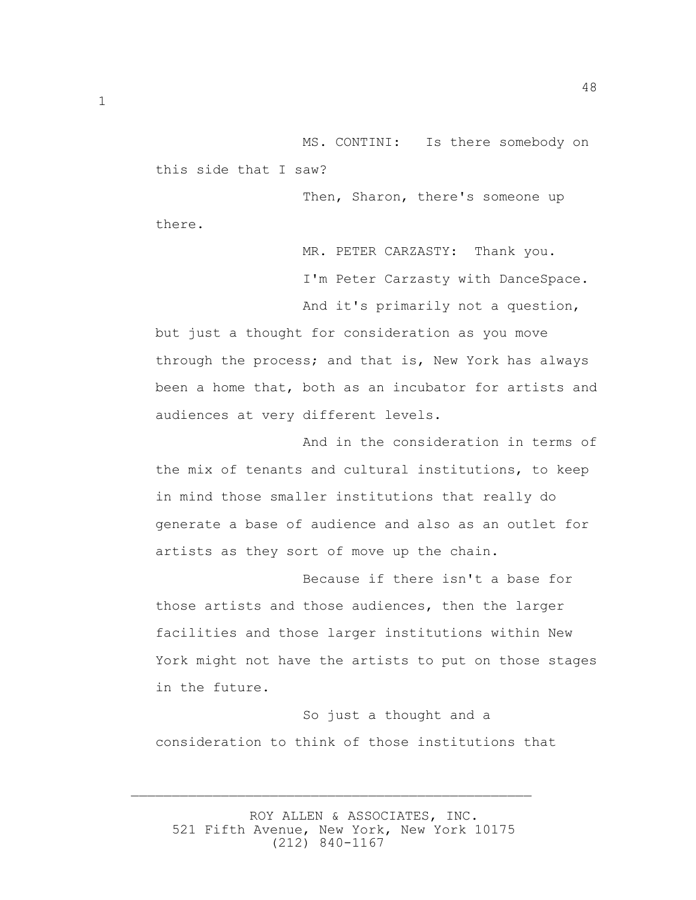MS. CONTINI: Is there somebody on this side that I saw?

Then, Sharon, there's someone up there.

MR. PETER CARZASTY: Thank you.

I'm Peter Carzasty with DanceSpace.

And it's primarily not a question, but just a thought for consideration as you move through the process; and that is, New York has always been a home that, both as an incubator for artists and audiences at very different levels.

And in the consideration in terms of the mix of tenants and cultural institutions, to keep in mind those smaller institutions that really do generate a base of audience and also as an outlet for artists as they sort of move up the chain.

Because if there isn't a base for those artists and those audiences, then the larger facilities and those larger institutions within New York might not have the artists to put on those stages in the future.

So just a thought and a consideration to think of those institutions that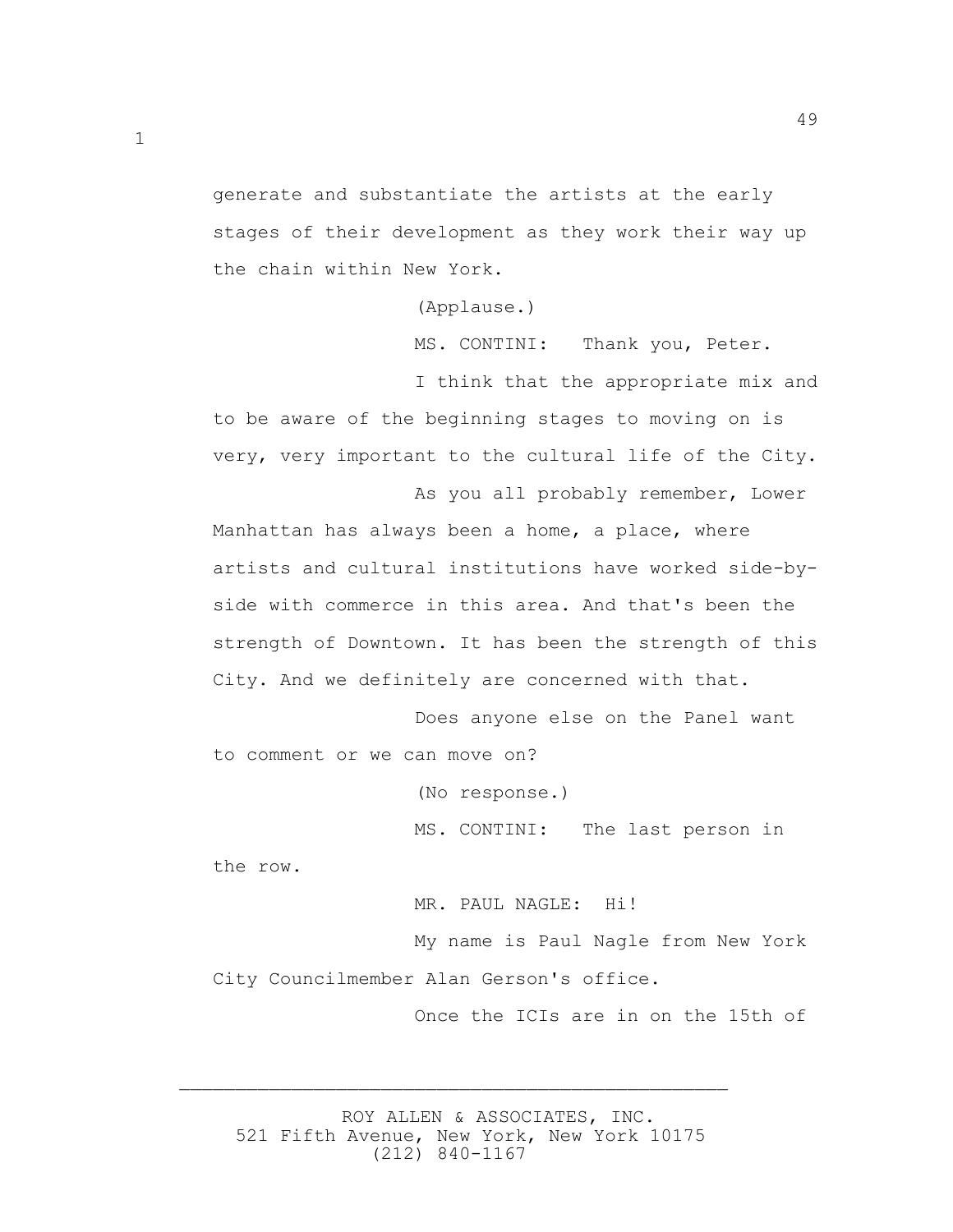generate and substantiate the artists at the early stages of their development as they work their way up the chain within New York.

(Applause.)

MS. CONTINI: Thank you, Peter.

I think that the appropriate mix and to be aware of the beginning stages to moving on is very, very important to the cultural life of the City.

As you all probably remember, Lower Manhattan has always been a home, a place, where artists and cultural institutions have worked side-by-side with commerce in this area. And that's been the strength of Downtown. It has been the strength of this City. And we definitely are concerned with that.

Does anyone else on the Panel want to comment or we can move on?

(No response.)

MS. CONTINI: The last person in the row.

MR. PAUL NAGLE: Hi!

My name is Paul Nagle from New York City Councilmember Alan Gerson's office.

Once the ICIs are in on the 15th of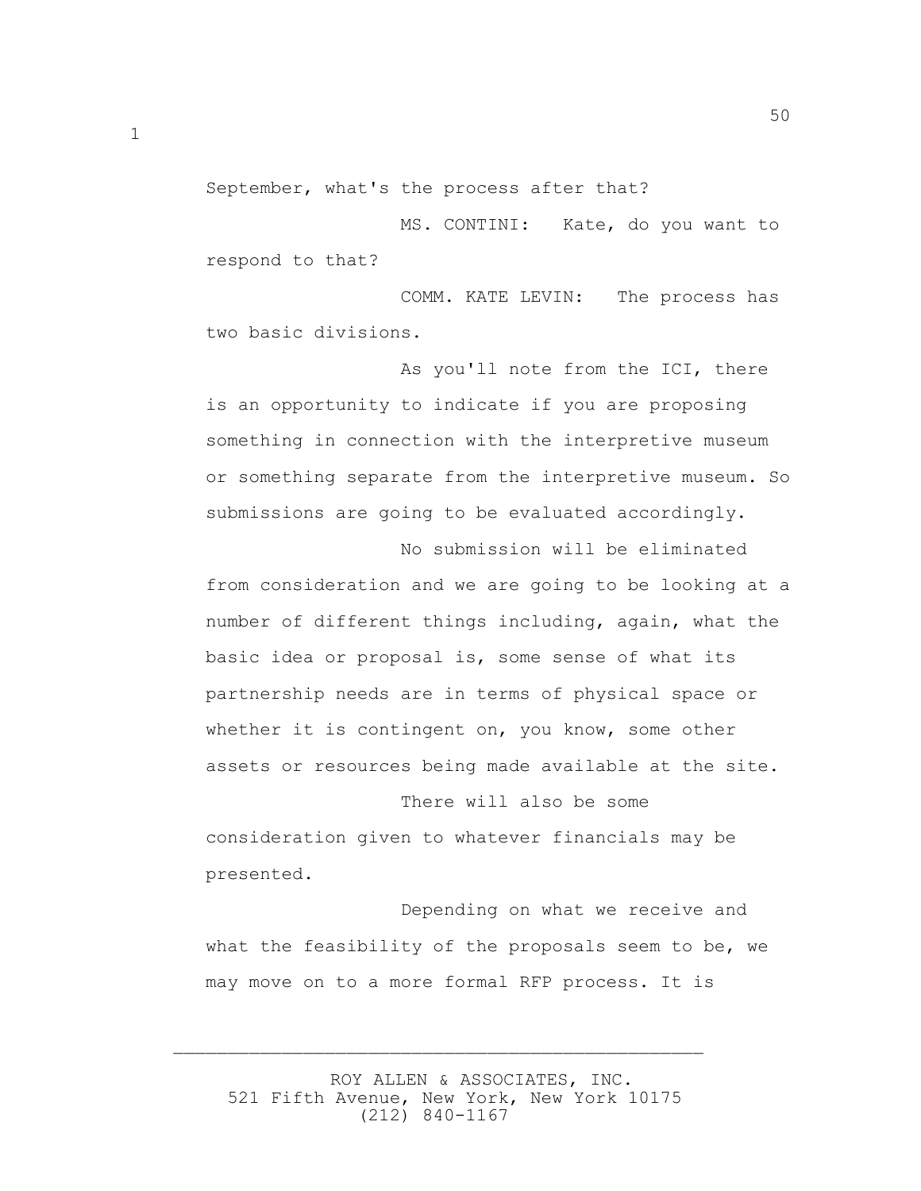September, what's the process after that?

MS. CONTINI: Kate, do you want to respond to that?

COMM. KATE LEVIN: The process has two basic divisions.

As you'll note from the ICI, there is an opportunity to indicate if you are proposing something in connection with the interpretive museum or something separate from the interpretive museum. So submissions are going to be evaluated accordingly.

No submission will be eliminated from consideration and we are going to be looking at a number of different things including, again, what the basic idea or proposal is, some sense of what its partnership needs are in terms of physical space or whether it is contingent on, you know, some other assets or resources being made available at the site.

There will also be some consideration given to whatever financials may be presented.

Depending on what we receive and what the feasibility of the proposals seem to be, we may move on to a more formal RFP process. It is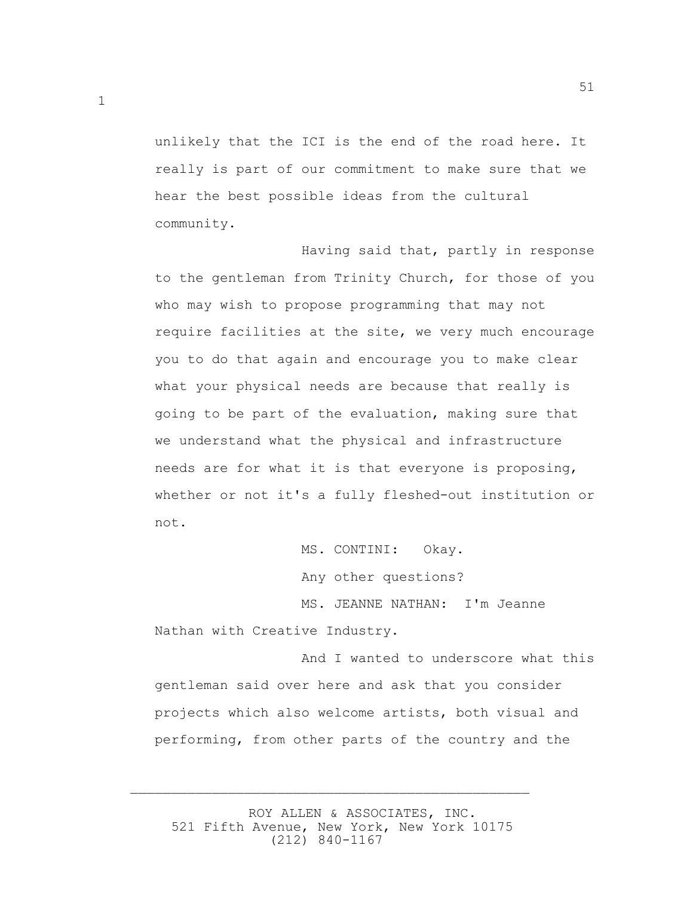unlikely that the ICI is the end of the road here. It really is part of our commitment to make sure that we hear the best possible ideas from the cultural community.

Having said that, partly in response to the gentleman from Trinity Church, for those of you who may wish to propose programming that may not require facilities at the site, we very much encourage you to do that again and encourage you to make clear what your physical needs are because that really is going to be part of the evaluation, making sure that we understand what the physical and infrastructure needs are for what it is that everyone is proposing, whether or not it's a fully fleshed-out institution or not.

MS. CONTINI: Okay.

Any other questions?

MS. JEANNE NATHAN: I'm Jeanne Nathan with Creative Industry.

And I wanted to underscore what this gentleman said over here and ask that you consider projects which also welcome artists, both visual and performing, from other parts of the country and the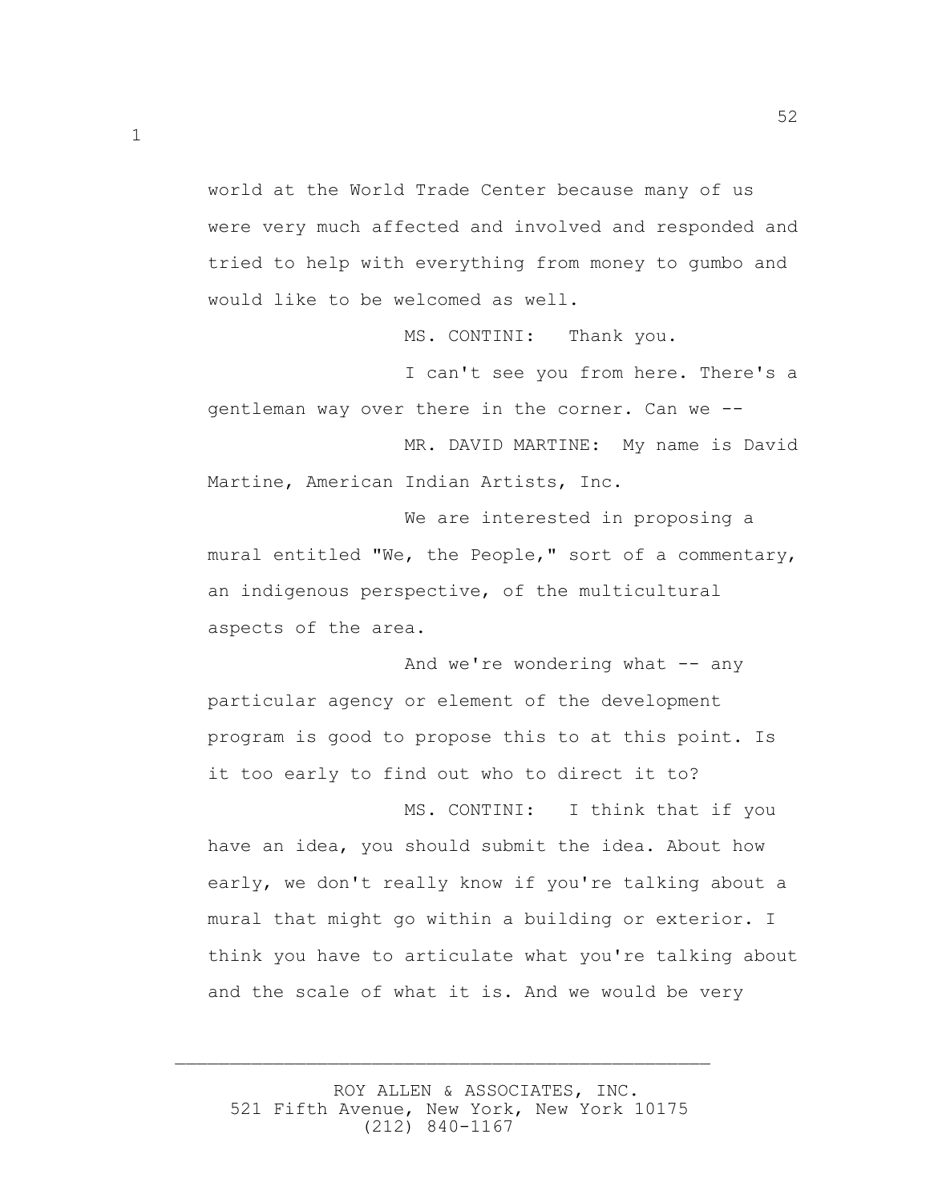world at the World Trade Center because many of us were very much affected and involved and responded and tried to help with everything from money to gumbo and would like to be welcomed as well.

MS. CONTINI: Thank you.

I can't see you from here. There's a gentleman way over there in the corner. Can we --

MR. DAVID MARTINE: My name is David Martine, American Indian Artists, Inc.

We are interested in proposing a mural entitled "We, the People," sort of a commentary, an indigenous perspective, of the multicultural aspects of the area.

And we're wondering what -- any particular agency or element of the development program is good to propose this to at this point. Is it too early to find out who to direct it to?

MS. CONTINI: I think that if you have an idea, you should submit the idea. About how early, we don't really know if you're talking about a mural that might go within a building or exterior. I think you have to articulate what you're talking about and the scale of what it is. And we would be very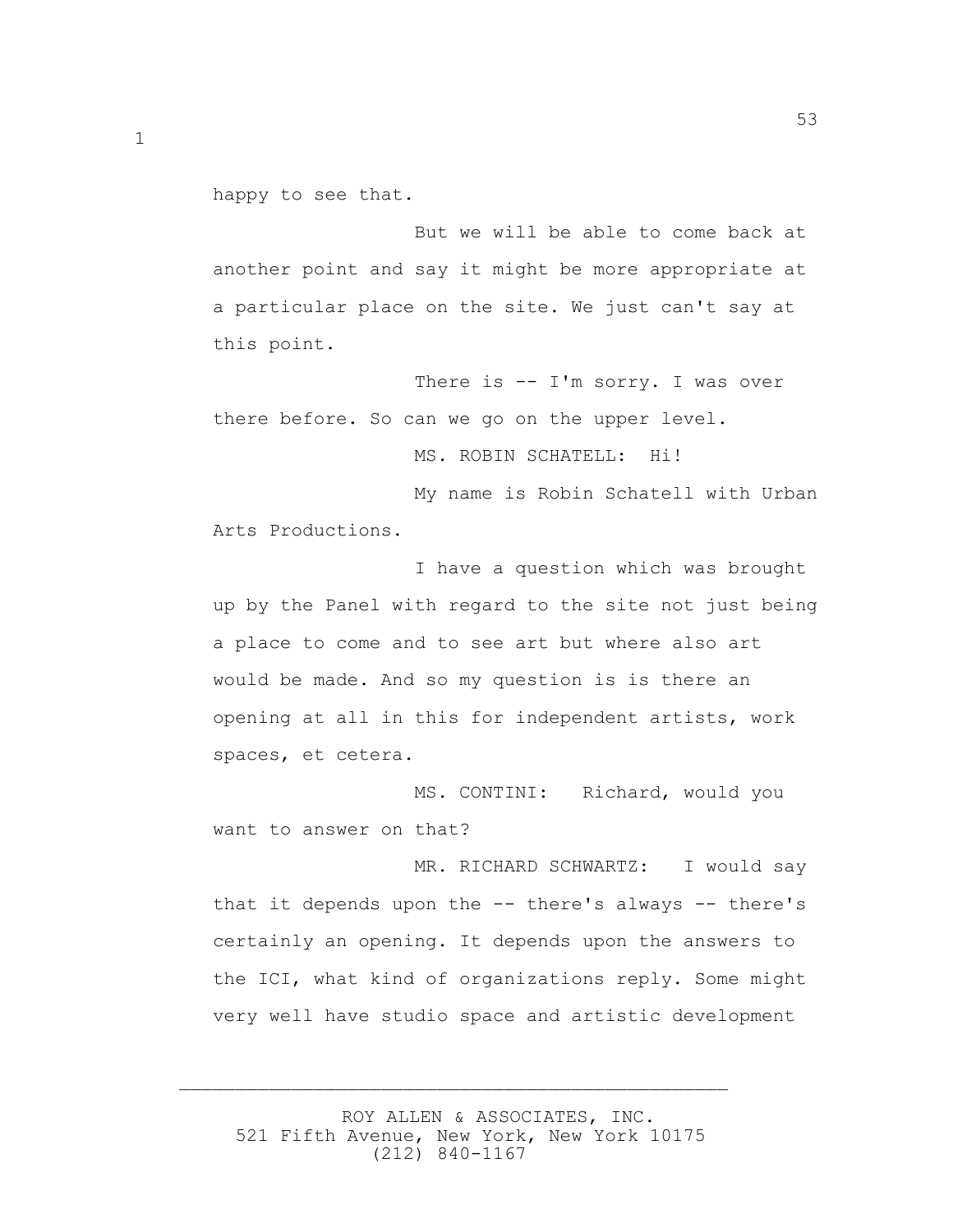happy to see that.

But we will be able to come back at another point and say it might be more appropriate at a particular place on the site. We just can't say at this point.

There is -- I'm sorry. I was over there before. So can we go on the upper level.

MS. ROBIN SCHATELL: Hi!

My name is Robin Schatell with Urban Arts Productions.

I have a question which was brought up by the Panel with regard to the site not just being a place to come and to see art but where also art would be made. And so my question is is there an opening at all in this for independent artists, work spaces, et cetera.

MS. CONTINI: Richard, would you want to answer on that?

MR. RICHARD SCHWARTZ: I would say that it depends upon the -- there's always -- there's certainly an opening. It depends upon the answers to the ICI, what kind of organizations reply. Some might very well have studio space and artistic development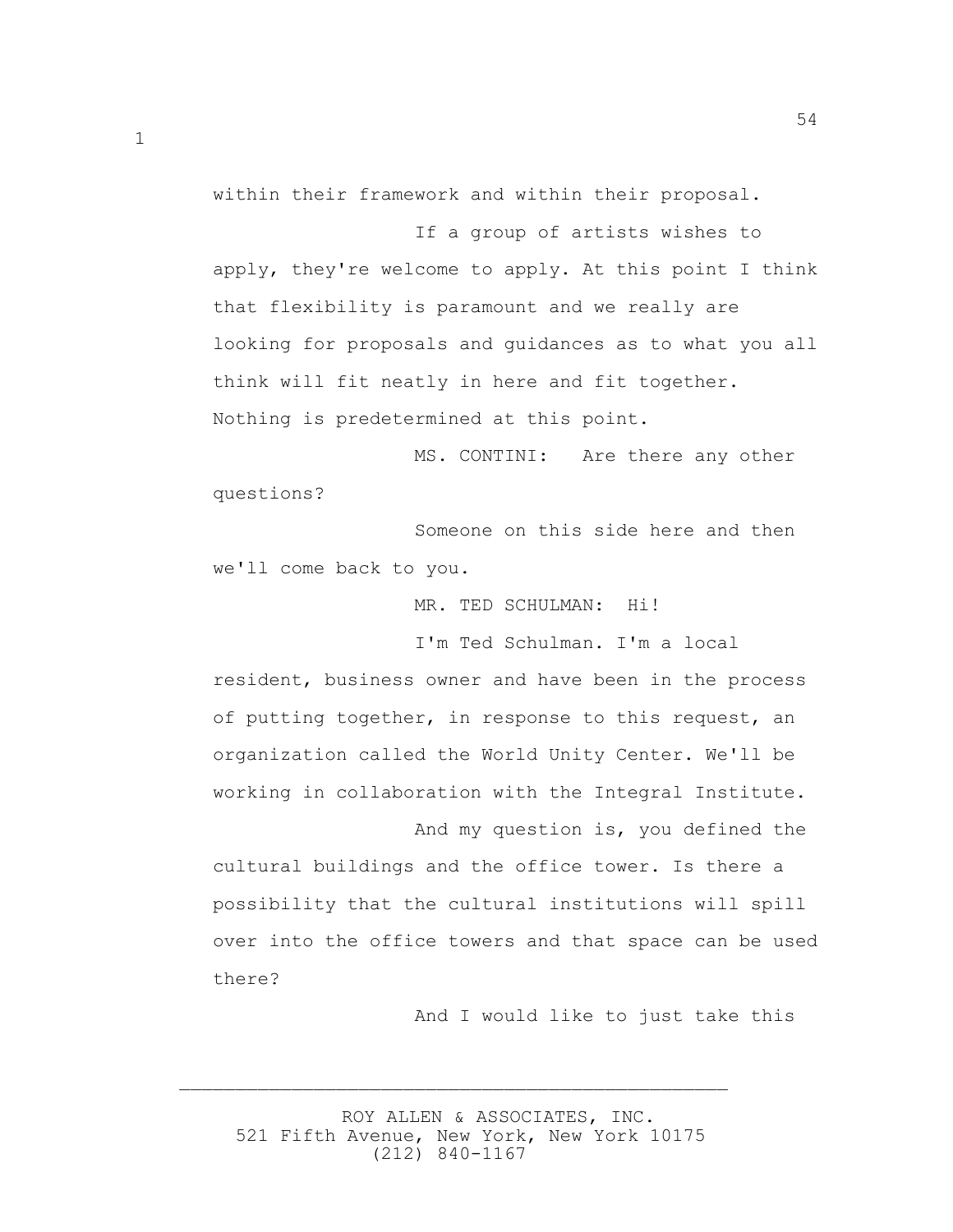within their framework and within their proposal.

If a group of artists wishes to apply, they're welcome to apply. At this point I think that flexibility is paramount and we really are looking for proposals and guidances as to what you all think will fit neatly in here and fit together. Nothing is predetermined at this point.

MS. CONTINI: Are there any other questions?

Someone on this side here and then we'll come back to you.

MR. TED SCHULMAN: Hi!

I'm Ted Schulman. I'm a local resident, business owner and have been in the process of putting together, in response to this request, an organization called the World Unity Center. We'll be working in collaboration with the Integral Institute.

And my question is, you defined the cultural buildings and the office tower. Is there a possibility that the cultural institutions will spill over into the office towers and that space can be used there?

And I would like to just take this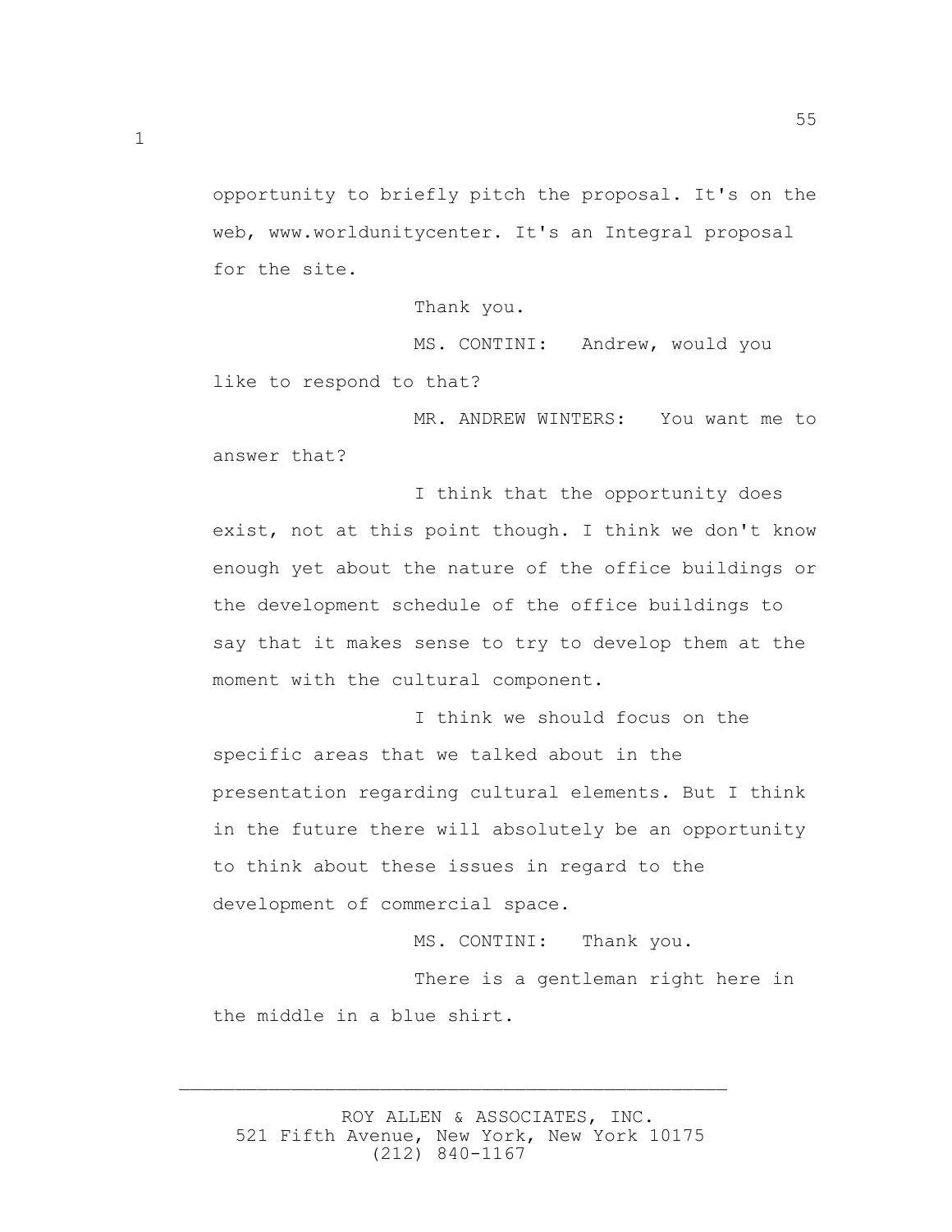opportunity to briefly pitch the proposal. It's on the web, www.worldunitycenter. It's an Integral proposal for the site.

Thank you.

MS. CONTINI: Andrew, would you like to respond to that?

MR. ANDREW WINTERS: You want me to answer that?

I think that the opportunity does exist, not at this point though. I think we don't know enough yet about the nature of the office buildings or the development schedule of the office buildings to say that it makes sense to try to develop them at the moment with the cultural component.

I think we should focus on the specific areas that we talked about in the presentation regarding cultural elements. But I think in the future there will absolutely be an opportunity to think about these issues in regard to the development of commercial space.

MS. CONTINI: Thank you.

There is a gentleman right here in the middle in a blue shirt.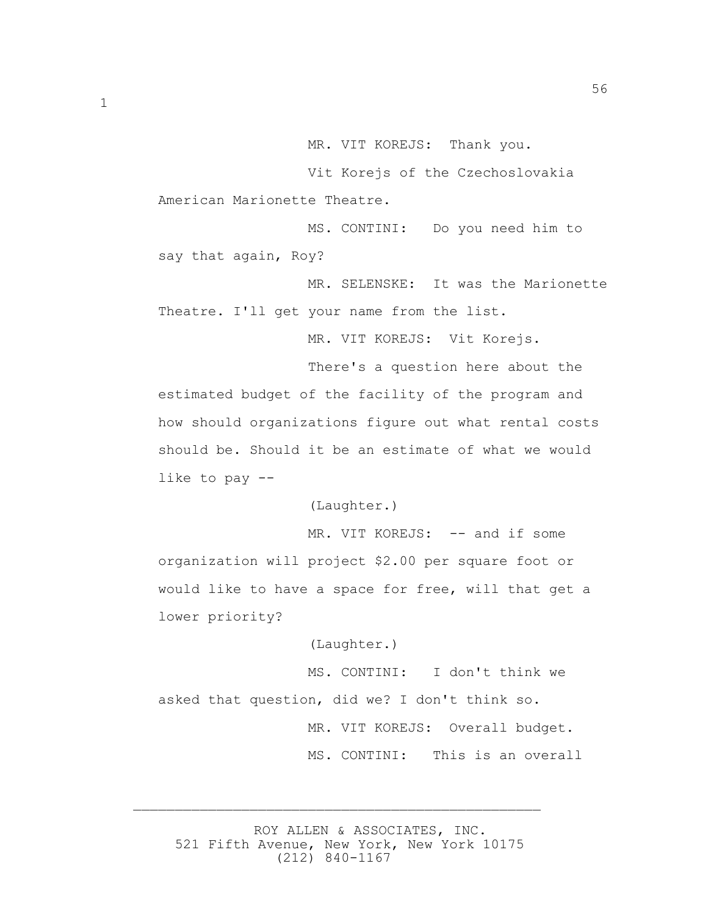MR. VIT KOREJS: Thank you.

Vit Korejs of the Czechoslovakia American Marionette Theatre.

MS. CONTINI: Do you need him to say that again, Roy?

MR. SELENSKE: It was the Marionette Theatre. I'll get your name from the list.

MR. VIT KOREJS: Vit Korejs.

There's a question here about the estimated budget of the facility of the program and how should organizations figure out what rental costs should be. Should it be an estimate of what we would like to pay --

(Laughter.)

MR. VIT KOREJS: -- and if some organization will project $2.00 per square foot or would like to have a space for free, will that get a lower priority?

(Laughter.)

MS. CONTINI: I don't think we asked that question, did we? I don't think so.

MR. VIT KOREJS: Overall budget.

MS. CONTINI: This is an overall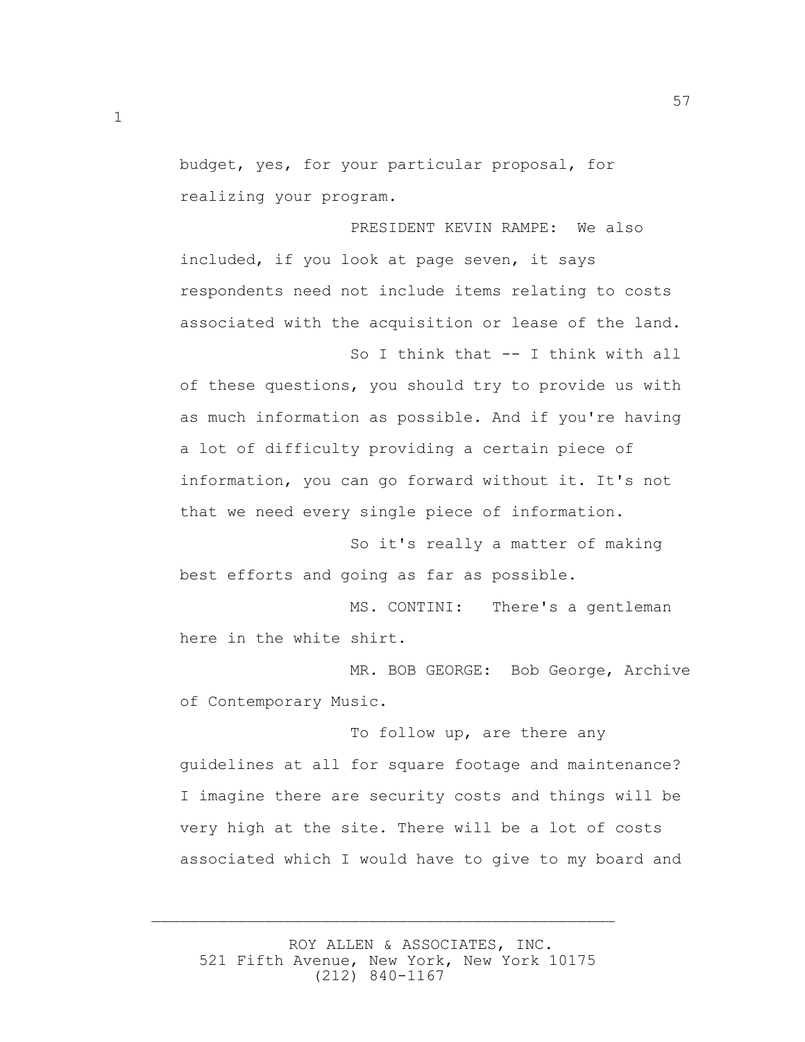budget, yes, for your particular proposal, for realizing your program.

PRESIDENT KEVIN RAMPE: We also included, if you look at page seven, it says respondents need not include items relating to costs associated with the acquisition or lease of the land.

So I think that -- I think with all of these questions, you should try to provide us with as much information as possible. And if you're having a lot of difficulty providing a certain piece of information, you can go forward without it. It's not that we need every single piece of information.

So it's really a matter of making best efforts and going as far as possible.

MS. CONTINI: There's a gentleman here in the white shirt.

MR. BOB GEORGE: Bob George, Archive of Contemporary Music.

To follow up, are there any guidelines at all for square footage and maintenance? I imagine there are security costs and things will be very high at the site. There will be a lot of costs associated which I would have to give to my board and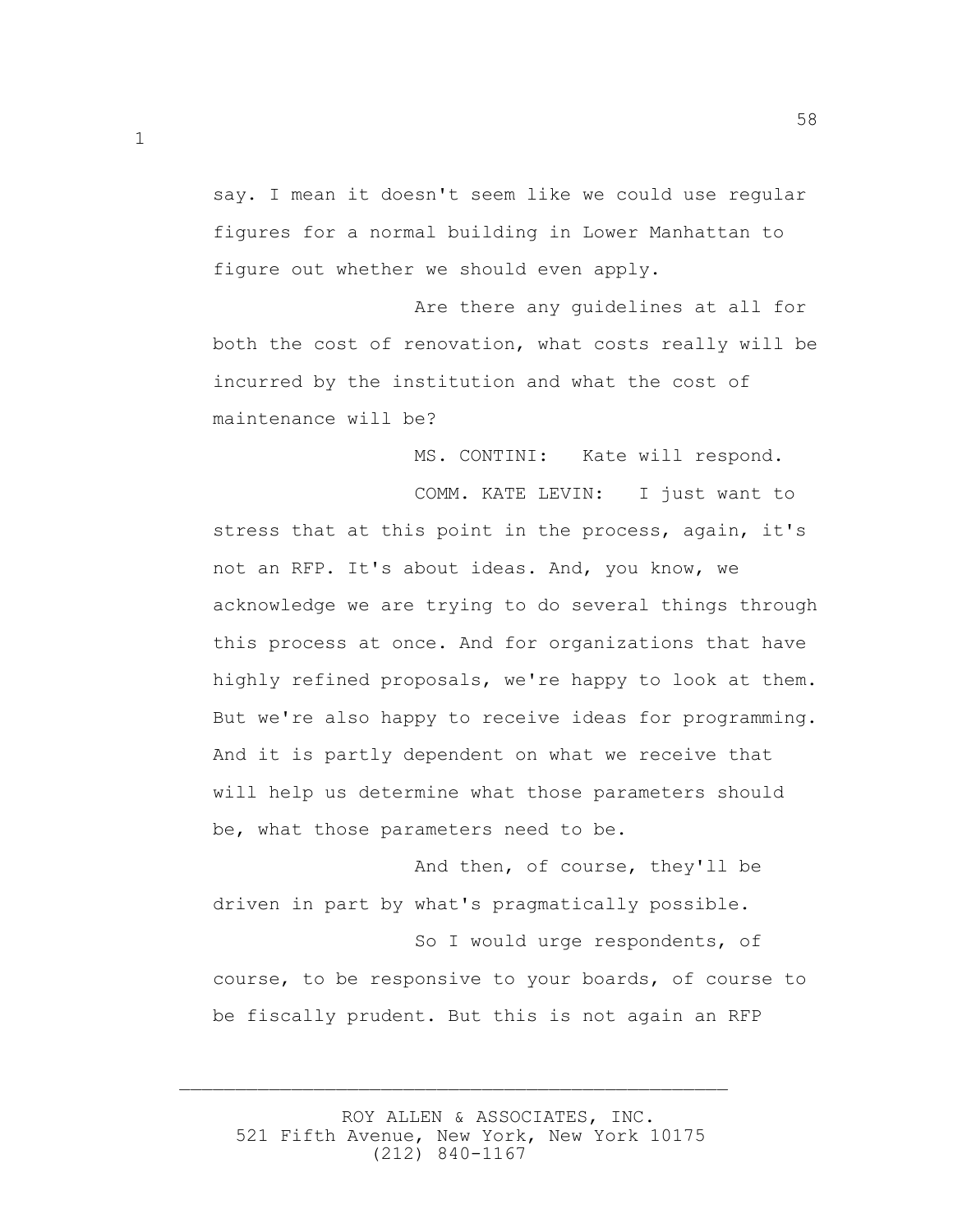say. I mean it doesn't seem like we could use regular figures for a normal building in Lower Manhattan to figure out whether we should even apply.

Are there any guidelines at all for both the cost of renovation, what costs really will be incurred by the institution and what the cost of maintenance will be?

MS. CONTINI: Kate will respond.

COMM. KATE LEVIN: I just want to stress that at this point in the process, again, it's not an RFP. It's about ideas. And, you know, we acknowledge we are trying to do several things through this process at once. And for organizations that have highly refined proposals, we're happy to look at them. But we're also happy to receive ideas for programming. And it is partly dependent on what we receive that will help us determine what those parameters should be, what those parameters need to be.

And then, of course, they'll be driven in part by what's pragmatically possible.

So I would urge respondents, of course, to be responsive to your boards, of course to be fiscally prudent. But this is not again an RFP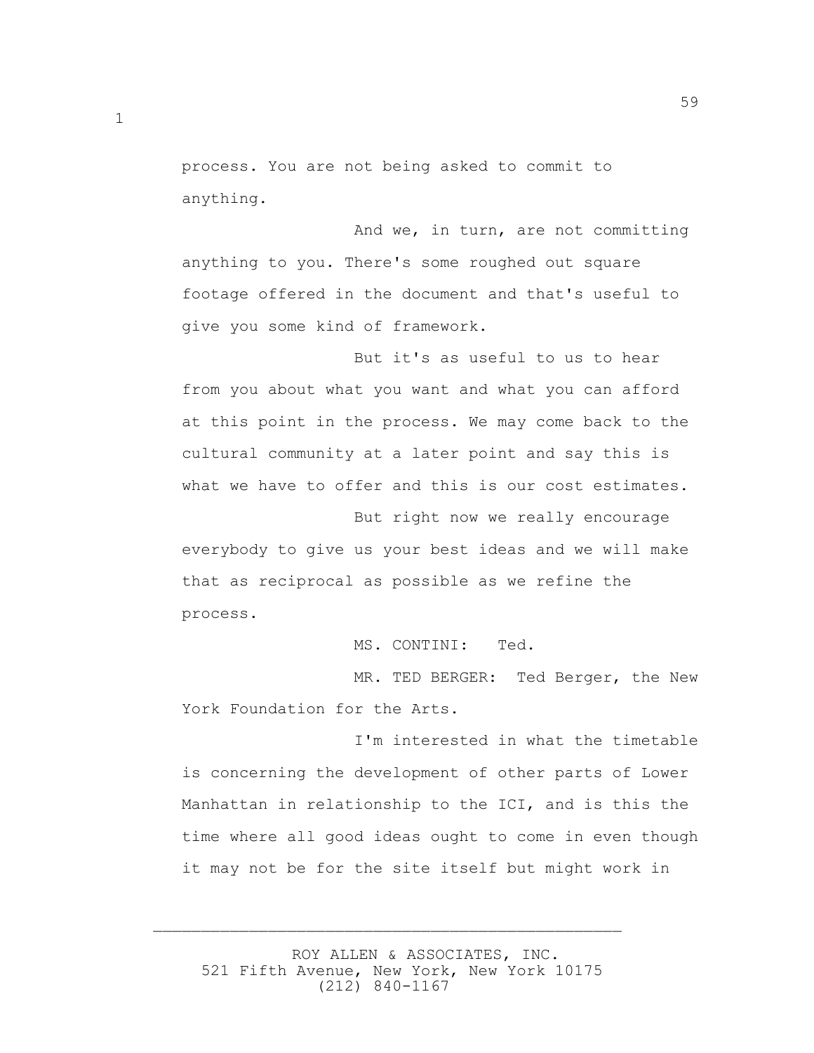process. You are not being asked to commit to anything.

And we, in turn, are not committing anything to you. There's some roughed out square footage offered in the document and that's useful to give you some kind of framework.

But it's as useful to us to hear from you about what you want and what you can afford at this point in the process. We may come back to the cultural community at a later point and say this is what we have to offer and this is our cost estimates.

But right now we really encourage everybody to give us your best ideas and we will make that as reciprocal as possible as we refine the process.

MS. CONTINI: Ted.

MR. TED BERGER: Ted Berger, the New York Foundation for the Arts.

I'm interested in what the timetable is concerning the development of other parts of Lower Manhattan in relationship to the ICI, and is this the time where all good ideas ought to come in even though it may not be for the site itself but might work in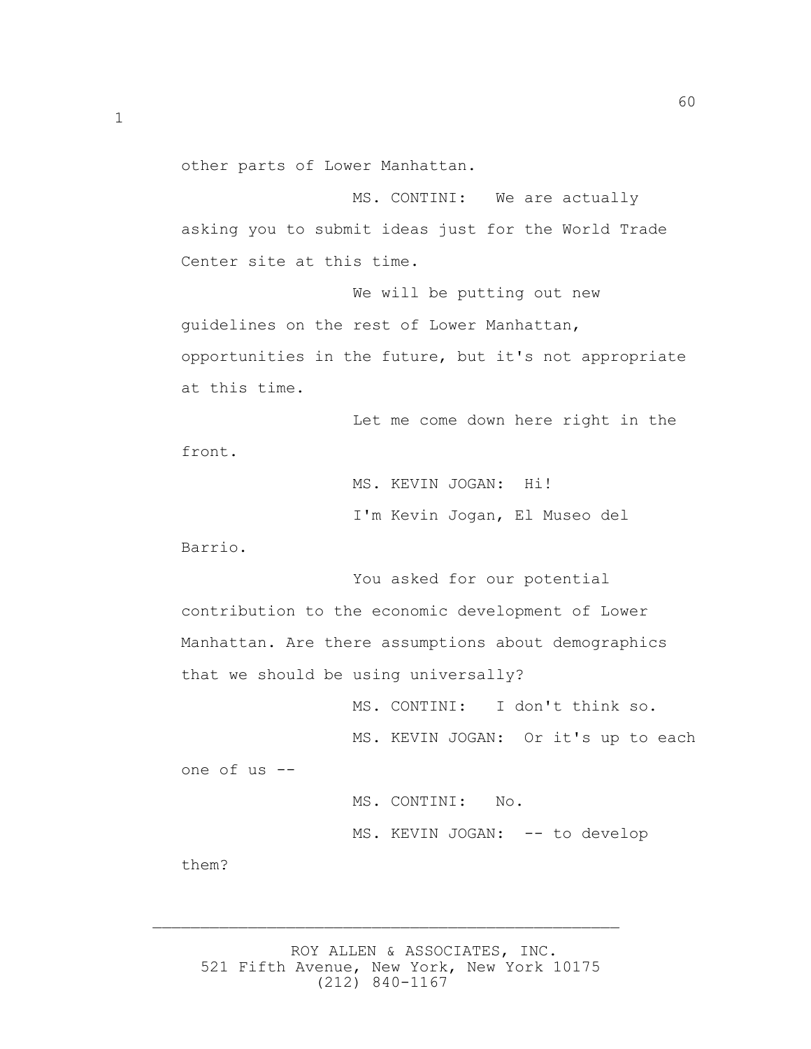other parts of Lower Manhattan.

MS. CONTINI: We are actually asking you to submit ideas just for the World Trade Center site at this time.

We will be putting out new guidelines on the rest of Lower Manhattan, opportunities in the future, but it's not appropriate at this time.

Let me come down here right in the front.

MS. KEVIN JOGAN: Hi!

I'm Kevin Jogan, El Museo del Barrio.

You asked for our potential contribution to the economic development of Lower Manhattan. Are there assumptions about demographics that we should be using universally?

MS. CONTINI: I don't think so.

MS. KEVIN JOGAN: Or it's up to each one of us --

MS. CONTINI: No.

MS. KEVIN JOGAN: -- to develop them?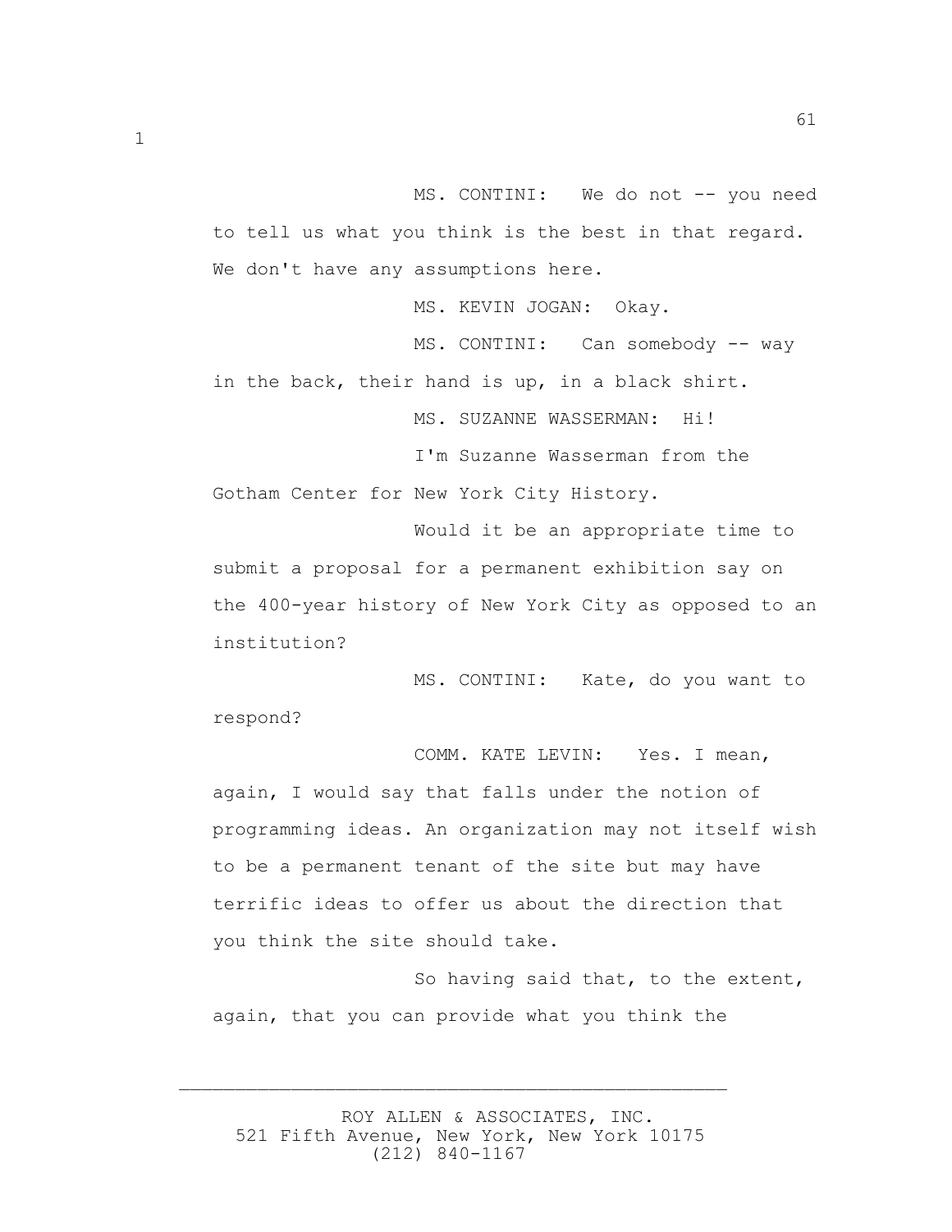MS. CONTINI: We do not -- you need to tell us what you think is the best in that regard. We don't have any assumptions here.

MS. KEVIN JOGAN: Okay.

MS. CONTINI: Can somebody -- way in the back, their hand is up, in a black shirt.

MS. SUZANNE WASSERMAN: Hi!

I'm Suzanne Wasserman from the Gotham Center for New York City History.

Would it be an appropriate time to submit a proposal for a permanent exhibition say on the 400-year history of New York City as opposed to an institution?

MS. CONTINI: Kate, do you want to respond?

COMM. KATE LEVIN: Yes. I mean, again, I would say that falls under the notion of programming ideas. An organization may not itself wish to be a permanent tenant of the site but may have terrific ideas to offer us about the direction that you think the site should take.

So having said that, to the extent, again, that you can provide what you think the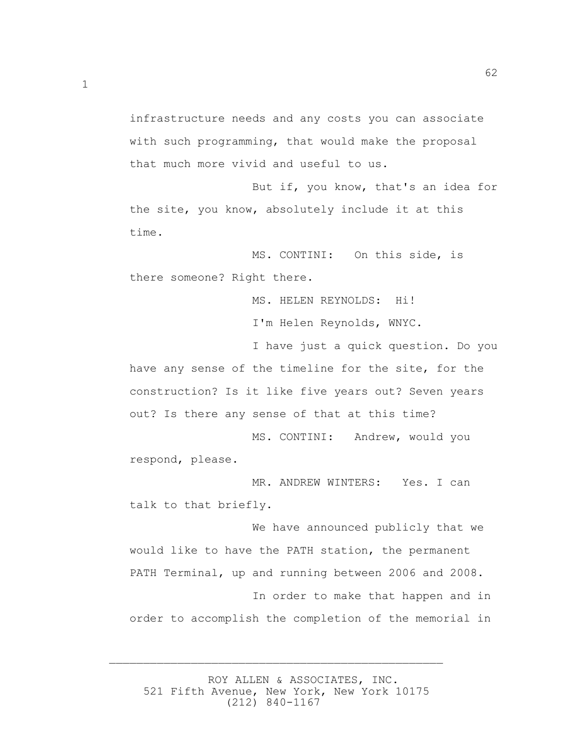infrastructure needs and any costs you can associate with such programming, that would make the proposal that much more vivid and useful to us.

But if, you know, that's an idea for the site, you know, absolutely include it at this time.

MS. CONTINI: On this side, is there someone? Right there.

MS. HELEN REYNOLDS: Hi!

I'm Helen Reynolds, WNYC.

I have just a quick question. Do you have any sense of the timeline for the site, for the construction? Is it like five years out? Seven years out? Is there any sense of that at this time?

MS. CONTINI: Andrew, would you respond, please.

MR. ANDREW WINTERS: Yes. I can talk to that briefly.

We have announced publicly that we would like to have the PATH station, the permanent PATH Terminal, up and running between 2006 and 2008.

In order to make that happen and in order to accomplish the completion of the memorial in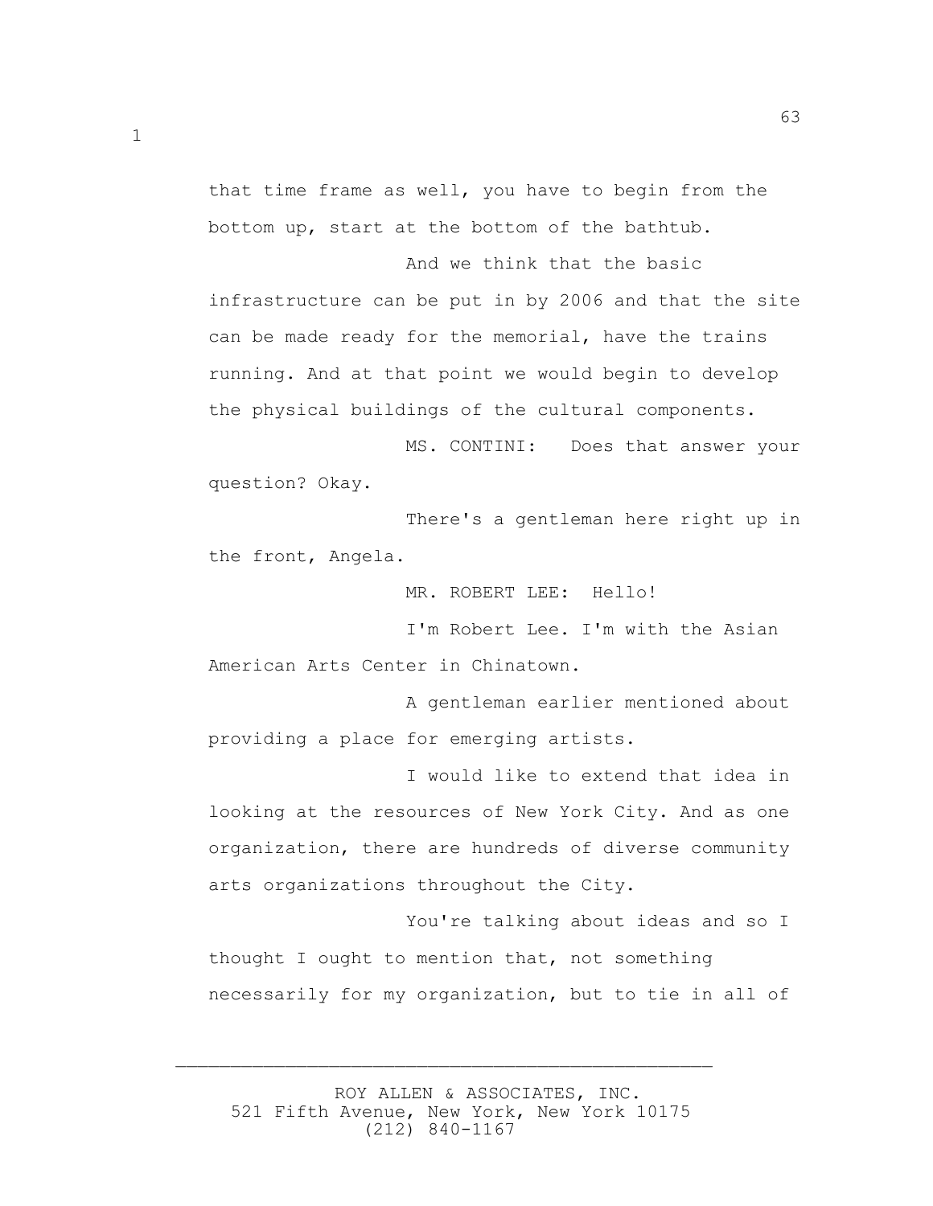that time frame as well, you have to begin from the bottom up, start at the bottom of the bathtub.

And we think that the basic infrastructure can be put in by 2006 and that the site can be made ready for the memorial, have the trains running. And at that point we would begin to develop the physical buildings of the cultural components.

MS. CONTINI: Does that answer your question? Okay.

There's a gentleman here right up in the front, Angela.

MR. ROBERT LEE: Hello!

I'm Robert Lee. I'm with the Asian American Arts Center in Chinatown.

A gentleman earlier mentioned about providing a place for emerging artists.

I would like to extend that idea in looking at the resources of New York City. And as one organization, there are hundreds of diverse community arts organizations throughout the City.

You're talking about ideas and so I thought I ought to mention that, not something necessarily for my organization, but to tie in all of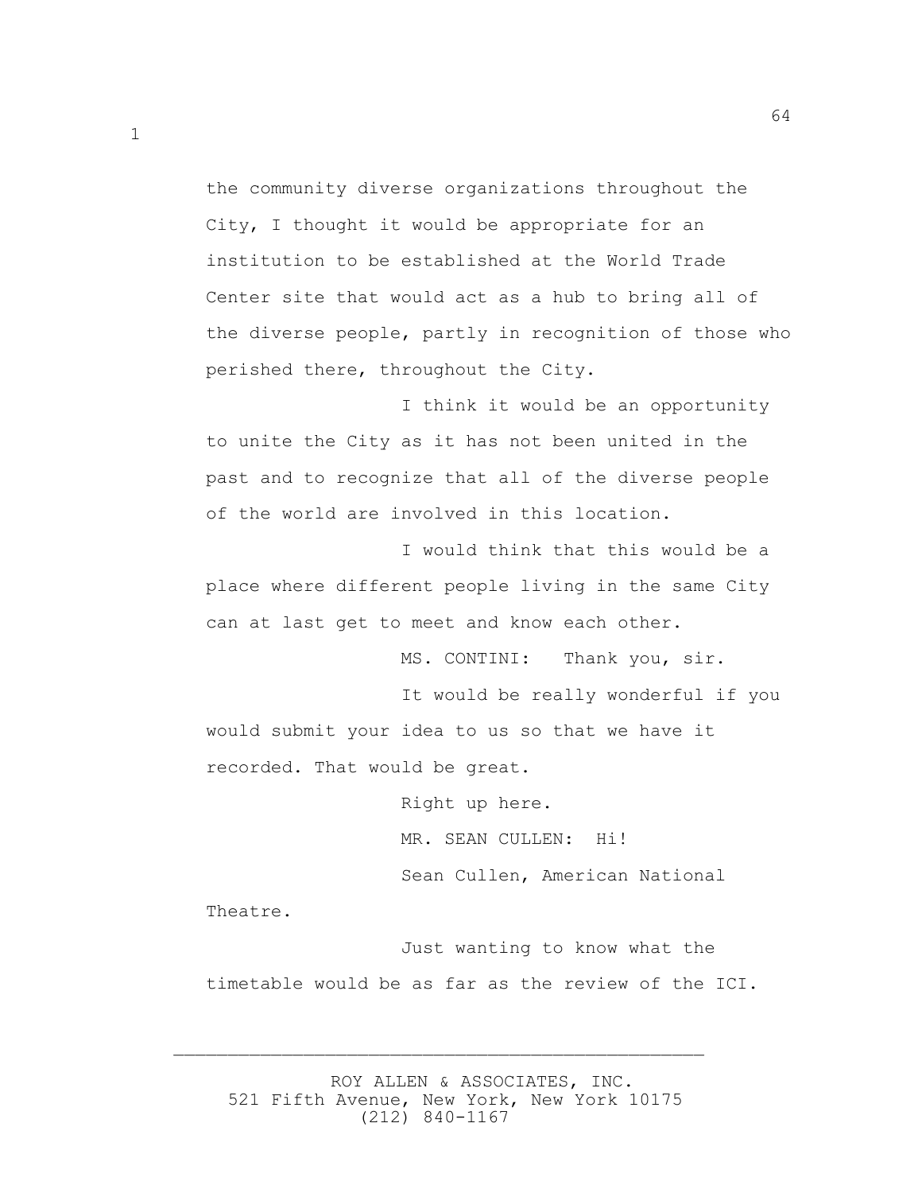the community diverse organizations throughout the City, I thought it would be appropriate for an institution to be established at the World Trade Center site that would act as a hub to bring all of the diverse people, partly in recognition of those who perished there, throughout the City.

I think it would be an opportunity to unite the City as it has not been united in the past and to recognize that all of the diverse people of the world are involved in this location.

I would think that this would be a place where different people living in the same City can at last get to meet and know each other.

MS. CONTINI: Thank you, sir.

It would be really wonderful if you would submit your idea to us so that we have it recorded. That would be great.

Right up here.

MR. SEAN CULLEN: Hi!

Sean Cullen, American National Theatre.

Just wanting to know what the timetable would be as far as the review of the ICI.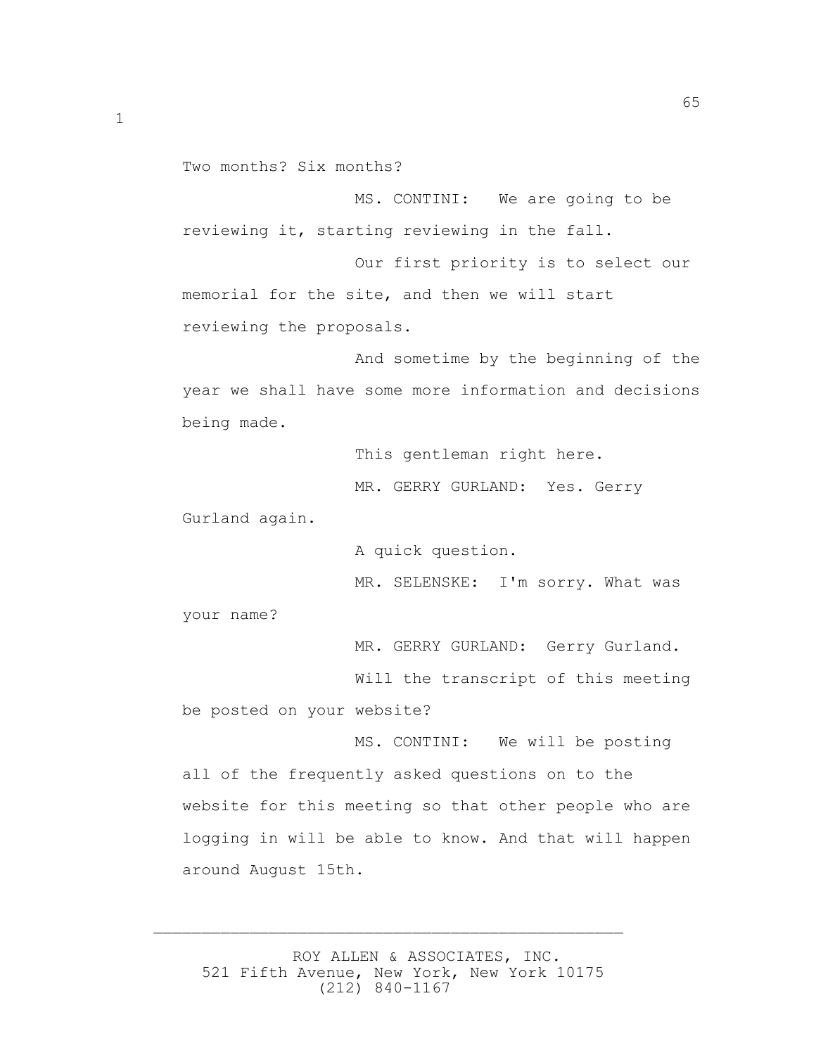Two months? Six months?

MS. CONTINI: We are going to be reviewing it, starting reviewing in the fall.

Our first priority is to select our memorial for the site, and then we will start reviewing the proposals.

And sometime by the beginning of the year we shall have some more information and decisions being made.

This gentleman right here.

MR. GERRY GURLAND: Yes. Gerry Gurland again.

A quick question.

MR. SELENSKE: I'm sorry. What was your name?

MR. GERRY GURLAND: Gerry Gurland.

Will the transcript of this meeting be posted on your website?

MS. CONTINI: We will be posting all of the frequently asked questions on to the website for this meeting so that other people who are logging in will be able to know. And that will happen around August 15th.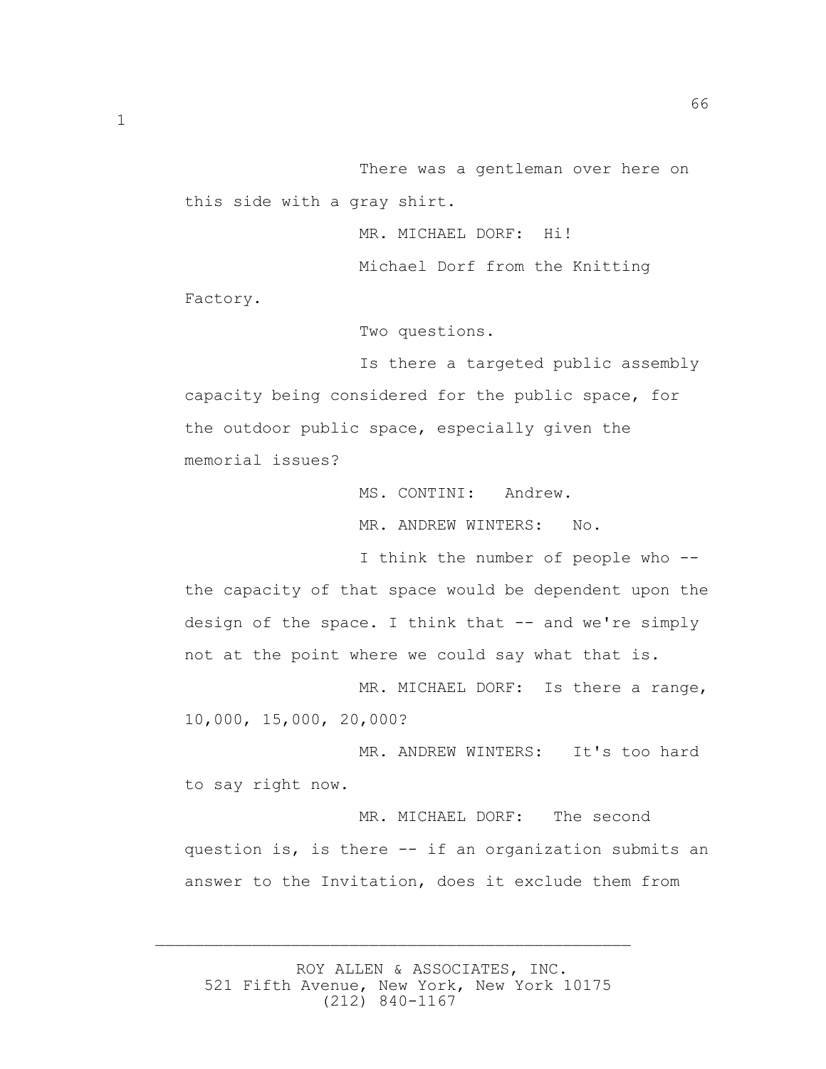There was a gentleman over here on this side with a gray shirt.

MR. MICHAEL DORF: Hi!

Michael Dorf from the Knitting Factory.

Two questions.

Is there a targeted public assembly capacity being considered for the public space, for the outdoor public space, especially given the memorial issues?

MS. CONTINI: Andrew.

MR. ANDREW WINTERS: No.

I think the number of people who -- the capacity of that space would be dependent upon the design of the space. I think that -- and we're simply not at the point where we could say what that is.

MR. MICHAEL DORF: Is there a range, 10,000, 15,000, 20,000?

MR. ANDREW WINTERS: It's too hard to say right now.

MR. MICHAEL DORF: The second question is, is there -- if an organization submits an answer to the Invitation, does it exclude them from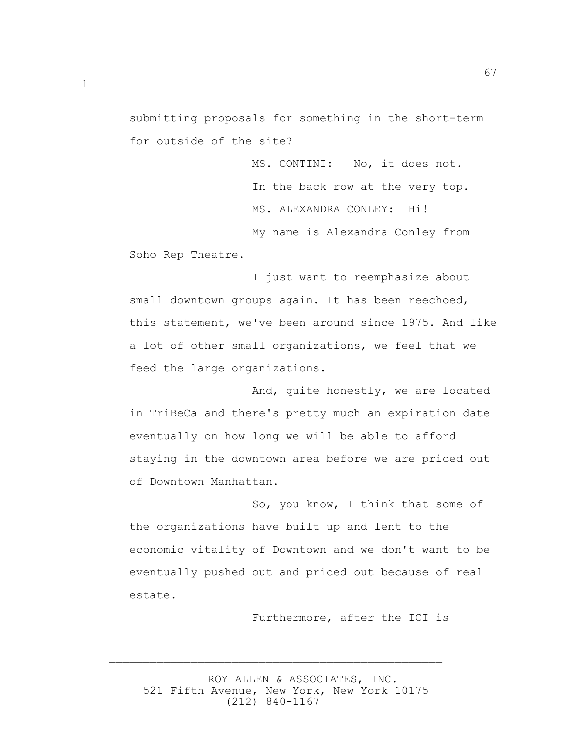submitting proposals for something in the short-term for outside of the site?

MS. CONTINI: No, it does not.

In the back row at the very top.

MS. ALEXANDRA CONLEY: Hi!

My name is Alexandra Conley from Soho Rep Theatre.

I just want to reemphasize about small downtown groups again. It has been reechoed, this statement, we've been around since 1975. And like a lot of other small organizations, we feel that we feed the large organizations.

And, quite honestly, we are located in TriBeCa and there's pretty much an expiration date eventually on how long we will be able to afford staying in the downtown area before we are priced out of Downtown Manhattan.

So, you know, I think that some of the organizations have built up and lent to the economic vitality of Downtown and we don't want to be eventually pushed out and priced out because of real estate.

Furthermore, after the ICI is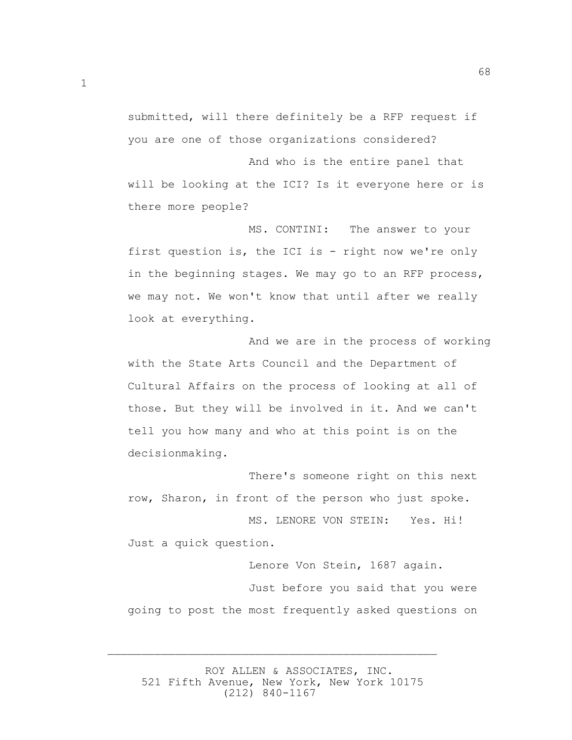submitted, will there definitely be a RFP request if you are one of those organizations considered?

And who is the entire panel that will be looking at the ICI? Is it everyone here or is there more people?

MS. CONTINI: The answer to your first question is, the ICI is - right now we're only in the beginning stages. We may go to an RFP process, we may not. We won't know that until after we really look at everything.

And we are in the process of working with the State Arts Council and the Department of Cultural Affairs on the process of looking at all of those. But they will be involved in it. And we can't tell you how many and who at this point is on the decisionmaking.

There's someone right on this next row, Sharon, in front of the person who just spoke.

MS. LENORE VON STEIN: Yes. Hi! Just a quick question.

Lenore Von Stein, 1687 again.

Just before you said that you were going to post the most frequently asked questions on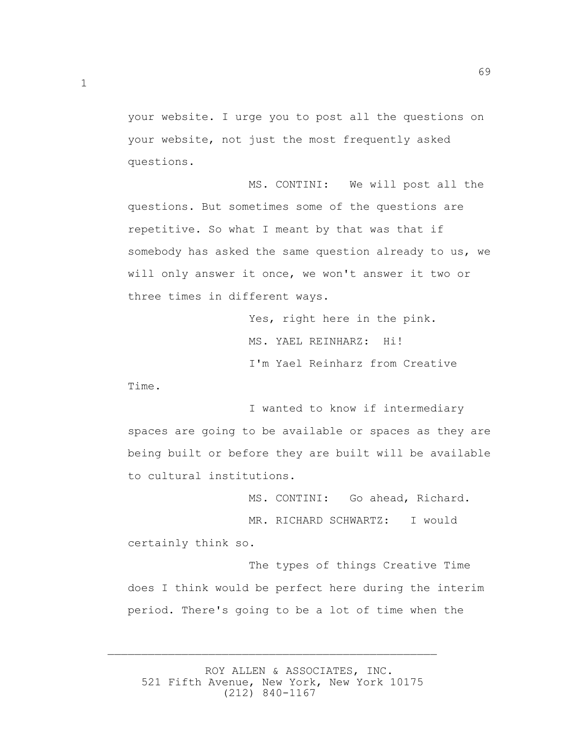your website. I urge you to post all the questions on your website, not just the most frequently asked questions.

MS. CONTINI: We will post all the questions. But sometimes some of the questions are repetitive. So what I meant by that was that if somebody has asked the same question already to us, we will only answer it once, we won't answer it two or three times in different ways.

Yes, right here in the pink.

MS. YAEL REINHARZ: Hi!

I'm Yael Reinharz from Creative Time.

I wanted to know if intermediary spaces are going to be available or spaces as they are being built or before they are built will be available to cultural institutions.

MS. CONTINI: Go ahead, Richard.

MR. RICHARD SCHWARTZ: I would certainly think so.

The types of things Creative Time does I think would be perfect here during the interim period. There's going to be a lot of time when the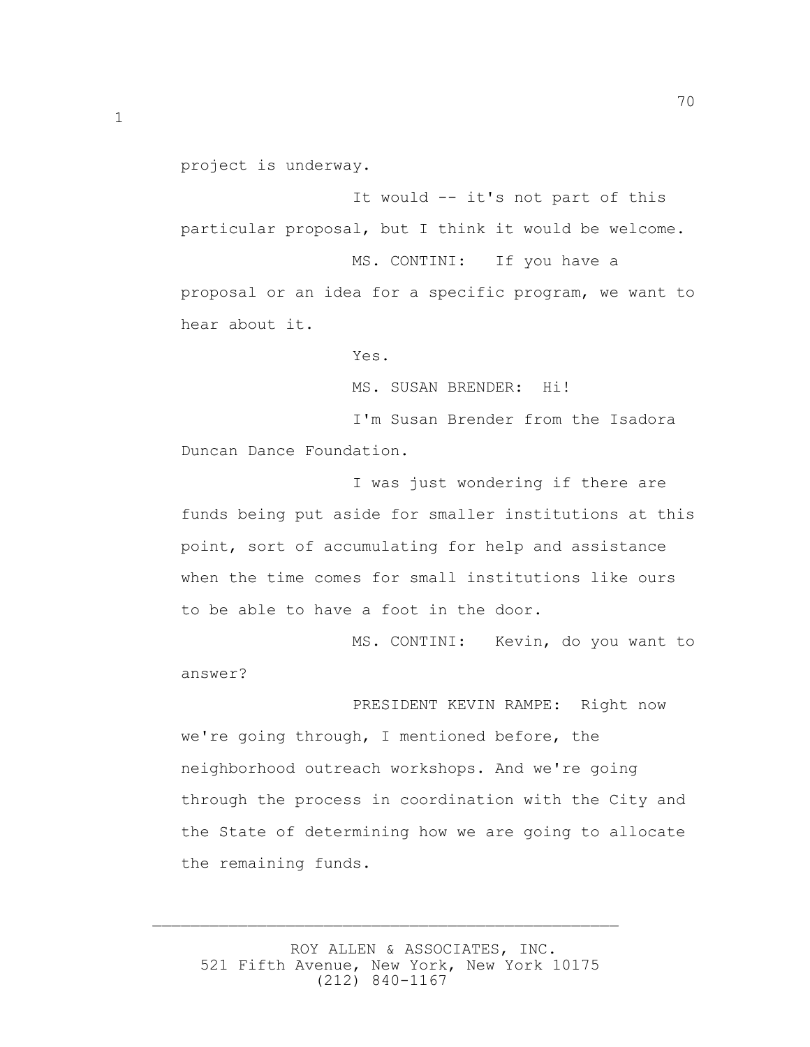project is underway.

It would -- it's not part of this particular proposal, but I think it would be welcome.

MS. CONTINI: If you have a proposal or an idea for a specific program, we want to hear about it.

Yes.

MS. SUSAN BRENDER: Hi!

I'm Susan Brender from the Isadora Duncan Dance Foundation.

I was just wondering if there are funds being put aside for smaller institutions at this point, sort of accumulating for help and assistance when the time comes for small institutions like ours to be able to have a foot in the door.

MS. CONTINI: Kevin, do you want to answer?

PRESIDENT KEVIN RAMPE: Right now we're going through, I mentioned before, the neighborhood outreach workshops. And we're going through the process in coordination with the City and the State of determining how we are going to allocate the remaining funds.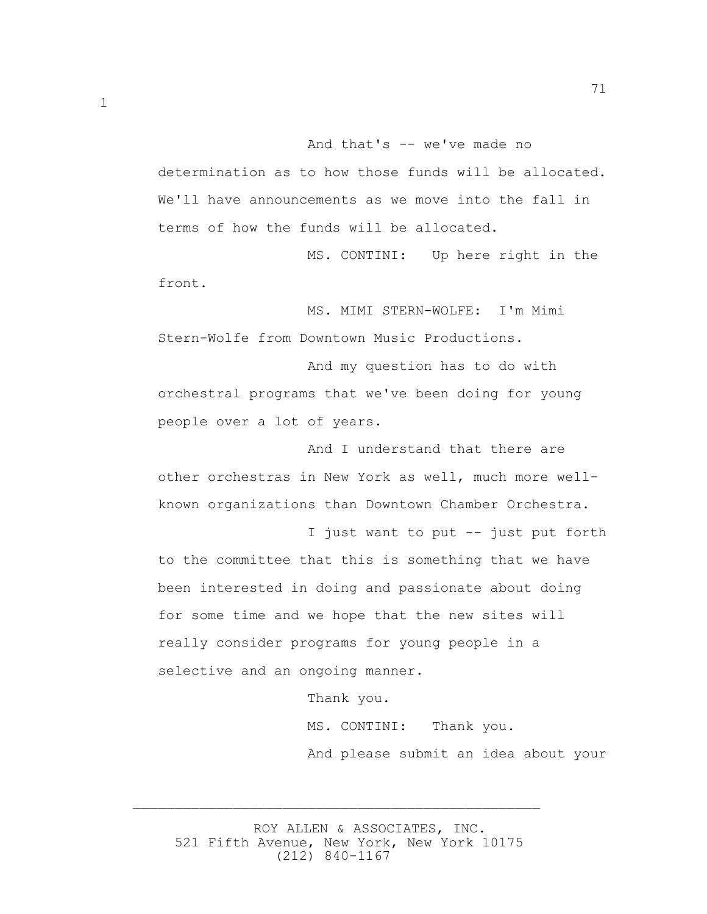And that's -- we've made no determination as to how those funds will be allocated. We'll have announcements as we move into the fall in terms of how the funds will be allocated.

MS. CONTINI: Up here right in the front.

MS. MIMI STERN-WOLFE: I'm Mimi Stern-Wolfe from Downtown Music Productions.

And my question has to do with orchestral programs that we've been doing for young people over a lot of years.

And I understand that there are other orchestras in New York as well, much more well-known organizations than Downtown Chamber Orchestra.

I just want to put -- just put forth to the committee that this is something that we have been interested in doing and passionate about doing for some time and we hope that the new sites will really consider programs for young people in a selective and an ongoing manner.

Thank you.

MS. CONTINI: Thank you.

And please submit an idea about your

ROY ALLEN & ASSOCIATES, INC.
521 Fifth Avenue, New York, New York 10175
(212) 840-1167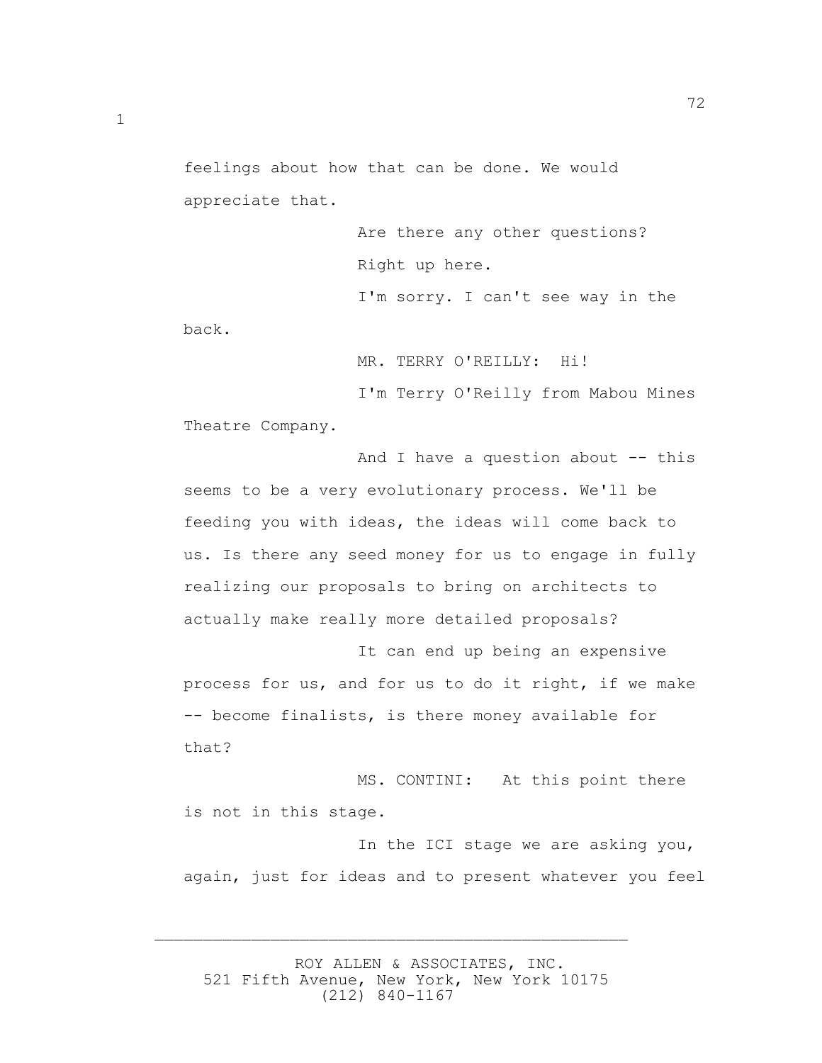feelings about how that can be done. We would appreciate that.

Are there any other questions?

Right up here.

I'm sorry. I can't see way in the back.

MR. TERRY O'REILLY: Hi!

I'm Terry O'Reilly from Mabou Mines Theatre Company.

And I have a question about -- this seems to be a very evolutionary process. We'll be feeding you with ideas, the ideas will come back to us. Is there any seed money for us to engage in fully realizing our proposals to bring on architects to actually make really more detailed proposals?

It can end up being an expensive process for us, and for us to do it right, if we make -- become finalists, is there money available for that?

MS. CONTINI: At this point there is not in this stage.

In the ICI stage we are asking you, again, just for ideas and to present whatever you feel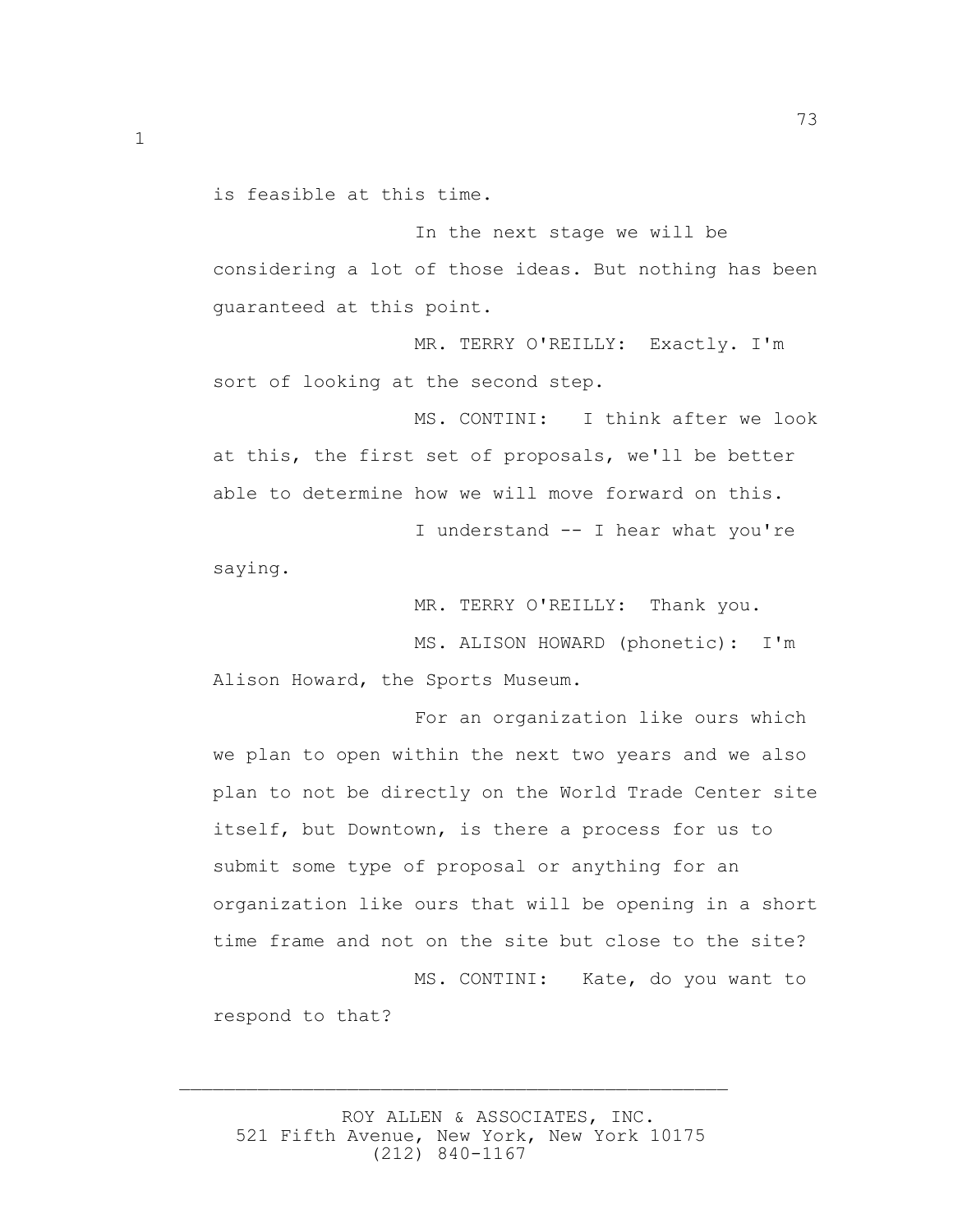is feasible at this time.

In the next stage we will be considering a lot of those ideas. But nothing has been guaranteed at this point.

MR. TERRY O'REILLY: Exactly. I'm sort of looking at the second step.

MS. CONTINI: I think after we look at this, the first set of proposals, we'll be better able to determine how we will move forward on this.

I understand -- I hear what you're saying.

MR. TERRY O'REILLY: Thank you.

MS. ALISON HOWARD (phonetic): I'm Alison Howard, the Sports Museum.

For an organization like ours which we plan to open within the next two years and we also plan to not be directly on the World Trade Center site itself, but Downtown, is there a process for us to submit some type of proposal or anything for an organization like ours that will be opening in a short time frame and not on the site but close to the site?

MS. CONTINI: Kate, do you want to respond to that?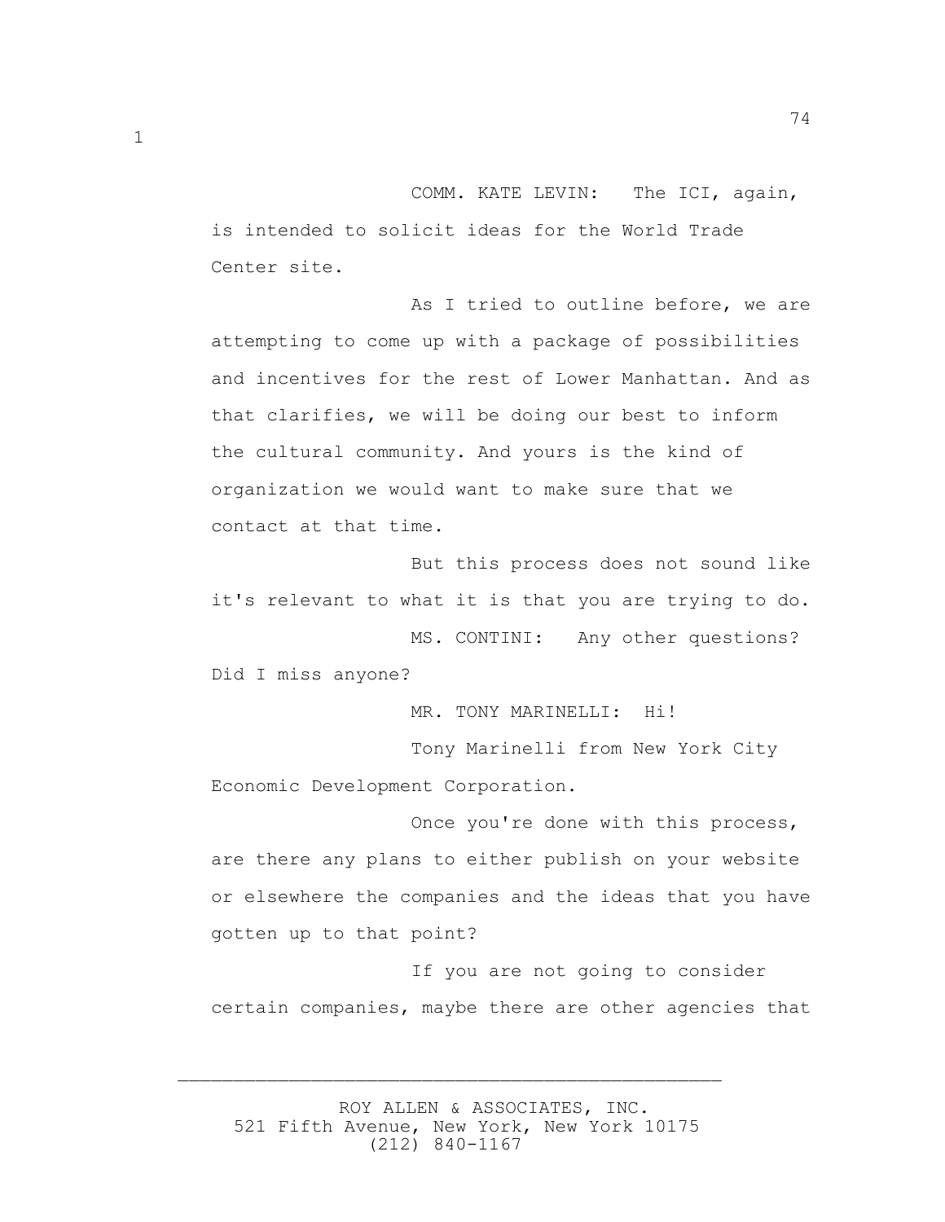COMM. KATE LEVIN: The ICI, again, is intended to solicit ideas for the World Trade Center site.

As I tried to outline before, we are attempting to come up with a package of possibilities and incentives for the rest of Lower Manhattan. And as that clarifies, we will be doing our best to inform the cultural community. And yours is the kind of organization we would want to make sure that we contact at that time.

But this process does not sound like it's relevant to what it is that you are trying to do.

MS. CONTINI: Any other questions? Did I miss anyone?

MR. TONY MARINELLI: Hi!

Tony Marinelli from New York City Economic Development Corporation.

Once you're done with this process, are there any plans to either publish on your website or elsewhere the companies and the ideas that you have gotten up to that point?

If you are not going to consider certain companies, maybe there are other agencies that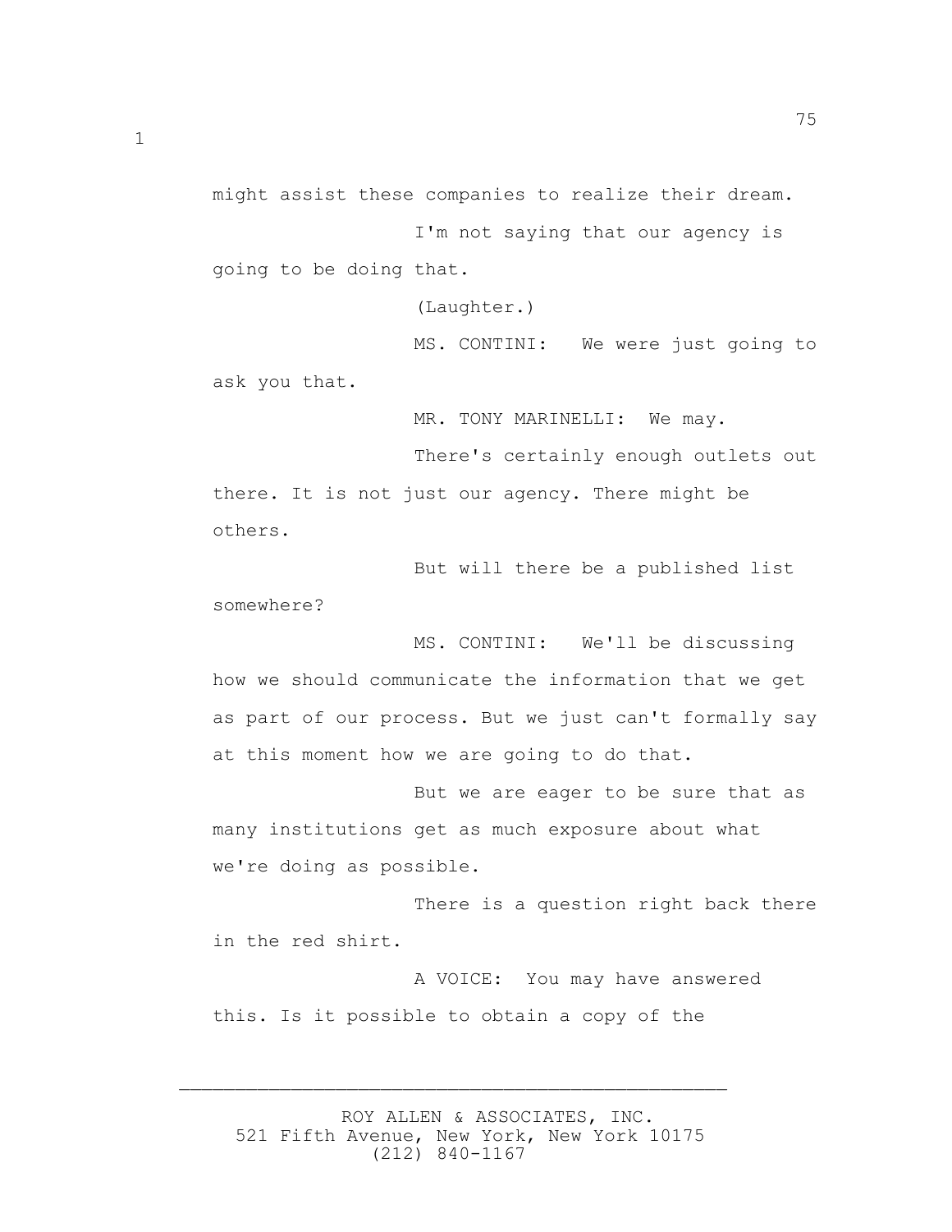might assist these companies to realize their dream.

I'm not saying that our agency is going to be doing that.

(Laughter.)

MS. CONTINI: We were just going to ask you that.

MR. TONY MARINELLI: We may.

There's certainly enough outlets out there. It is not just our agency. There might be others.

But will there be a published list somewhere?

MS. CONTINI: We'll be discussing how we should communicate the information that we get as part of our process. But we just can't formally say at this moment how we are going to do that.

But we are eager to be sure that as many institutions get as much exposure about what we're doing as possible.

There is a question right back there in the red shirt.

A VOICE: You may have answered this. Is it possible to obtain a copy of the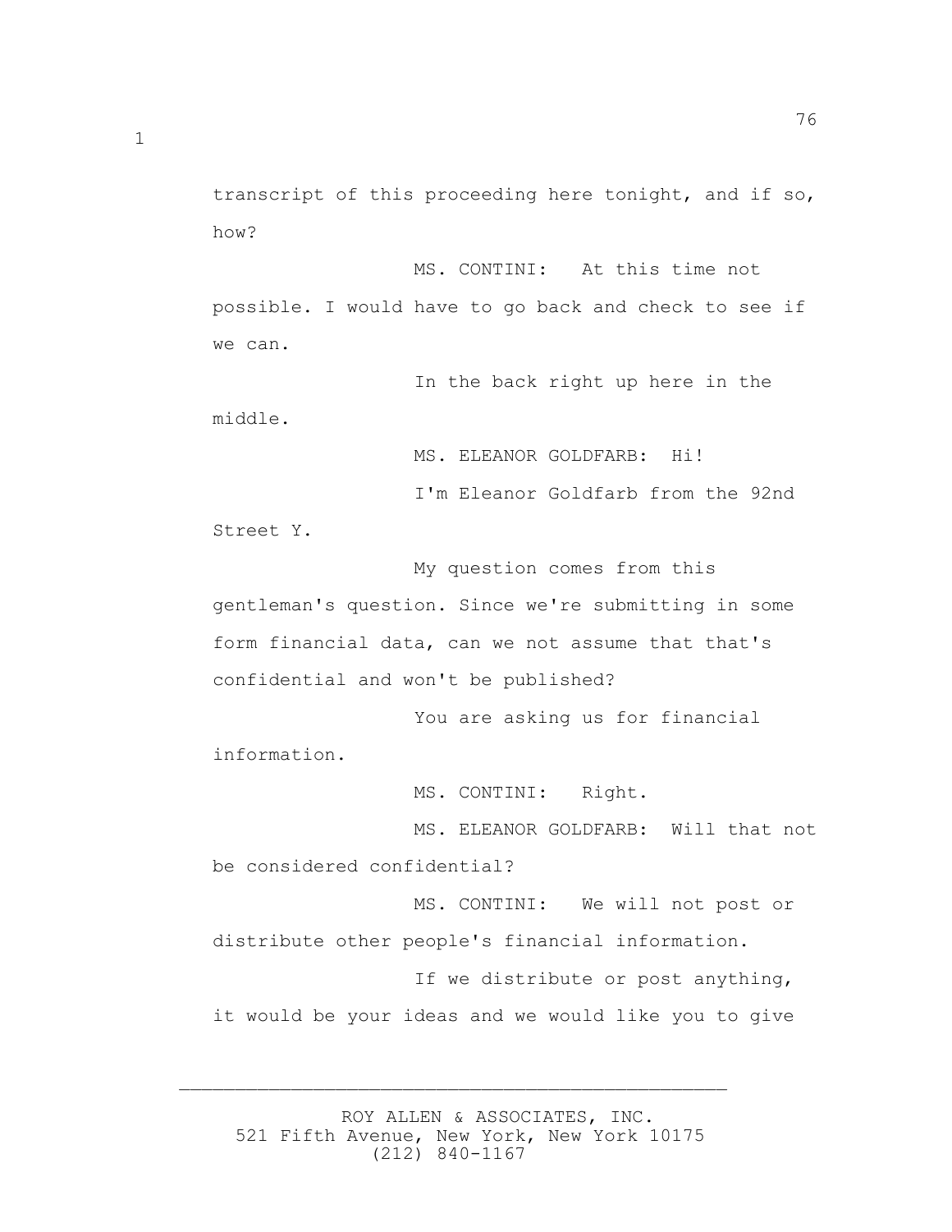transcript of this proceeding here tonight, and if so, how?

MS. CONTINI: At this time not possible. I would have to go back and check to see if we can.

In the back right up here in the middle.

MS. ELEANOR GOLDFARB: Hi!

I'm Eleanor Goldfarb from the 92nd Street Y.

My question comes from this gentleman's question. Since we're submitting in some form financial data, can we not assume that that's confidential and won't be published?

You are asking us for financial information.

MS. CONTINI: Right.

MS. ELEANOR GOLDFARB: Will that not be considered confidential?

MS. CONTINI: We will not post or distribute other people's financial information.

If we distribute or post anything, it would be your ideas and we would like you to give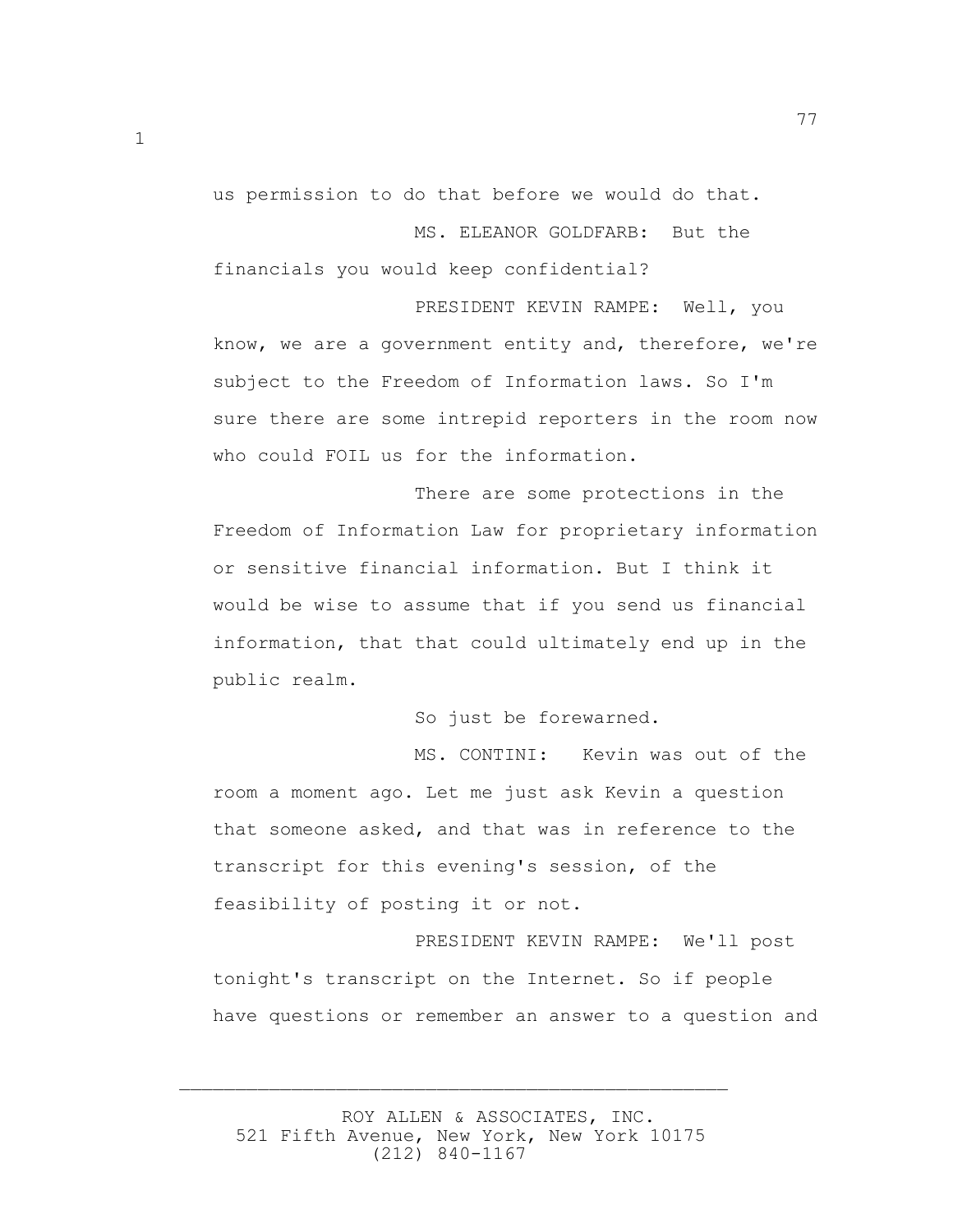us permission to do that before we would do that.

MS. ELEANOR GOLDFARB: But the financials you would keep confidential?

PRESIDENT KEVIN RAMPE: Well, you know, we are a government entity and, therefore, we're subject to the Freedom of Information laws. So I'm sure there are some intrepid reporters in the room now who could FOIL us for the information.

There are some protections in the Freedom of Information Law for proprietary information or sensitive financial information. But I think it would be wise to assume that if you send us financial information, that that could ultimately end up in the public realm.

So just be forewarned.

MS. CONTINI: Kevin was out of the room a moment ago. Let me just ask Kevin a question that someone asked, and that was in reference to the transcript for this evening's session, of the feasibility of posting it or not.

PRESIDENT KEVIN RAMPE: We'll post tonight's transcript on the Internet. So if people have questions or remember an answer to a question and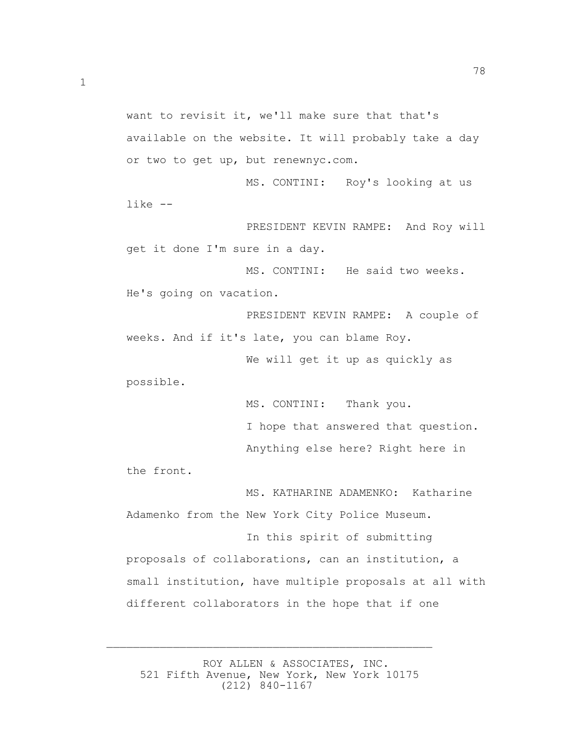want to revisit it, we'll make sure that that's available on the website. It will probably take a day or two to get up, but renewnyc.com.

MS. CONTINI: Roy's looking at us like --

PRESIDENT KEVIN RAMPE: And Roy will get it done I'm sure in a day.

MS. CONTINI: He said two weeks. He's going on vacation.

PRESIDENT KEVIN RAMPE: A couple of weeks. And if it's late, you can blame Roy.

We will get it up as quickly as possible.

MS. CONTINI: Thank you.

I hope that answered that question.

Anything else here? Right here in the front.

MS. KATHARINE ADAMENKO: Katharine Adamenko from the New York City Police Museum.

In this spirit of submitting proposals of collaborations, can an institution, a small institution, have multiple proposals at all with different collaborators in the hope that if one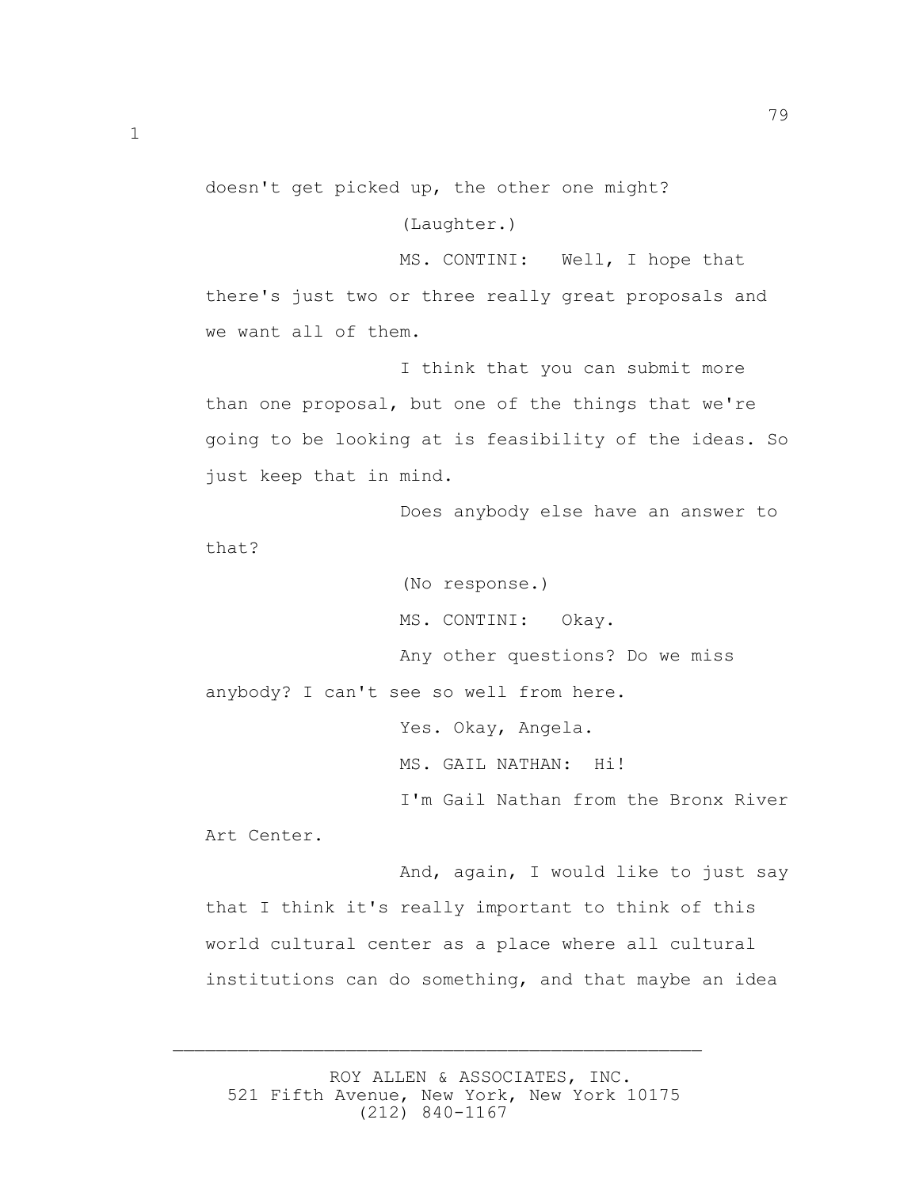doesn't get picked up, the other one might?

(Laughter.)

MS. CONTINI: Well, I hope that there's just two or three really great proposals and we want all of them.

I think that you can submit more than one proposal, but one of the things that we're going to be looking at is feasibility of the ideas. So just keep that in mind.

Does anybody else have an answer to that?

(No response.)

MS. CONTINI: Okay.

Any other questions? Do we miss anybody? I can't see so well from here.

Yes. Okay, Angela.

MS. GAIL NATHAN: Hi!

I'm Gail Nathan from the Bronx River Art Center.

And, again, I would like to just say that I think it's really important to think of this world cultural center as a place where all cultural institutions can do something, and that maybe an idea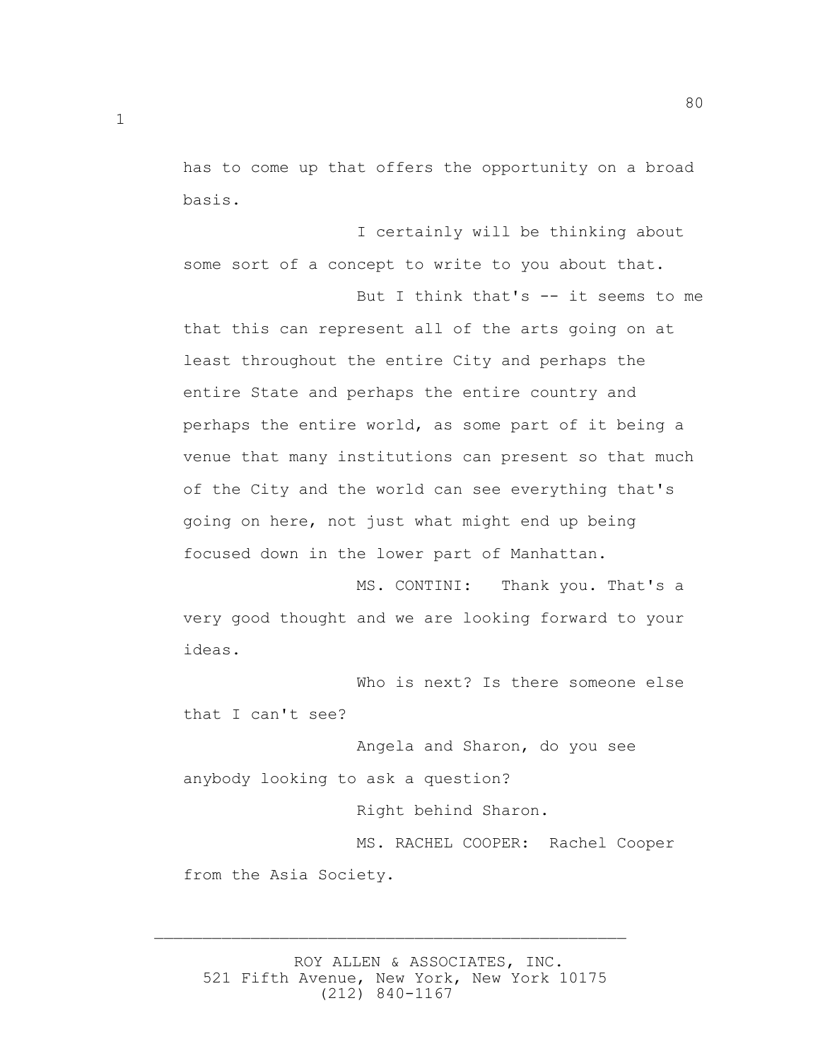has to come up that offers the opportunity on a broad basis.

I certainly will be thinking about some sort of a concept to write to you about that.

But I think that's -- it seems to me that this can represent all of the arts going on at least throughout the entire City and perhaps the entire State and perhaps the entire country and perhaps the entire world, as some part of it being a venue that many institutions can present so that much of the City and the world can see everything that's going on here, not just what might end up being focused down in the lower part of Manhattan.

MS. CONTINI: Thank you. That's a very good thought and we are looking forward to your ideas.

Who is next? Is there someone else that I can't see?

Angela and Sharon, do you see anybody looking to ask a question?

Right behind Sharon.

MS. RACHEL COOPER: Rachel Cooper from the Asia Society.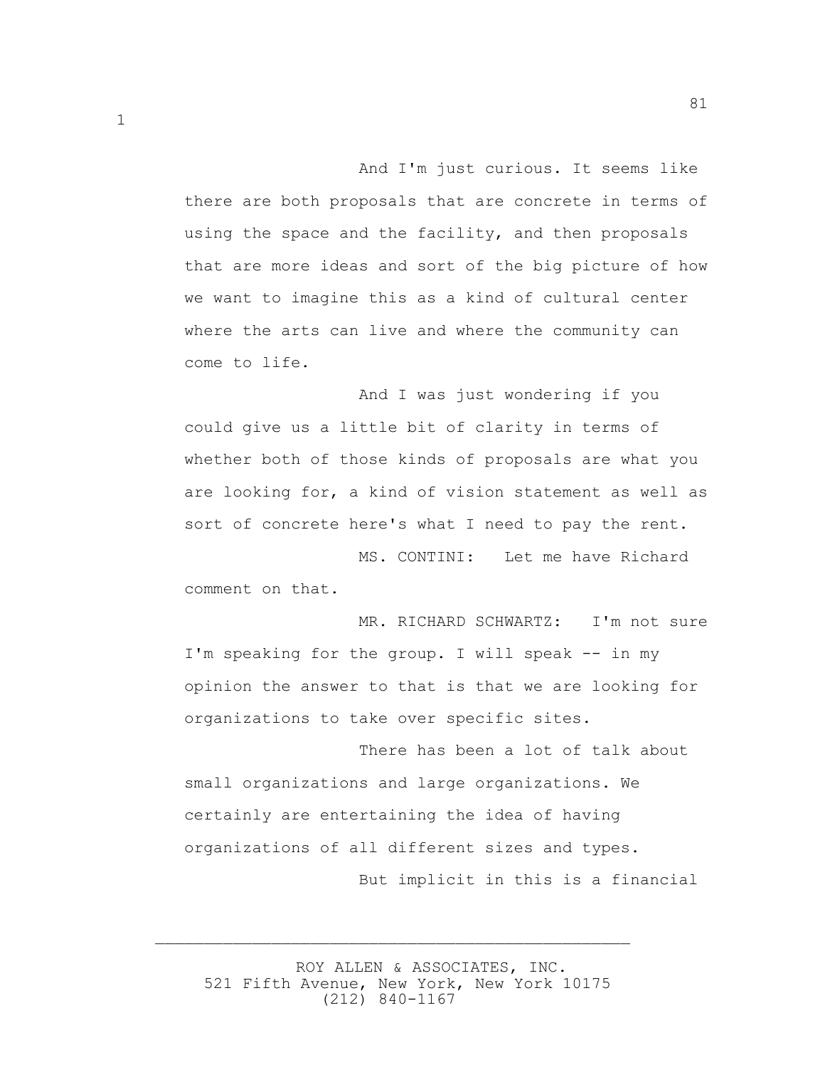And I'm just curious. It seems like there are both proposals that are concrete in terms of using the space and the facility, and then proposals that are more ideas and sort of the big picture of how we want to imagine this as a kind of cultural center where the arts can live and where the community can come to life.

And I was just wondering if you could give us a little bit of clarity in terms of whether both of those kinds of proposals are what you are looking for, a kind of vision statement as well as sort of concrete here's what I need to pay the rent.

MS. CONTINI: Let me have Richard comment on that.

MR. RICHARD SCHWARTZ: I'm not sure I'm speaking for the group. I will speak -- in my opinion the answer to that is that we are looking for organizations to take over specific sites.

There has been a lot of talk about small organizations and large organizations. We certainly are entertaining the idea of having organizations of all different sizes and types.

But implicit in this is a financial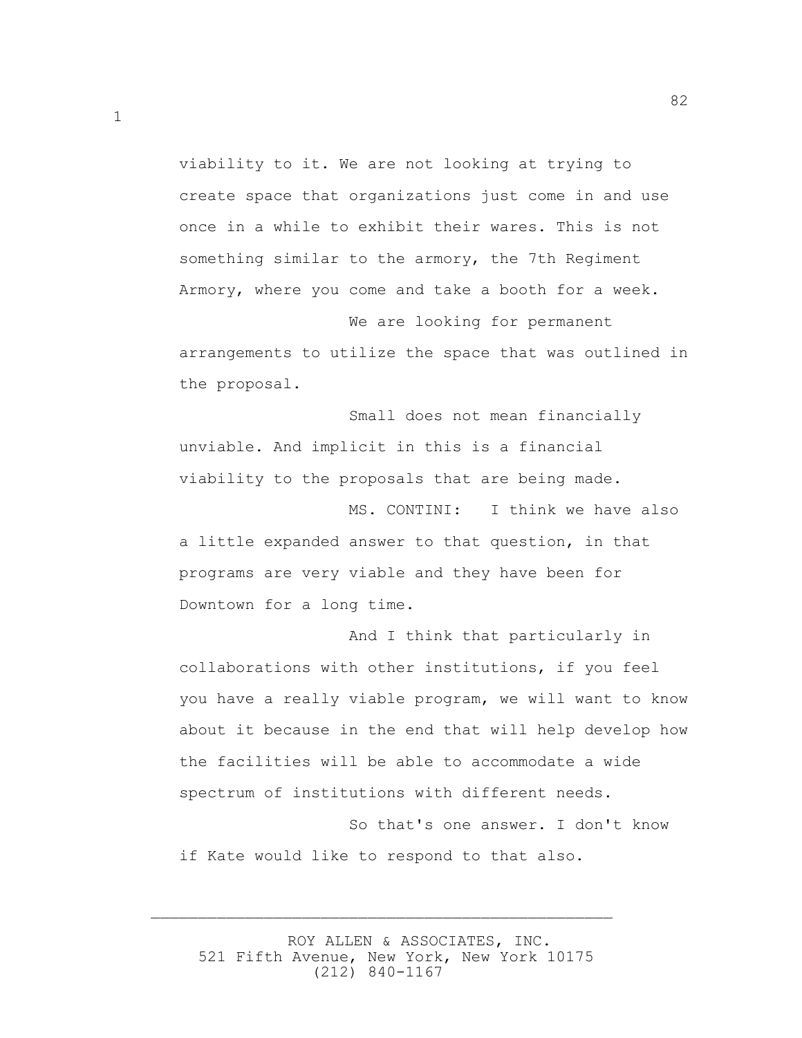viability to it. We are not looking at trying to create space that organizations just come in and use once in a while to exhibit their wares. This is not something similar to the armory, the 7th Regiment Armory, where you come and take a booth for a week.

We are looking for permanent arrangements to utilize the space that was outlined in the proposal.

Small does not mean financially unviable. And implicit in this is a financial viability to the proposals that are being made.

MS. CONTINI: I think we have also a little expanded answer to that question, in that programs are very viable and they have been for Downtown for a long time.

And I think that particularly in collaborations with other institutions, if you feel you have a really viable program, we will want to know about it because in the end that will help develop how the facilities will be able to accommodate a wide spectrum of institutions with different needs.

So that's one answer. I don't know if Kate would like to respond to that also.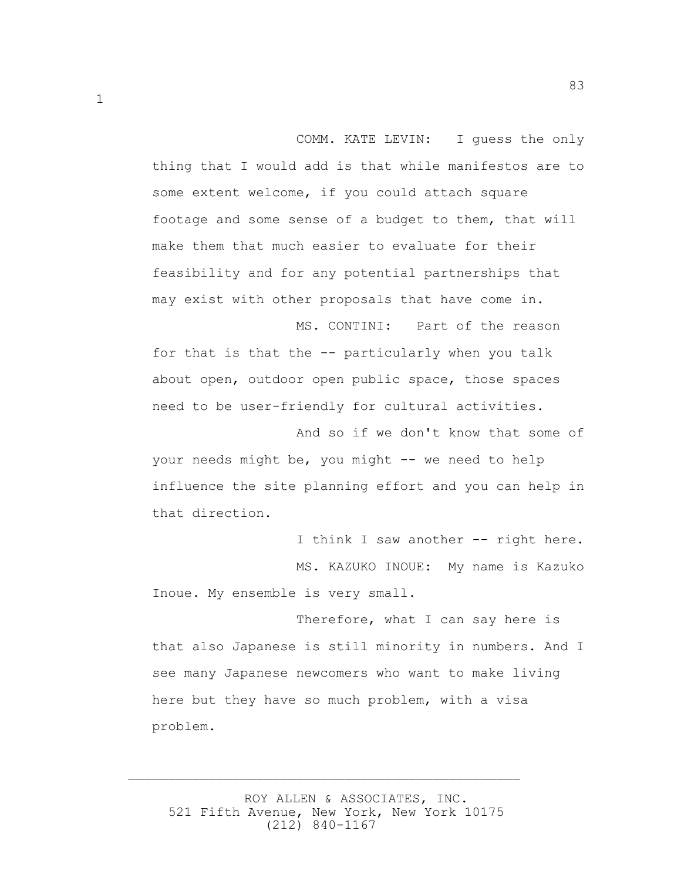COMM. KATE LEVIN: I guess the only thing that I would add is that while manifestos are to some extent welcome, if you could attach square footage and some sense of a budget to them, that will make them that much easier to evaluate for their feasibility and for any potential partnerships that may exist with other proposals that have come in.

MS. CONTINI: Part of the reason for that is that the -- particularly when you talk about open, outdoor open public space, those spaces need to be user-friendly for cultural activities.

And so if we don't know that some of your needs might be, you might -- we need to help influence the site planning effort and you can help in that direction.

I think I saw another -- right here.

MS. KAZUKO INOUE: My name is Kazuko Inoue. My ensemble is very small.

Therefore, what I can say here is that also Japanese is still minority in numbers. And I see many Japanese newcomers who want to make living here but they have so much problem, with a visa problem.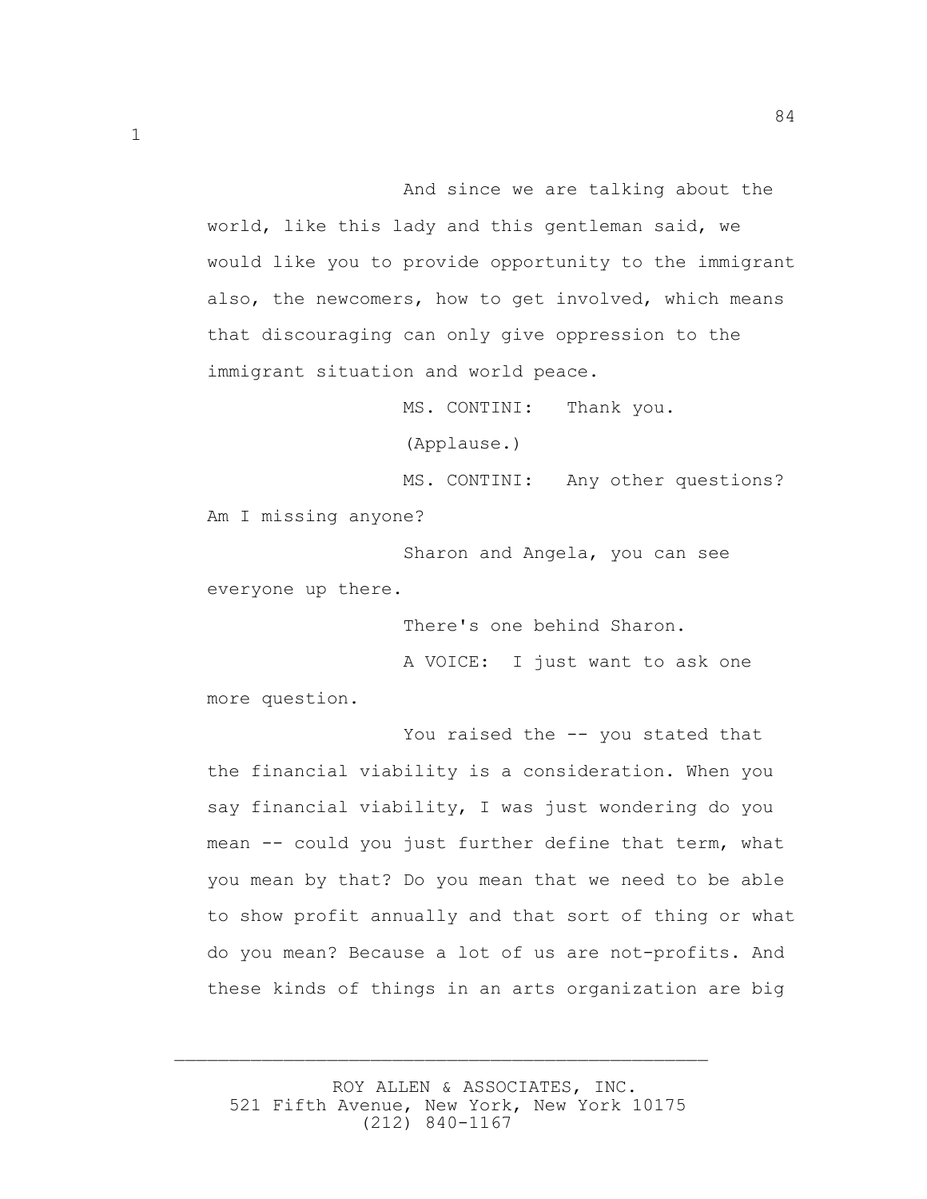And since we are talking about the world, like this lady and this gentleman said, we would like you to provide opportunity to the immigrant also, the newcomers, how to get involved, which means that discouraging can only give oppression to the immigrant situation and world peace.

MS. CONTINI: Thank you.

(Applause.)

MS. CONTINI: Any other questions? Am I missing anyone?

Sharon and Angela, you can see everyone up there.

There's one behind Sharon.

A VOICE: I just want to ask one more question.

You raised the -- you stated that the financial viability is a consideration. When you say financial viability, I was just wondering do you mean -- could you just further define that term, what you mean by that? Do you mean that we need to be able to show profit annually and that sort of thing or what do you mean? Because a lot of us are not-profits. And these kinds of things in an arts organization are big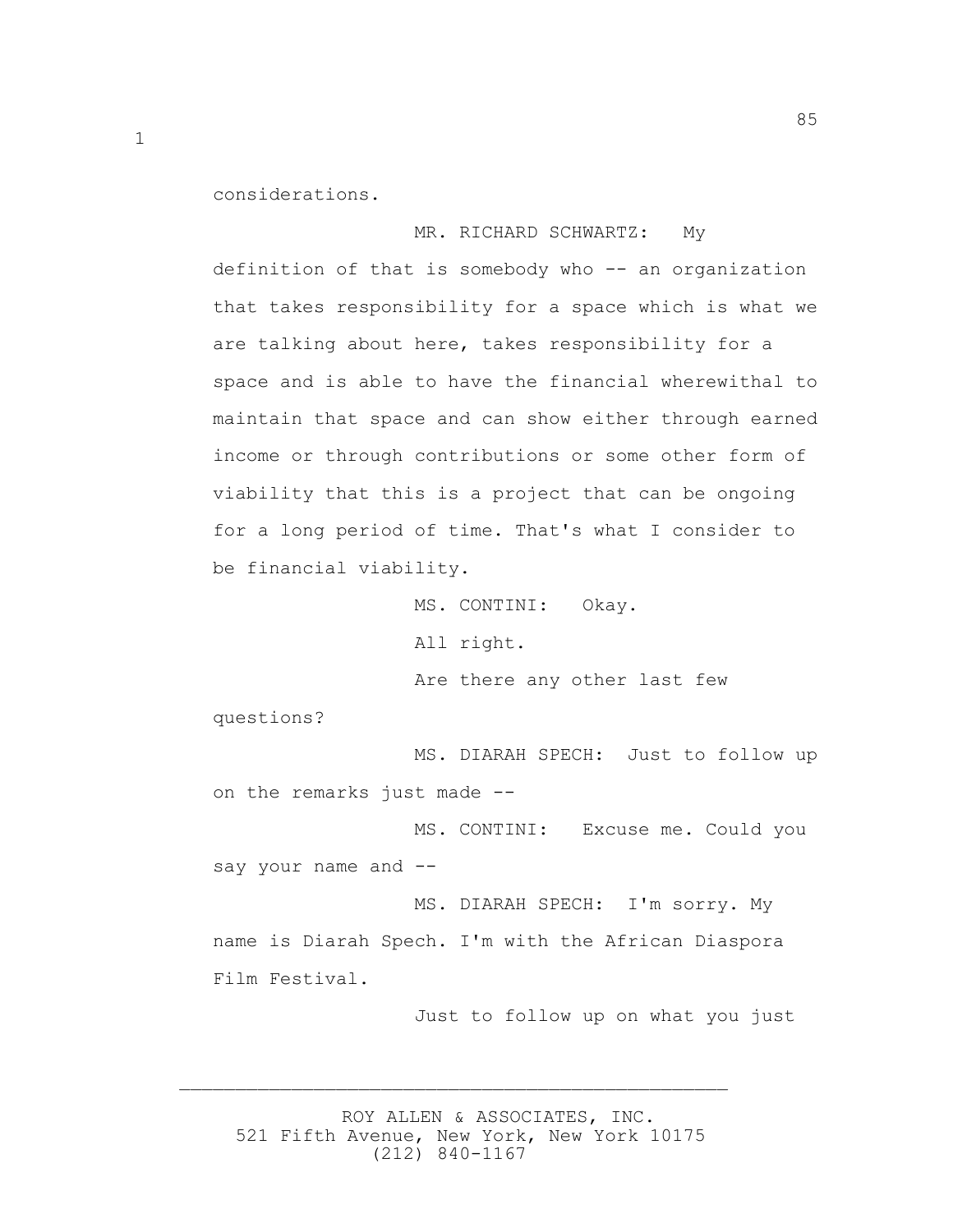considerations.

MR. RICHARD SCHWARTZ: My definition of that is somebody who -- an organization that takes responsibility for a space which is what we are talking about here, takes responsibility for a space and is able to have the financial wherewithal to maintain that space and can show either through earned income or through contributions or some other form of viability that this is a project that can be ongoing for a long period of time. That's what I consider to be financial viability.

MS. CONTINI: Okay.

All right.

Are there any other last few questions?

MS. DIARAH SPECH: Just to follow up on the remarks just made --

MS. CONTINI: Excuse me. Could you say your name and --

MS. DIARAH SPECH: I'm sorry. My name is Diarah Spech. I'm with the African Diaspora Film Festival.

Just to follow up on what you just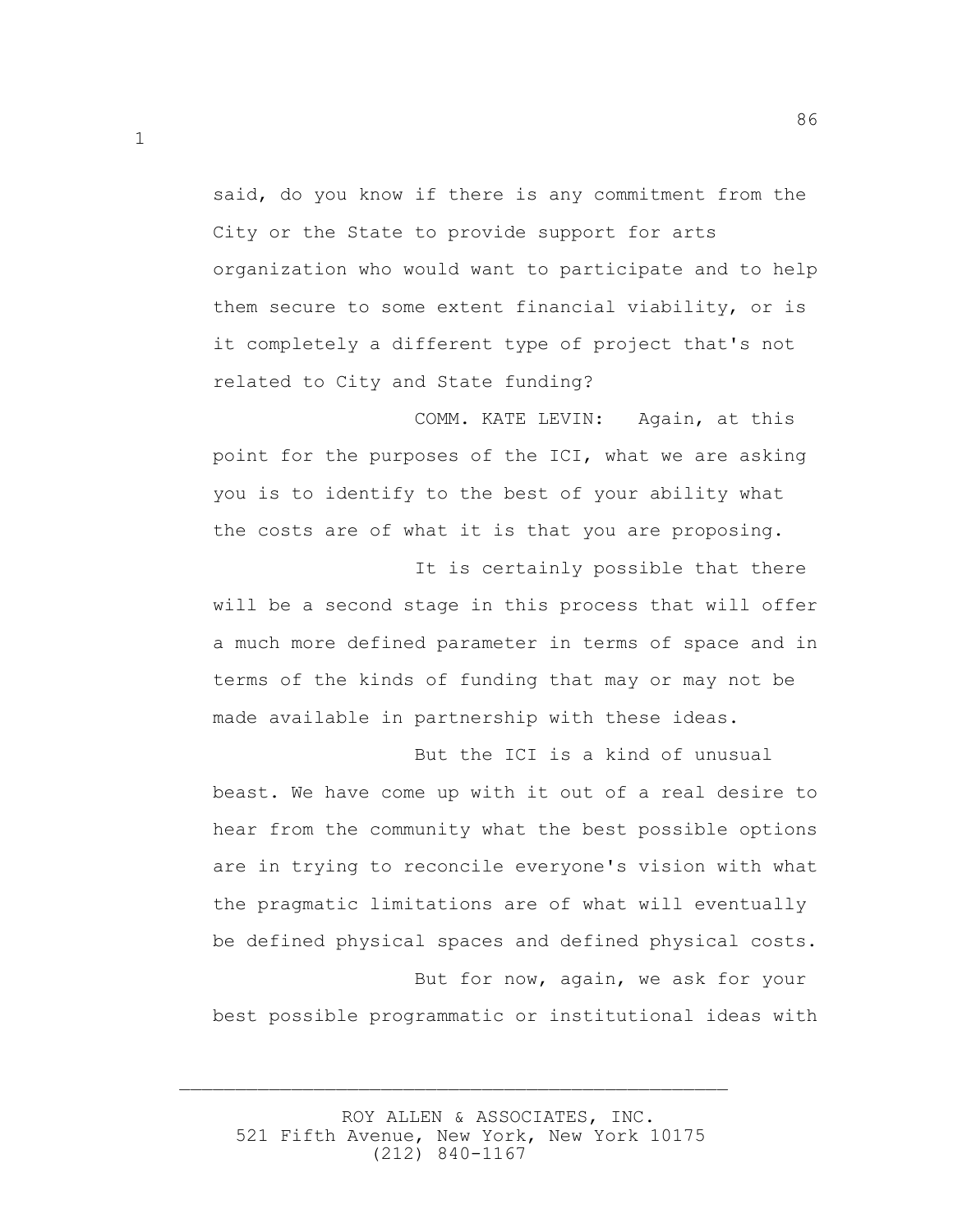said, do you know if there is any commitment from the City or the State to provide support for arts organization who would want to participate and to help them secure to some extent financial viability, or is it completely a different type of project that's not related to City and State funding?

COMM. KATE LEVIN: Again, at this point for the purposes of the ICI, what we are asking you is to identify to the best of your ability what the costs are of what it is that you are proposing.

It is certainly possible that there will be a second stage in this process that will offer a much more defined parameter in terms of space and in terms of the kinds of funding that may or may not be made available in partnership with these ideas.

But the ICI is a kind of unusual beast. We have come up with it out of a real desire to hear from the community what the best possible options are in trying to reconcile everyone's vision with what the pragmatic limitations are of what will eventually be defined physical spaces and defined physical costs.

But for now, again, we ask for your best possible programmatic or institutional ideas with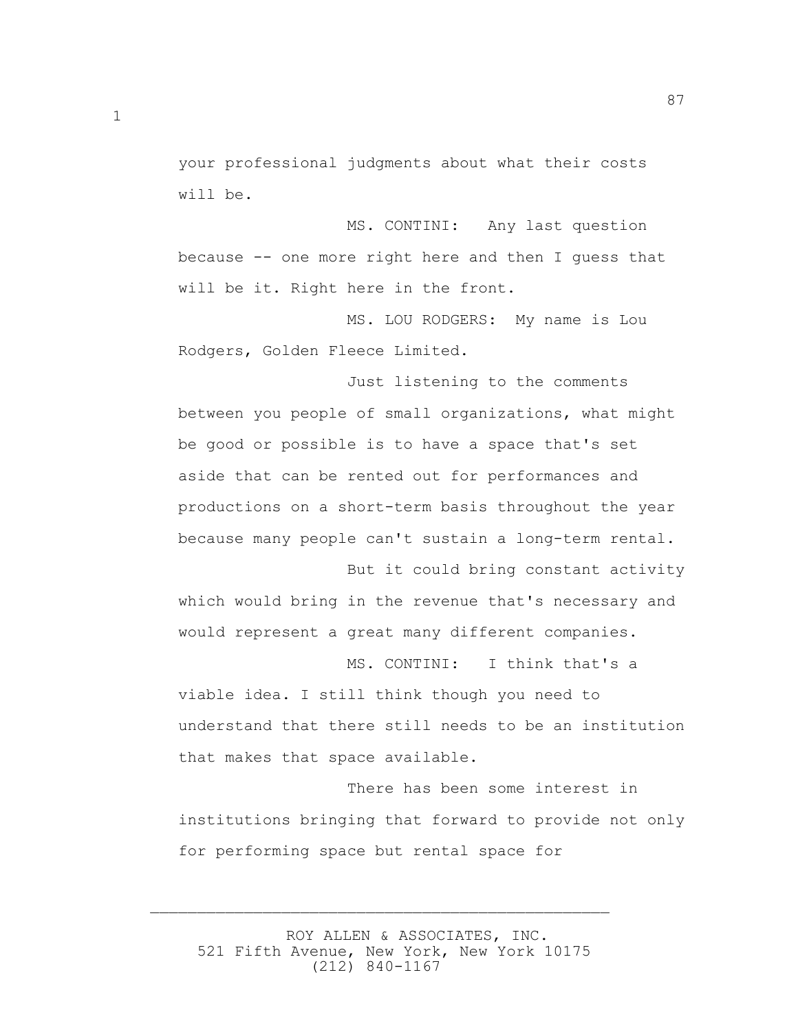your professional judgments about what their costs will be.

MS. CONTINI: Any last question because -- one more right here and then I guess that will be it. Right here in the front.

MS. LOU RODGERS: My name is Lou Rodgers, Golden Fleece Limited.

Just listening to the comments between you people of small organizations, what might be good or possible is to have a space that's set aside that can be rented out for performances and productions on a short-term basis throughout the year because many people can't sustain a long-term rental.

But it could bring constant activity which would bring in the revenue that's necessary and would represent a great many different companies.

MS. CONTINI: I think that's a viable idea. I still think though you need to understand that there still needs to be an institution that makes that space available.

There has been some interest in institutions bringing that forward to provide not only for performing space but rental space for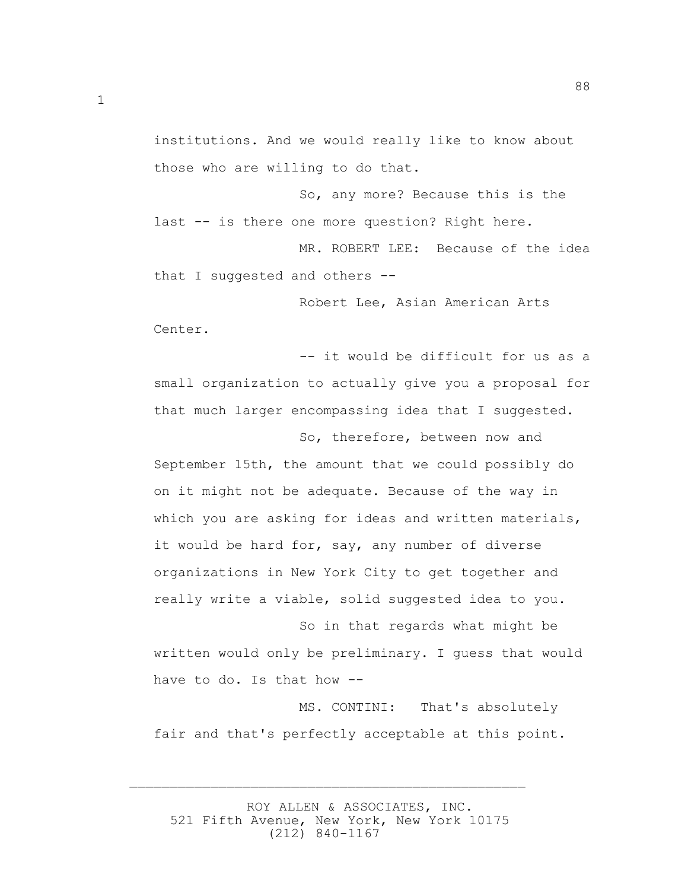institutions. And we would really like to know about those who are willing to do that.

So, any more? Because this is the last -- is there one more question? Right here.

MR. ROBERT LEE: Because of the idea that I suggested and others --

Robert Lee, Asian American Arts Center.

-- it would be difficult for us as a small organization to actually give you a proposal for that much larger encompassing idea that I suggested.

So, therefore, between now and September 15th, the amount that we could possibly do on it might not be adequate. Because of the way in which you are asking for ideas and written materials, it would be hard for, say, any number of diverse organizations in New York City to get together and really write a viable, solid suggested idea to you.

So in that regards what might be written would only be preliminary. I guess that would have to do. Is that how --

MS. CONTINI: That's absolutely fair and that's perfectly acceptable at this point.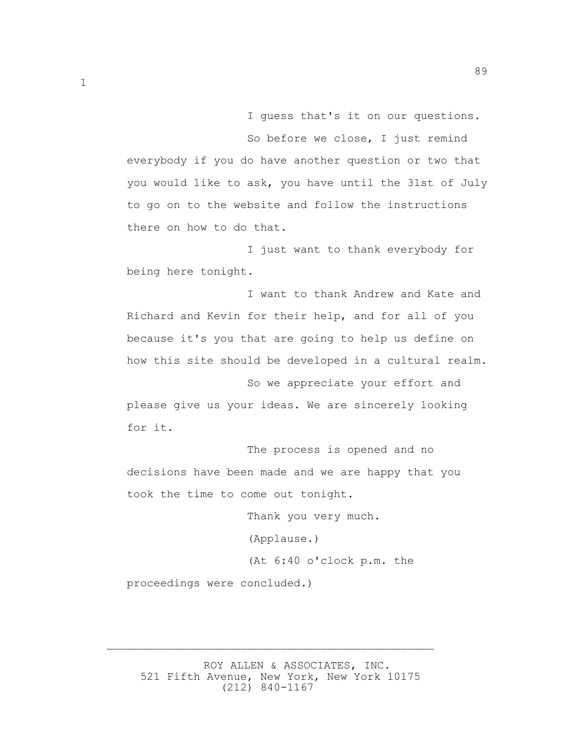I guess that's it on our questions.

So before we close, I just remind everybody if you do have another question or two that you would like to ask, you have until the 31st of July to go on to the website and follow the instructions there on how to do that.

I just want to thank everybody for being here tonight.

I want to thank Andrew and Kate and Richard and Kevin for their help, and for all of you because it's you that are going to help us define on how this site should be developed in a cultural realm.

So we appreciate your effort and please give us your ideas. We are sincerely looking for it.

The process is opened and no decisions have been made and we are happy that you took the time to come out tonight.

Thank you very much.

(Applause.)

(At 6:40 o'clock p.m. the proceedings were concluded.)